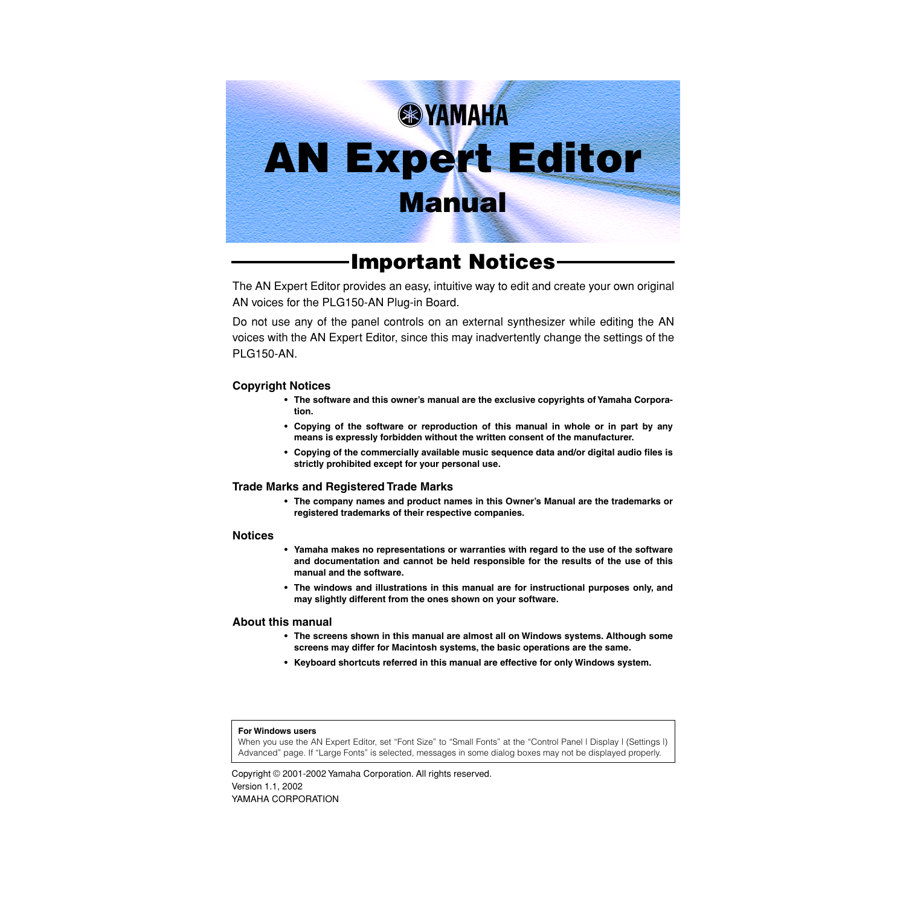YAMAHA

# AN Expert Editor

# Manual

## Important Notices

The AN Expert Editor provides an easy, intuitive way to edit and create your own original AN voices for the PLG150-AN Plug-in Board.

Do not use any of the panel controls on an external synthesizer while editing the AN voices with the AN Expert Editor, since this may inadvertently change the settings of the PLG150-AN.

### Copyright Notices

- **The software and this owner's manual are the exclusive copyrights of Yamaha Corporation.**
- **Copying of the software or reproduction of this manual in whole or in part by any means is expressly forbidden without the written consent of the manufacturer.**
- **Copying of the commercially available music sequence data and/or digital audio files is strictly prohibited except for your personal use.**

### Trade Marks and Registered Trade Marks

- **The company names and product names in this Owner's Manual are the trademarks or registered trademarks of their respective companies.**

### Notices

- **Yamaha makes no representations or warranties with regard to the use of the software and documentation and cannot be held responsible for the results of the use of this manual and the software.**
- **The windows and illustrations in this manual are for instructional purposes only, and may slightly different from the ones shown on your software.**

### About this manual

- **The screens shown in this manual are almost all on Windows systems. Although some screens may differ for Macintosh systems, the basic operations are the same.**
- **Keyboard shortcuts referred in this manual are effective for only Windows system.**

**For Windows users**

When you use the AN Expert Editor, set "Font Size" to "Small Fonts" at the "Control Panel | Display | (Settings |) Advanced" page. If "Large Fonts" is selected, messages in some dialog boxes may not be displayed properly.

Copyright © 2001-2002 Yamaha Corporation. All rights reserved.
Version 1.1, 2002
YAMAHA CORPORATION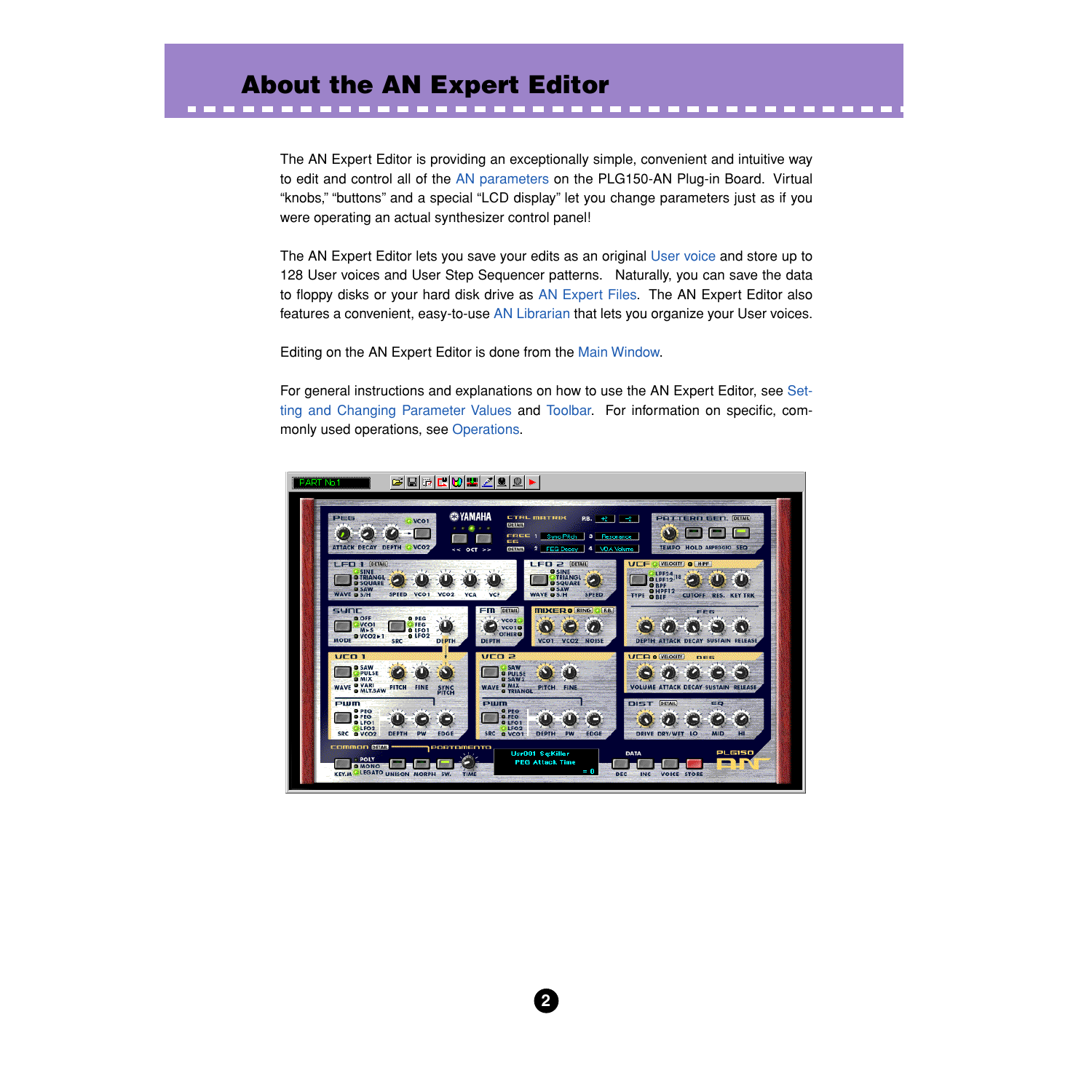# About the AN Expert Editor

The AN Expert Editor is providing an exceptionally simple, convenient and intuitive way to edit and control all of the AN parameters on the PLG150-AN Plug-in Board. Virtual "knobs," "buttons" and a special "LCD display" let you change parameters just as if you were operating an actual synthesizer control panel!

The AN Expert Editor lets you save your edits as an original User voice and store up to 128 User voices and User Step Sequencer patterns. Naturally, you can save the data to floppy disks or your hard disk drive as AN Expert Files. The AN Expert Editor also features a convenient, easy-to-use AN Librarian that lets you organize your User voices.

Editing on the AN Expert Editor is done from the Main Window.

For general instructions and explanations on how to use the AN Expert Editor, see Setting and Changing Parameter Values and Toolbar. For information on specific, commonly used operations, see Operations.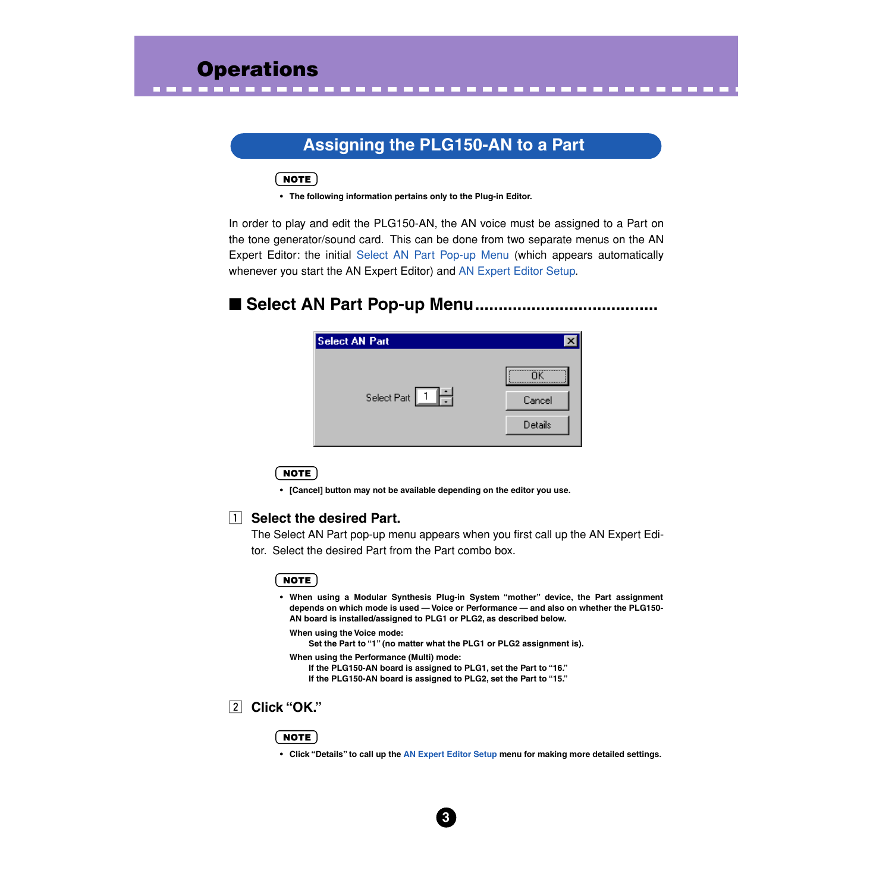# Operations

## Assigning the PLG150-AN to a Part

**NOTE**

- **The following information pertains only to the Plug-in Editor.**

In order to play and edit the PLG150-AN, the AN voice must be assigned to a Part on the tone generator/sound card. This can be done from two separate menus on the AN Expert Editor: the initial Select AN Part Pop-up Menu (which appears automatically whenever you start the AN Expert Editor) and AN Expert Editor Setup.

### ■ Select AN Part Pop-up Menu

**NOTE**

- **[Cancel] button may not be available depending on the editor you use.**

### 1 Select the desired Part.

The Select AN Part pop-up menu appears when you first call up the AN Expert Editor. Select the desired Part from the Part combo box.

**NOTE**

- **When using a Modular Synthesis Plug-in System "mother" device, the Part assignment depends on which mode is used — Voice or Performance — and also on whether the PLG150-AN board is installed/assigned to PLG1 or PLG2, as described below.**

  **When using the Voice mode:**

  **Set the Part to "1" (no matter what the PLG1 or PLG2 assignment is).**

  **When using the Performance (Multi) mode:**

  **If the PLG150-AN board is assigned to PLG1, set the Part to "16."**
  **If the PLG150-AN board is assigned to PLG2, set the Part to "15."**

### 2 Click "OK."

**NOTE**

- **Click "Details" to call up the AN Expert Editor Setup menu for making more detailed settings.**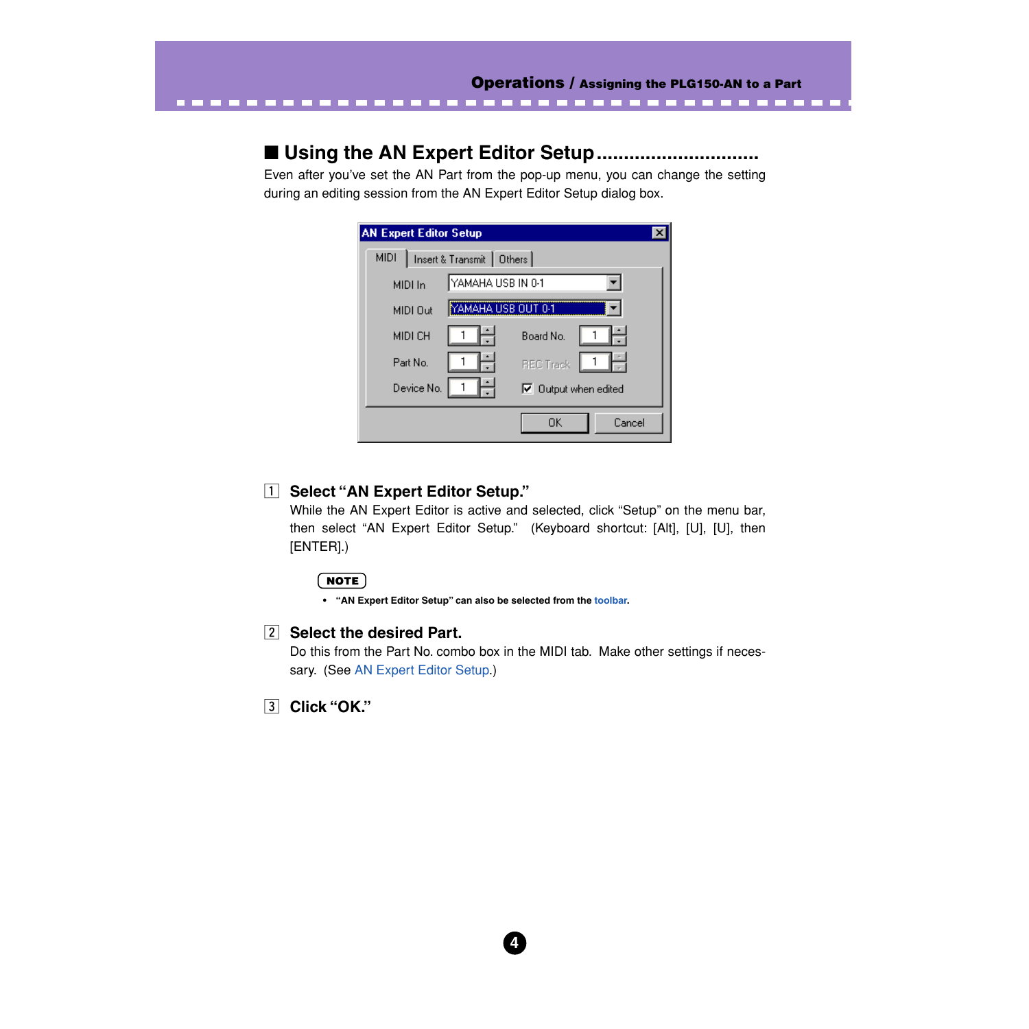## ■ Using the AN Expert Editor Setup

Even after you've set the AN Part from the pop-up menu, you can change the setting during an editing session from the AN Expert Editor Setup dialog box.

### 1 Select "AN Expert Editor Setup."

While the AN Expert Editor is active and selected, click "Setup" on the menu bar, then select "AN Expert Editor Setup." (Keyboard shortcut: [Alt], [U], [U], then [ENTER].)

**NOTE**

- **"AN Expert Editor Setup" can also be selected from the toolbar.**

### 2 Select the desired Part.

Do this from the Part No. combo box in the MIDI tab. Make other settings if necessary. (See AN Expert Editor Setup.)

### 3 Click "OK."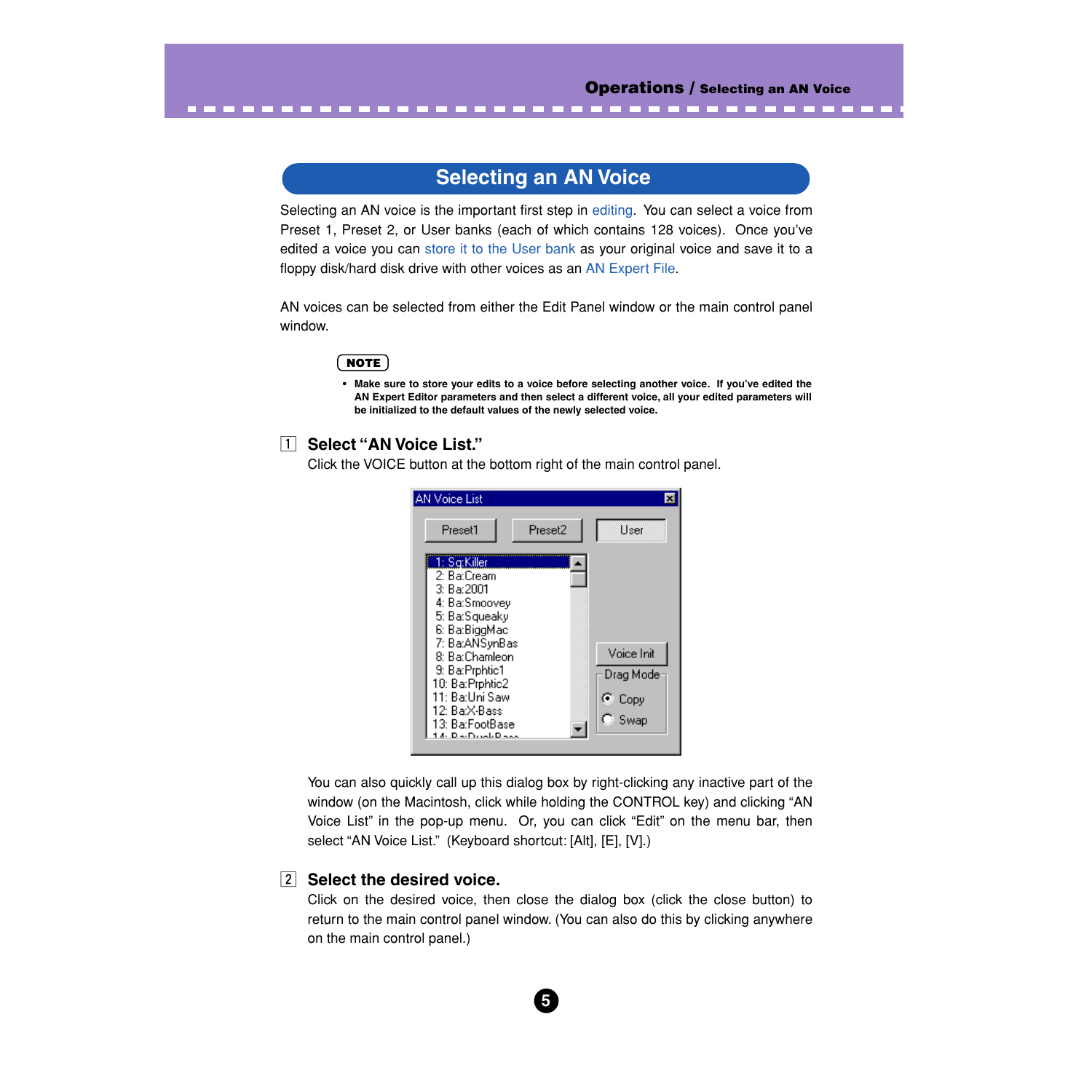# Selecting an AN Voice

Selecting an AN voice is the important first step in editing. You can select a voice from Preset 1, Preset 2, or User banks (each of which contains 128 voices). Once you've edited a voice you can store it to the User bank as your original voice and save it to a floppy disk/hard disk drive with other voices as an AN Expert File.

AN voices can be selected from either the Edit Panel window or the main control panel window.

**NOTE**

- **Make sure to store your edits to a voice before selecting another voice. If you've edited the AN Expert Editor parameters and then select a different voice, all your edited parameters will be initialized to the default values of the newly selected voice.**

### 1 Select "AN Voice List."

Click the VOICE button at the bottom right of the main control panel.

You can also quickly call up this dialog box by right-clicking any inactive part of the window (on the Macintosh, click while holding the CONTROL key) and clicking "AN Voice List" in the pop-up menu. Or, you can click "Edit" on the menu bar, then select "AN Voice List." (Keyboard shortcut: [Alt], [E], [V].)

### 2 Select the desired voice.

Click on the desired voice, then close the dialog box (click the close button) to return to the main control panel window. (You can also do this by clicking anywhere on the main control panel.)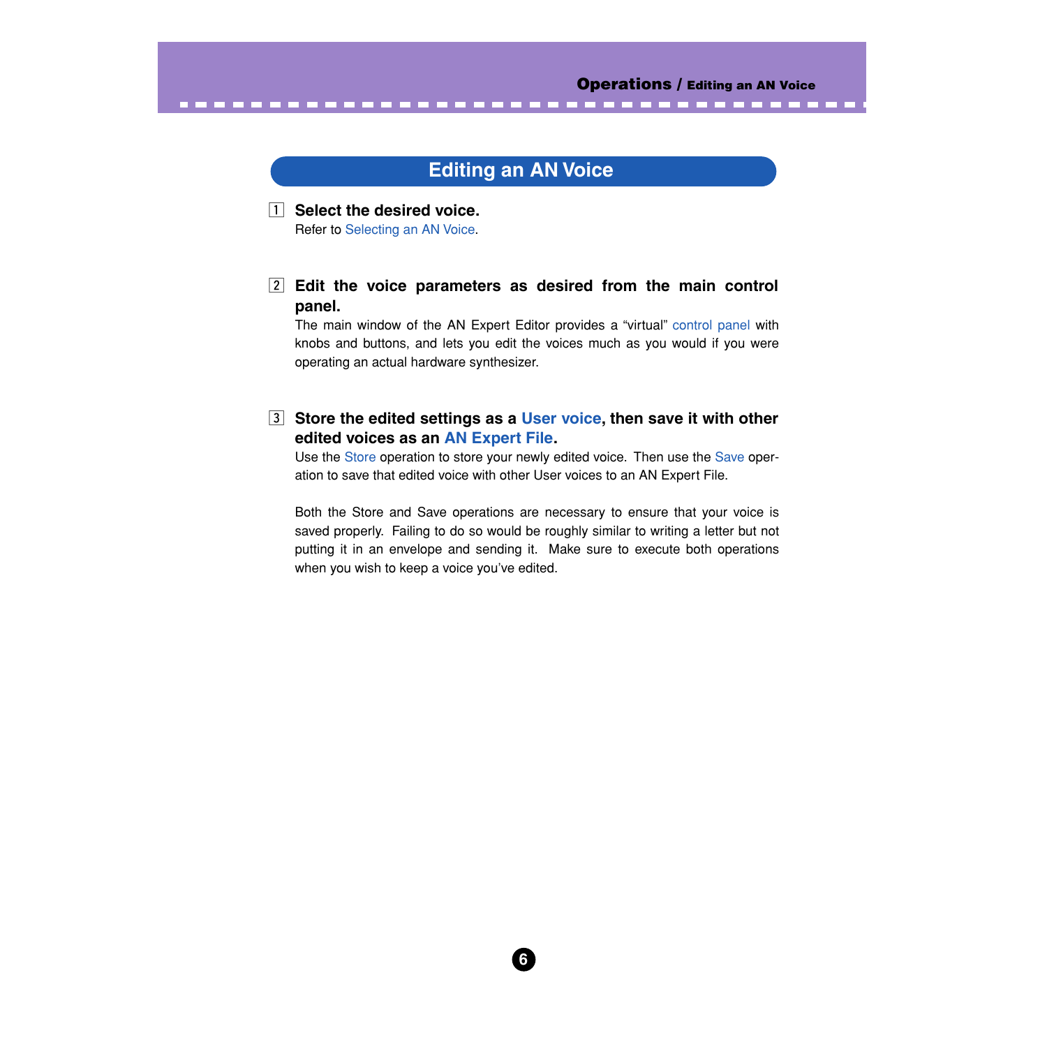# Editing an AN Voice

1. **Select the desired voice.**
   Refer to Selecting an AN Voice.

2. **Edit the voice parameters as desired from the main control panel.**
   The main window of the AN Expert Editor provides a "virtual" control panel with knobs and buttons, and lets you edit the voices much as you would if you were operating an actual hardware synthesizer.

3. **Store the edited settings as a User voice, then save it with other edited voices as an AN Expert File.**
   Use the Store operation to store your newly edited voice. Then use the Save operation to save that edited voice with other User voices to an AN Expert File.

   Both the Store and Save operations are necessary to ensure that your voice is saved properly. Failing to do so would be roughly similar to writing a letter but not putting it in an envelope and sending it. Make sure to execute both operations when you wish to keep a voice you've edited.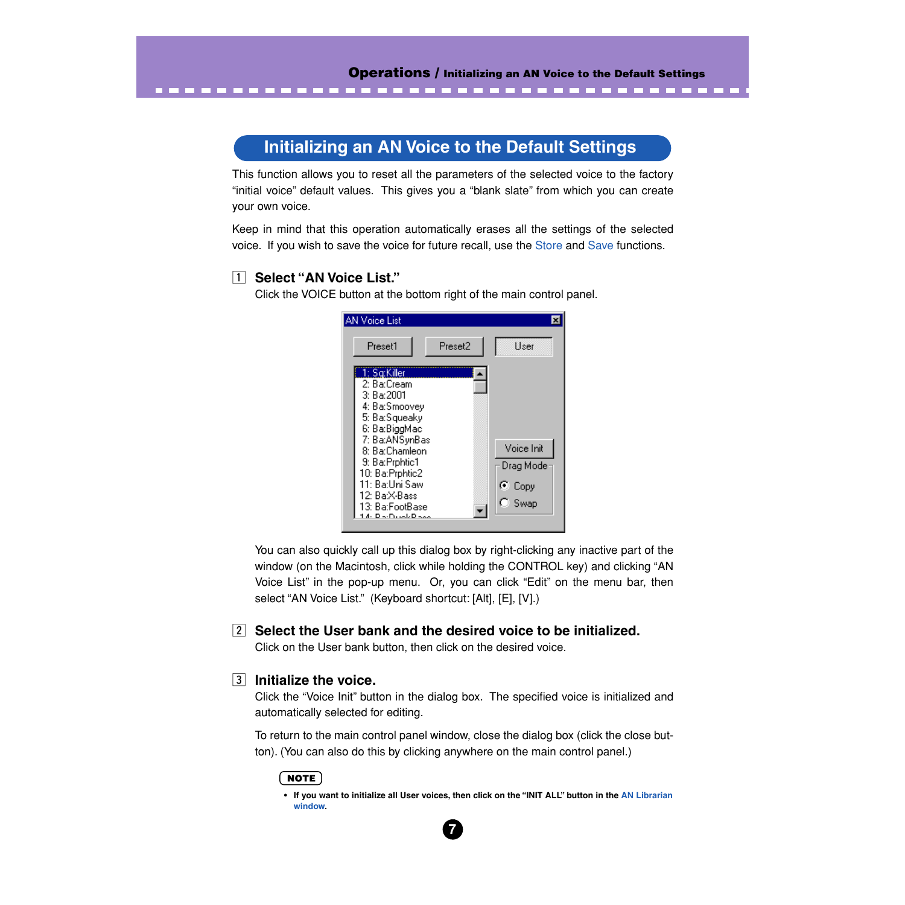# Initializing an AN Voice to the Default Settings

This function allows you to reset all the parameters of the selected voice to the factory "initial voice" default values. This gives you a "blank slate" from which you can create your own voice.

Keep in mind that this operation automatically erases all the settings of the selected voice. If you wish to save the voice for future recall, use the Store and Save functions.

## 1 Select "AN Voice List."

Click the VOICE button at the bottom right of the main control panel.

You can also quickly call up this dialog box by right-clicking any inactive part of the window (on the Macintosh, click while holding the CONTROL key) and clicking "AN Voice List" in the pop-up menu. Or, you can click "Edit" on the menu bar, then select "AN Voice List." (Keyboard shortcut: [Alt], [E], [V].)

## 2 Select the User bank and the desired voice to be initialized.

Click on the User bank button, then click on the desired voice.

## 3 Initialize the voice.

Click the "Voice Init" button in the dialog box. The specified voice is initialized and automatically selected for editing.

To return to the main control panel window, close the dialog box (click the close button). (You can also do this by clicking anywhere on the main control panel.)

**NOTE**

- **If you want to initialize all User voices, then click on the "INIT ALL" button in the AN Librarian window.**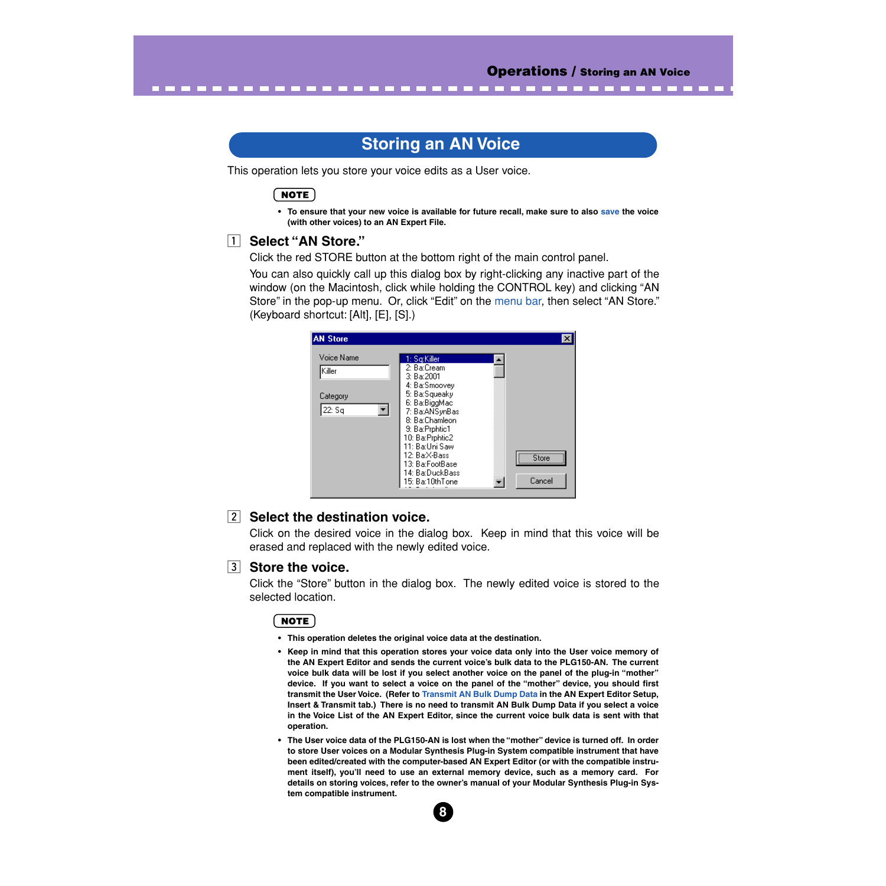# Storing an AN Voice

This operation lets you store your voice edits as a User voice.

**NOTE**

- **To ensure that your new voice is available for future recall, make sure to also save the voice (with other voices) to an AN Expert File.**

## 1 Select “AN Store.”

Click the red STORE button at the bottom right of the main control panel.

You can also quickly call up this dialog box by right-clicking any inactive part of the window (on the Macintosh, click while holding the CONTROL key) and clicking “AN Store” in the pop-up menu. Or, click “Edit” on the menu bar, then select “AN Store.” (Keyboard shortcut: [Alt], [E], [S].)

## 2 Select the destination voice.

Click on the desired voice in the dialog box. Keep in mind that this voice will be erased and replaced with the newly edited voice.

## 3 Store the voice.

Click the “Store” button in the dialog box. The newly edited voice is stored to the selected location.

**NOTE**

- **This operation deletes the original voice data at the destination.**
- **Keep in mind that this operation stores your voice data only into the User voice memory of the AN Expert Editor and sends the current voice’s bulk data to the PLG150-AN. The current voice bulk data will be lost if you select another voice on the panel of the plug-in “mother” device. If you want to select a voice on the panel of the “mother” device, you should first transmit the User Voice. (Refer to Transmit AN Bulk Dump Data in the AN Expert Editor Setup, Insert & Transmit tab.) There is no need to transmit AN Bulk Dump Data if you select a voice in the Voice List of the AN Expert Editor, since the current voice bulk data is sent with that operation.**
- **The User voice data of the PLG150-AN is lost when the “mother” device is turned off. In order to store User voices on a Modular Synthesis Plug-in System compatible instrument that have been edited/created with the computer-based AN Expert Editor (or with the compatible instrument itself), you’ll need to use an external memory device, such as a memory card. For details on storing voices, refer to the owner’s manual of your Modular Synthesis Plug-in System compatible instrument.**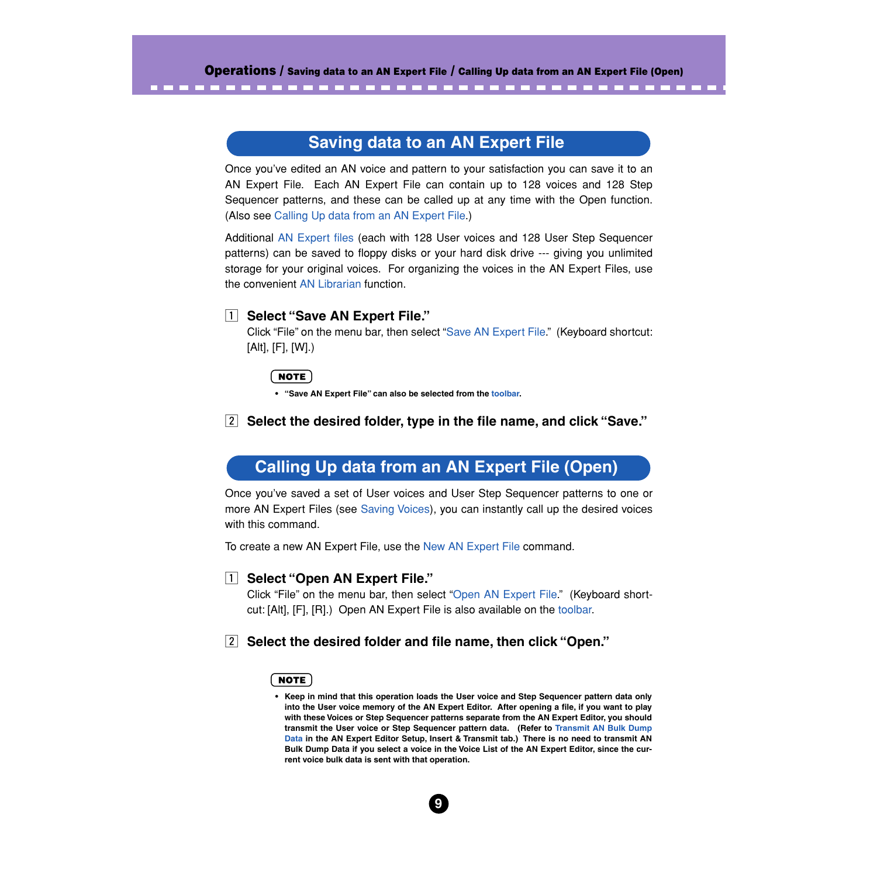## Saving data to an AN Expert File

Once you've edited an AN voice and pattern to your satisfaction you can save it to an AN Expert File. Each AN Expert File can contain up to 128 voices and 128 Step Sequencer patterns, and these can be called up at any time with the Open function. (Also see Calling Up data from an AN Expert File.)

Additional AN Expert files (each with 128 User voices and 128 User Step Sequencer patterns) can be saved to floppy disks or your hard disk drive --- giving you unlimited storage for your original voices. For organizing the voices in the AN Expert Files, use the convenient AN Librarian function.

1. **Select "Save AN Expert File."**
   Click "File" on the menu bar, then select "Save AN Expert File." (Keyboard shortcut: [Alt], [F], [W].)

   **NOTE**
   - **"Save AN Expert File" can also be selected from the toolbar.**

2. **Select the desired folder, type in the file name, and click "Save."**

## Calling Up data from an AN Expert File (Open)

Once you've saved a set of User voices and User Step Sequencer patterns to one or more AN Expert Files (see Saving Voices), you can instantly call up the desired voices with this command.

To create a new AN Expert File, use the New AN Expert File command.

1. **Select "Open AN Expert File."**
   Click "File" on the menu bar, then select "Open AN Expert File." (Keyboard shortcut: [Alt], [F], [R].) Open AN Expert File is also available on the toolbar.

2. **Select the desired folder and file name, then click "Open."**

   **NOTE**
   - **Keep in mind that this operation loads the User voice and Step Sequencer pattern data only into the User voice memory of the AN Expert Editor. After opening a file, if you want to play with these Voices or Step Sequencer patterns separate from the AN Expert Editor, you should transmit the User voice or Step Sequencer pattern data. (Refer to Transmit AN Bulk Dump Data in the AN Expert Editor Setup, Insert & Transmit tab.) There is no need to transmit AN Bulk Dump Data if you select a voice in the Voice List of the AN Expert Editor, since the current voice bulk data is sent with that operation.**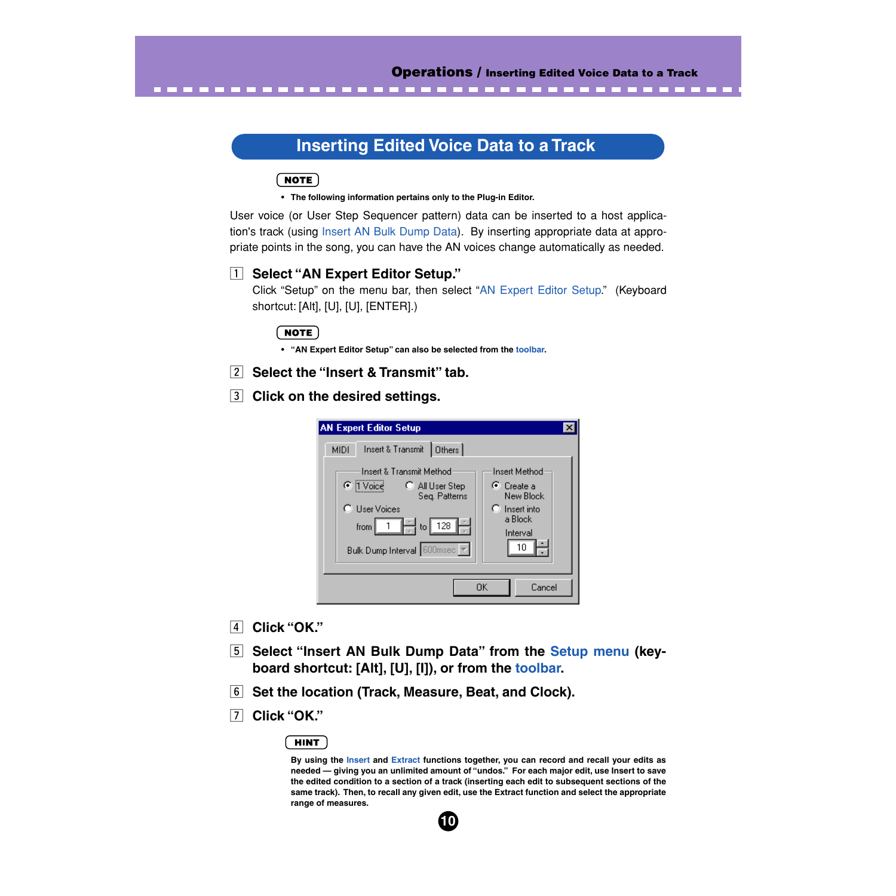# Inserting Edited Voice Data to a Track

**NOTE**

- **The following information pertains only to the Plug-in Editor.**

User voice (or User Step Sequencer pattern) data can be inserted to a host application's track (using Insert AN Bulk Dump Data). By inserting appropriate data at appropriate points in the song, you can have the AN voices change automatically as needed.

1. **Select "AN Expert Editor Setup."**
   Click "Setup" on the menu bar, then select "AN Expert Editor Setup." (Keyboard shortcut: [Alt], [U], [U], [ENTER].)

   **NOTE**

   - **"AN Expert Editor Setup" can also be selected from the toolbar.**

2. **Select the "Insert & Transmit" tab.**

3. **Click on the desired settings.**

4. **Click "OK."**

5. **Select "Insert AN Bulk Dump Data" from the Setup menu (keyboard shortcut: [Alt], [U], [I]), or from the toolbar.**

6. **Set the location (Track, Measure, Beat, and Clock).**

7. **Click "OK."**

**HINT**

**By using the Insert and Extract functions together, you can record and recall your edits as needed — giving you an unlimited amount of "undos." For each major edit, use Insert to save the edited condition to a section of a track (inserting each edit to subsequent sections of the same track). Then, to recall any given edit, use the Extract function and select the appropriate range of measures.**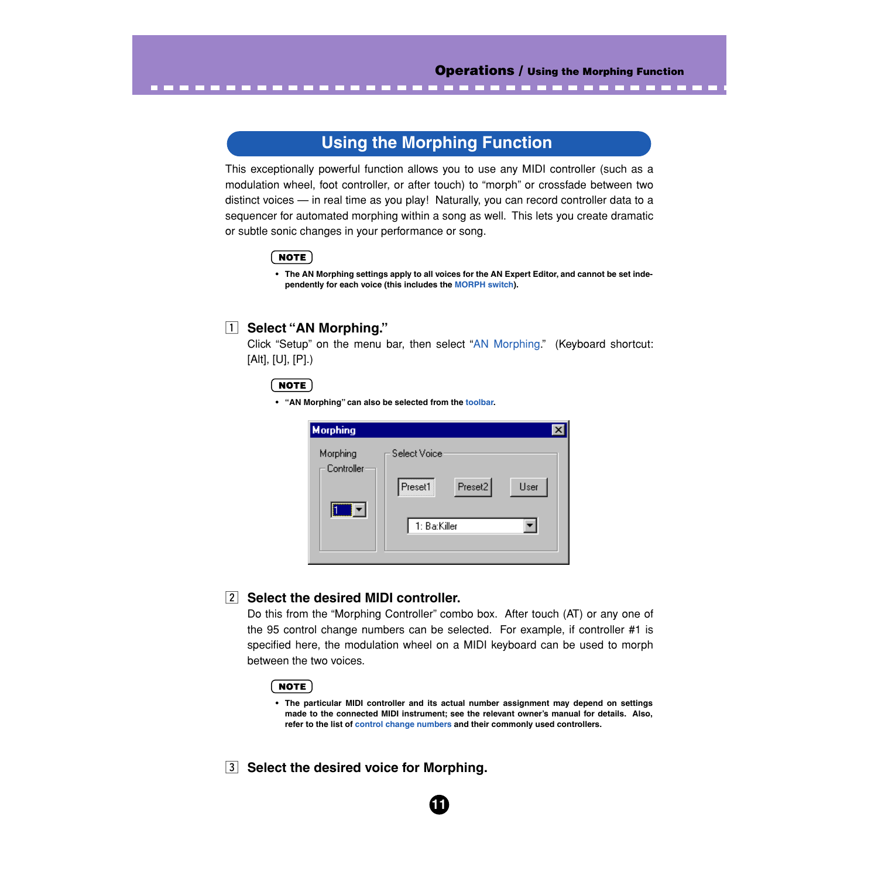# Using the Morphing Function

This exceptionally powerful function allows you to use any MIDI controller (such as a modulation wheel, foot controller, or after touch) to “morph” or crossfade between two distinct voices — in real time as you play! Naturally, you can record controller data to a sequencer for automated morphing within a song as well. This lets you create dramatic or subtle sonic changes in your performance or song.

**NOTE**

- **The AN Morphing settings apply to all voices for the AN Expert Editor, and cannot be set independently for each voice (this includes the MORPH switch).**

## 1 Select “AN Morphing.”

Click “Setup” on the menu bar, then select “AN Morphing.” (Keyboard shortcut: [Alt], [U], [P].)

**NOTE**

- **“AN Morphing” can also be selected from the toolbar.**

## 2 Select the desired MIDI controller.

Do this from the “Morphing Controller” combo box. After touch (AT) or any one of the 95 control change numbers can be selected. For example, if controller #1 is specified here, the modulation wheel on a MIDI keyboard can be used to morph between the two voices.

**NOTE**

- **The particular MIDI controller and its actual number assignment may depend on settings made to the connected MIDI instrument; see the relevant owner’s manual for details. Also, refer to the list of control change numbers and their commonly used controllers.**

## 3 Select the desired voice for Morphing.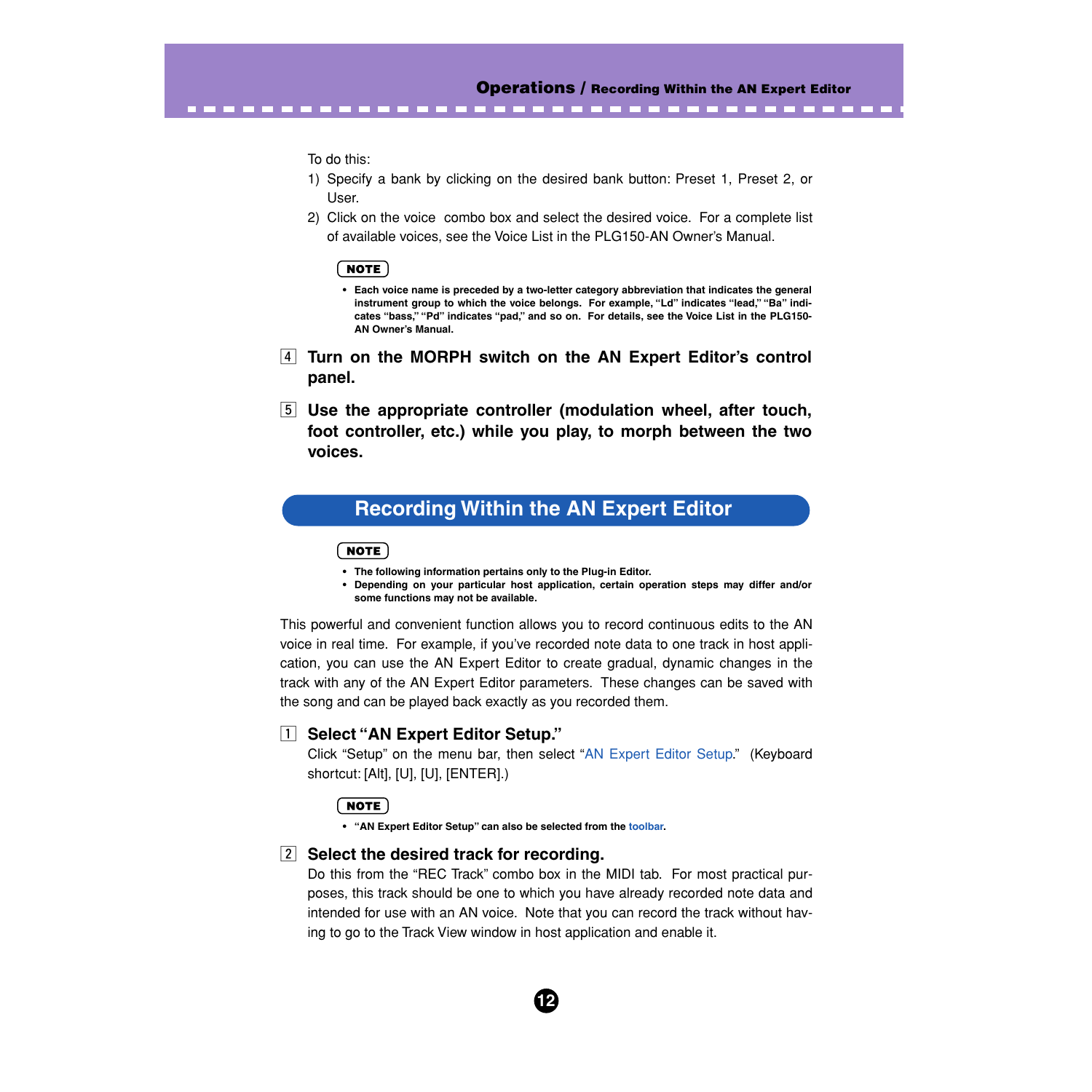To do this:

1) Specify a bank by clicking on the desired bank button: Preset 1, Preset 2, or User.
2) Click on the voice combo box and select the desired voice. For a complete list of available voices, see the Voice List in the PLG150-AN Owner's Manual.

**NOTE**

- **Each voice name is preceded by a two-letter category abbreviation that indicates the general instrument group to which the voice belongs. For example, "Ld" indicates "lead," "Ba" indicates "bass," "Pd" indicates "pad," and so on. For details, see the Voice List in the PLG150-AN Owner's Manual.**

4 **Turn on the MORPH switch on the AN Expert Editor's control panel.**

5 **Use the appropriate controller (modulation wheel, after touch, foot controller, etc.) while you play, to morph between the two voices.**

## Recording Within the AN Expert Editor

**NOTE**

- **The following information pertains only to the Plug-in Editor.**
- **Depending on your particular host application, certain operation steps may differ and/or some functions may not be available.**

This powerful and convenient function allows you to record continuous edits to the AN voice in real time. For example, if you've recorded note data to one track in host application, you can use the AN Expert Editor to create gradual, dynamic changes in the track with any of the AN Expert Editor parameters. These changes can be saved with the song and can be played back exactly as you recorded them.

1 **Select "AN Expert Editor Setup."**

Click "Setup" on the menu bar, then select "AN Expert Editor Setup." (Keyboard shortcut: [Alt], [U], [U], [ENTER].)

**NOTE**

- **"AN Expert Editor Setup" can also be selected from the toolbar.**

2 **Select the desired track for recording.**

Do this from the "REC Track" combo box in the MIDI tab. For most practical purposes, this track should be one to which you have already recorded note data and intended for use with an AN voice. Note that you can record the track without having to go to the Track View window in host application and enable it.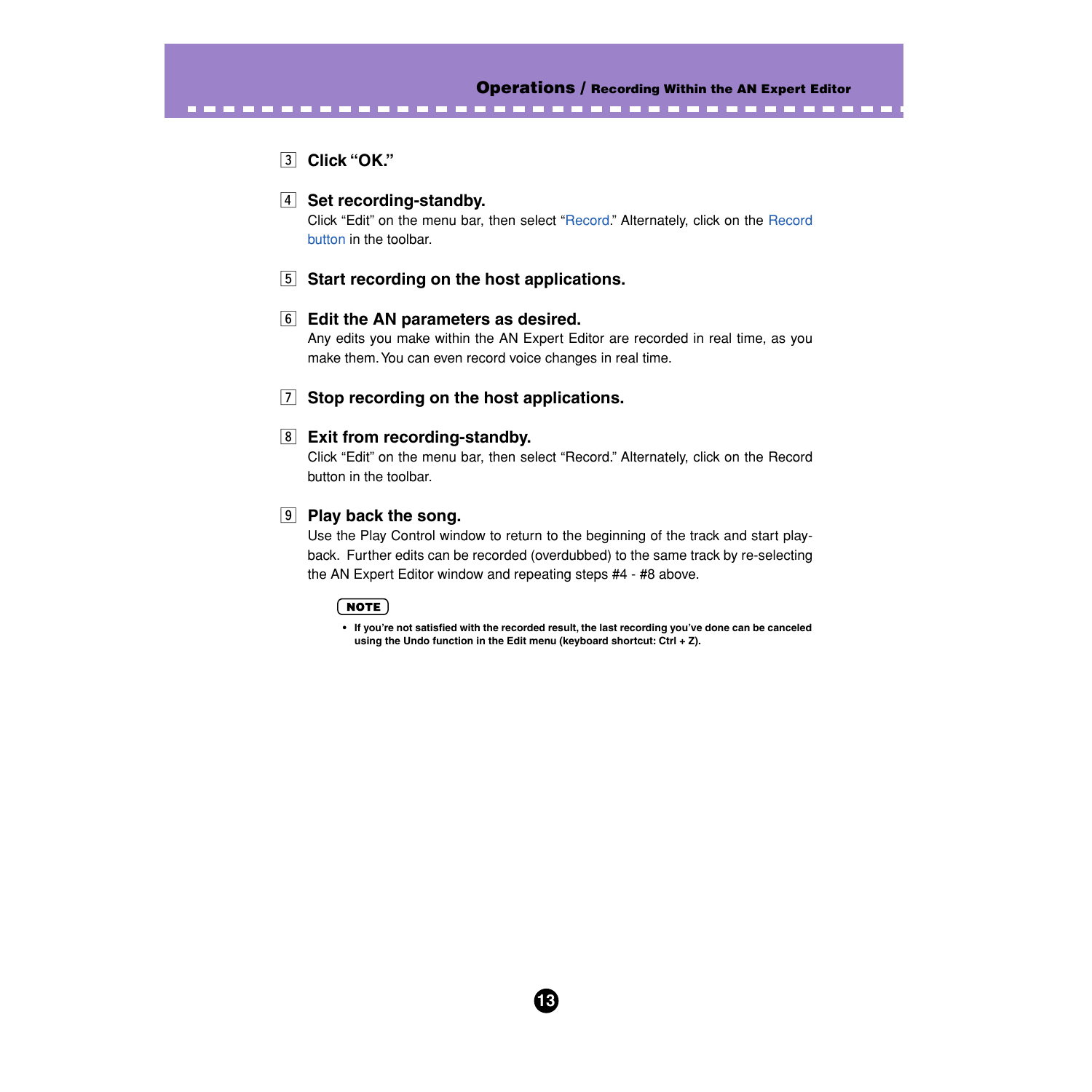3 **Click "OK."**

4 **Set recording-standby.**

Click "Edit" on the menu bar, then select "Record." Alternately, click on the Record button in the toolbar.

5 **Start recording on the host applications.**

6 **Edit the AN parameters as desired.**

Any edits you make within the AN Expert Editor are recorded in real time, as you make them. You can even record voice changes in real time.

7 **Stop recording on the host applications.**

8 **Exit from recording-standby.**

Click "Edit" on the menu bar, then select "Record." Alternately, click on the Record button in the toolbar.

9 **Play back the song.**

Use the Play Control window to return to the beginning of the track and start playback. Further edits can be recorded (overdubbed) to the same track by re-selecting the AN Expert Editor window and repeating steps #4 - #8 above.

**NOTE**

- **If you're not satisfied with the recorded result, the last recording you've done can be canceled using the Undo function in the Edit menu (keyboard shortcut: Ctrl + Z).**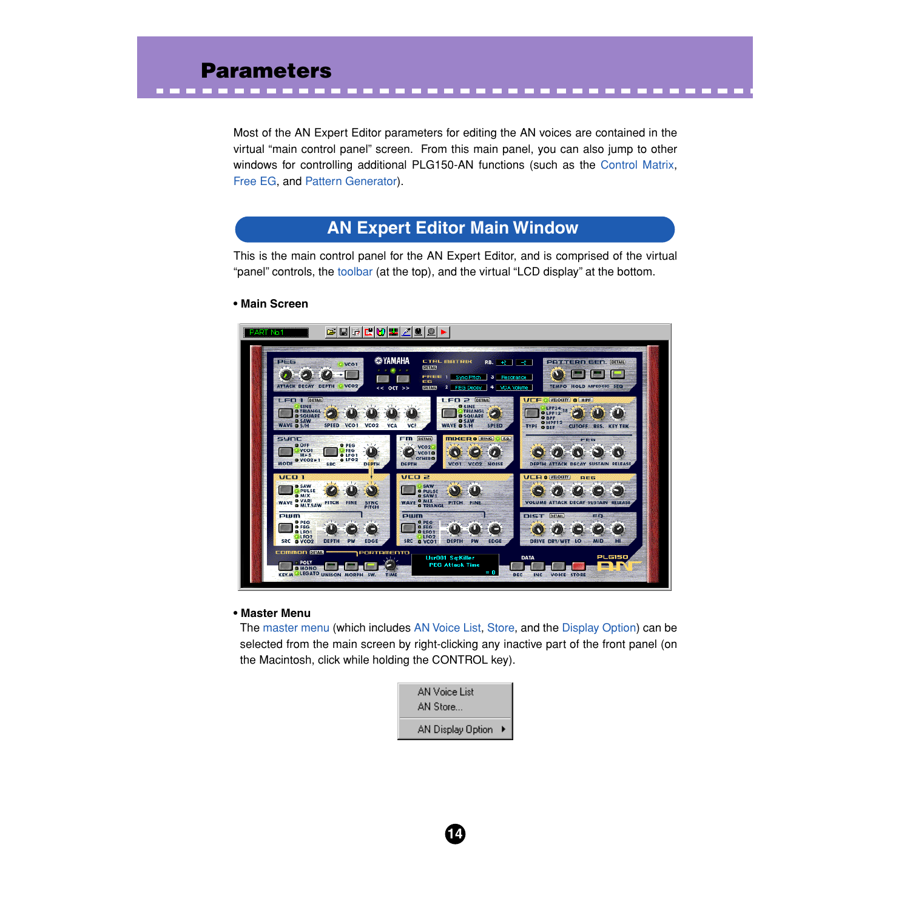# Parameters

Most of the AN Expert Editor parameters for editing the AN voices are contained in the virtual "main control panel" screen. From this main panel, you can also jump to other windows for controlling additional PLG150-AN functions (such as the Control Matrix, Free EG, and Pattern Generator).

## AN Expert Editor Main Window

This is the main control panel for the AN Expert Editor, and is comprised of the virtual "panel" controls, the toolbar (at the top), and the virtual "LCD display" at the bottom.

**• Main Screen**

**• Master Menu**

The master menu (which includes AN Voice List, Store, and the Display Option) can be selected from the main screen by right-clicking any inactive part of the front panel (on the Macintosh, click while holding the CONTROL key).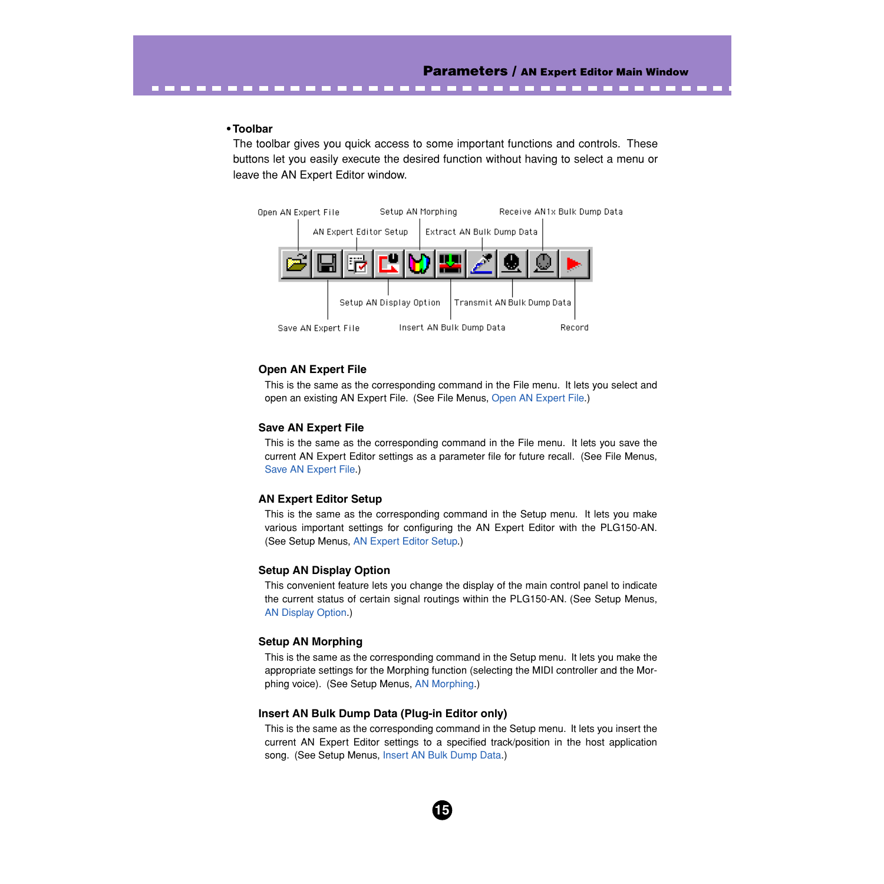## • Toolbar

The toolbar gives you quick access to some important functions and controls. These buttons let you easily execute the desired function without having to select a menu or leave the AN Expert Editor window.

Open AN Expert File
Setup AN Morphing
Receive AN1x Bulk Dump Data
AN Expert Editor Setup
Extract AN Bulk Dump Data
Setup AN Display Option
Transmit AN Bulk Dump Data
Save AN Expert File
Insert AN Bulk Dump Data
Record

### Open AN Expert File

This is the same as the corresponding command in the File menu. It lets you select and open an existing AN Expert File. (See File Menus, Open AN Expert File.)

### Save AN Expert File

This is the same as the corresponding command in the File menu. It lets you save the current AN Expert Editor settings as a parameter file for future recall. (See File Menus, Save AN Expert File.)

### AN Expert Editor Setup

This is the same as the corresponding command in the Setup menu. It lets you make various important settings for configuring the AN Expert Editor with the PLG150-AN. (See Setup Menus, AN Expert Editor Setup.)

### Setup AN Display Option

This convenient feature lets you change the display of the main control panel to indicate the current status of certain signal routings within the PLG150-AN. (See Setup Menus, AN Display Option.)

### Setup AN Morphing

This is the same as the corresponding command in the Setup menu. It lets you make the appropriate settings for the Morphing function (selecting the MIDI controller and the Morphing voice). (See Setup Menus, AN Morphing.)

### Insert AN Bulk Dump Data (Plug-in Editor only)

This is the same as the corresponding command in the Setup menu. It lets you insert the current AN Expert Editor settings to a specified track/position in the host application song. (See Setup Menus, Insert AN Bulk Dump Data.)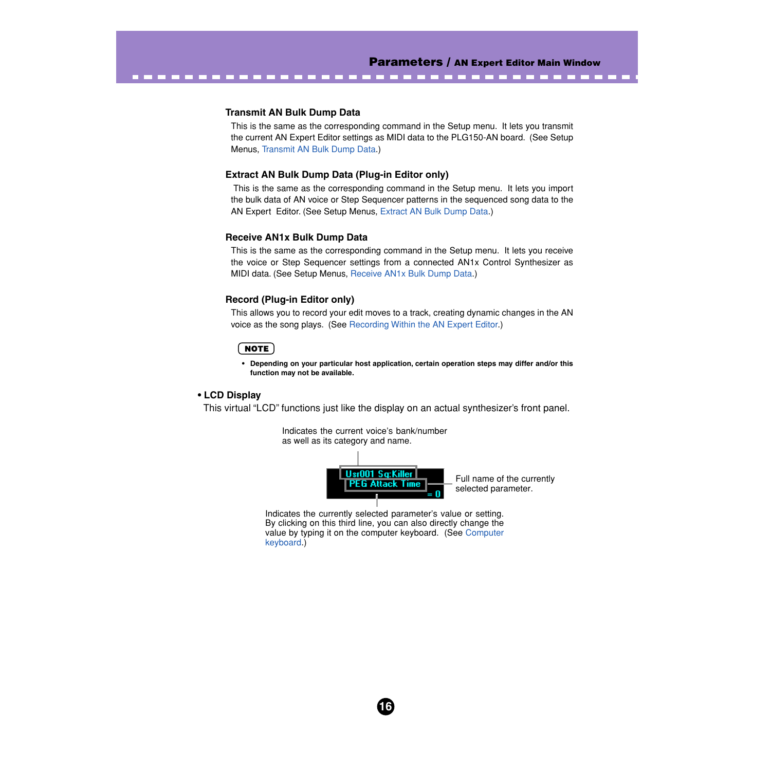### Transmit AN Bulk Dump Data

This is the same as the corresponding command in the Setup menu. It lets you transmit the current AN Expert Editor settings as MIDI data to the PLG150-AN board. (See Setup Menus, Transmit AN Bulk Dump Data.)

### Extract AN Bulk Dump Data (Plug-in Editor only)

This is the same as the corresponding command in the Setup menu. It lets you import the bulk data of AN voice or Step Sequencer patterns in the sequenced song data to the AN Expert Editor. (See Setup Menus, Extract AN Bulk Dump Data.)

### Receive AN1x Bulk Dump Data

This is the same as the corresponding command in the Setup menu. It lets you receive the voice or Step Sequencer settings from a connected AN1x Control Synthesizer as MIDI data. (See Setup Menus, Receive AN1x Bulk Dump Data.)

### Record (Plug-in Editor only)

This allows you to record your edit moves to a track, creating dynamic changes in the AN voice as the song plays. (See Recording Within the AN Expert Editor.)

**NOTE**

- **Depending on your particular host application, certain operation steps may differ and/or this function may not be available.**

## • LCD Display

This virtual "LCD" functions just like the display on an actual synthesizer's front panel.

Indicates the current voice's bank/number as well as its category and name.

Usr001 Sq:Killer
PEG Attack Time
= 0

Full name of the currently selected parameter.

Indicates the currently selected parameter's value or setting. By clicking on this third line, you can also directly change the value by typing it on the computer keyboard. (See Computer keyboard.)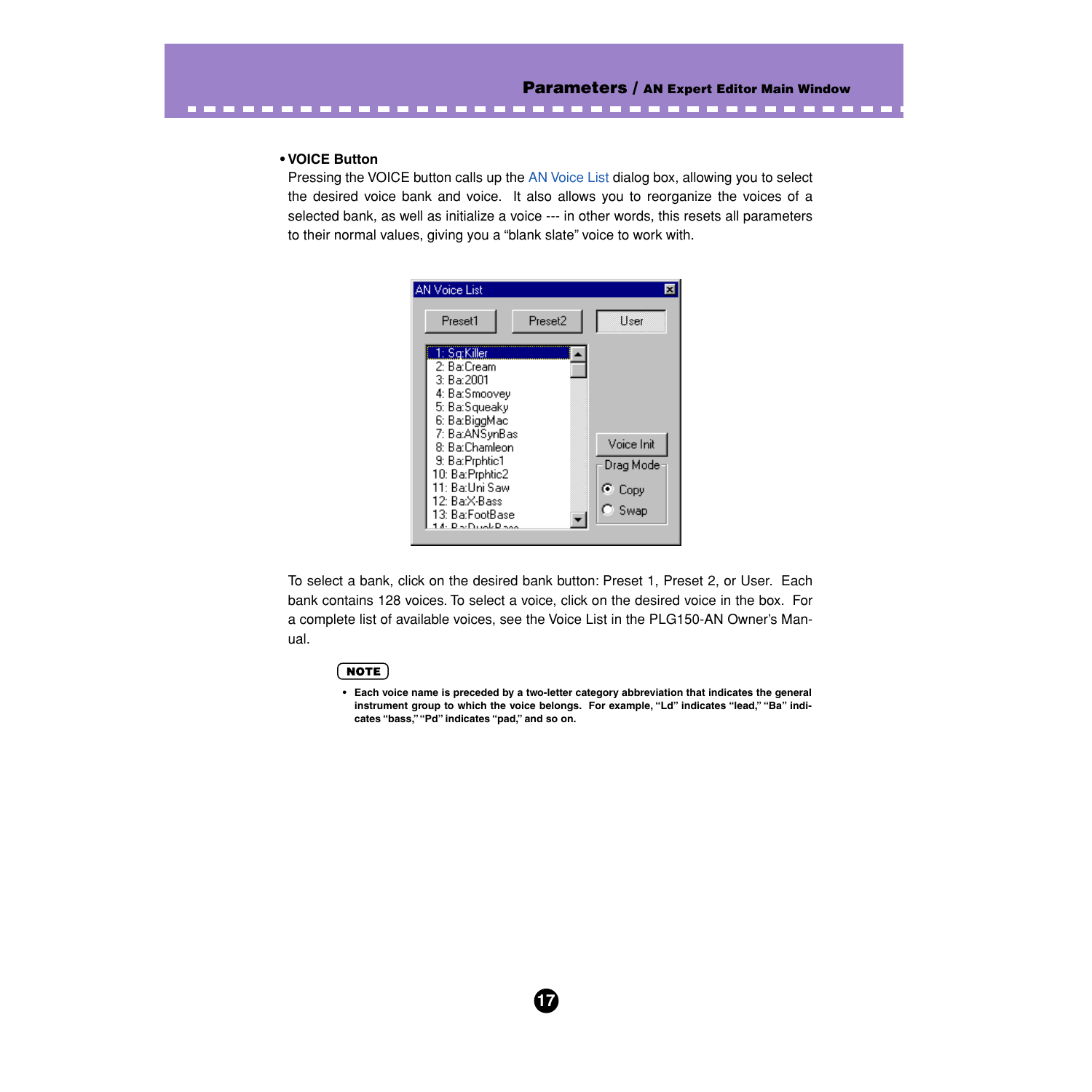- **VOICE Button**

  Pressing the VOICE button calls up the AN Voice List dialog box, allowing you to select the desired voice bank and voice. It also allows you to reorganize the voices of a selected bank, as well as initialize a voice --- in other words, this resets all parameters to their normal values, giving you a "blank slate" voice to work with.

  To select a bank, click on the desired bank button: Preset 1, Preset 2, or User. Each bank contains 128 voices. To select a voice, click on the desired voice in the box. For a complete list of available voices, see the Voice List in the PLG150-AN Owner's Manual.

**NOTE**

- **Each voice name is preceded by a two-letter category abbreviation that indicates the general instrument group to which the voice belongs. For example, "Ld" indicates "lead," "Ba" indicates "bass," "Pd" indicates "pad," and so on.**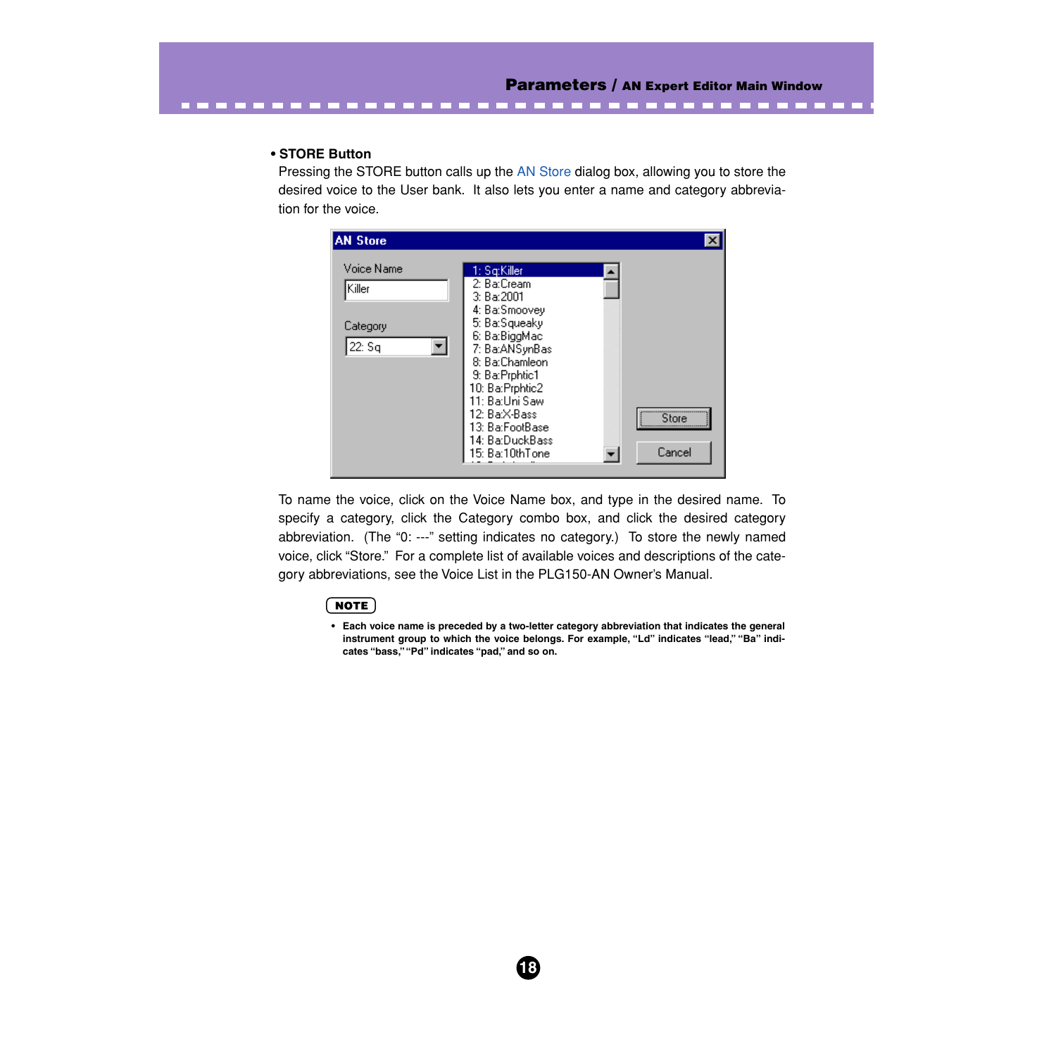- **STORE Button**

  Pressing the STORE button calls up the AN Store dialog box, allowing you to store the desired voice to the User bank. It also lets you enter a name and category abbreviation for the voice.

  To name the voice, click on the Voice Name box, and type in the desired name. To specify a category, click the Category combo box, and click the desired category abbreviation. (The "0: ---" setting indicates no category.) To store the newly named voice, click "Store." For a complete list of available voices and descriptions of the category abbreviations, see the Voice List in the PLG150-AN Owner's Manual.

**NOTE**

- **Each voice name is preceded by a two-letter category abbreviation that indicates the general instrument group to which the voice belongs. For example, "Ld" indicates "lead," "Ba" indicates "bass," "Pd" indicates "pad," and so on.**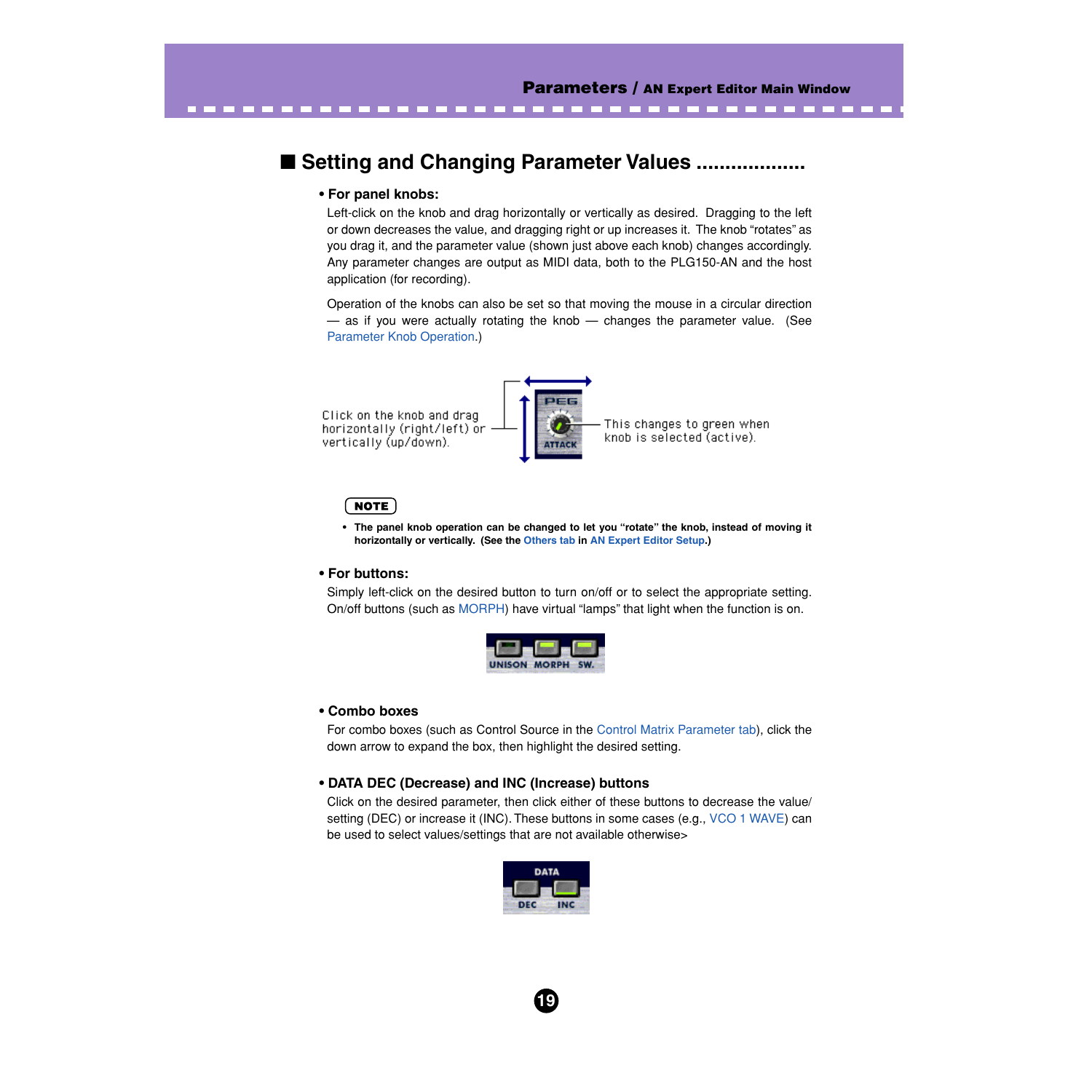## ■ Setting and Changing Parameter Values ..................

### • For panel knobs:

Left-click on the knob and drag horizontally or vertically as desired. Dragging to the left or down decreases the value, and dragging right or up increases it. The knob "rotates" as you drag it, and the parameter value (shown just above each knob) changes accordingly. Any parameter changes are output as MIDI data, both to the PLG150-AN and the host application (for recording).

Operation of the knobs can also be set so that moving the mouse in a circular direction — as if you were actually rotating the knob — changes the parameter value. (See Parameter Knob Operation.)

Click on the knob and drag horizontally (right/left) or vertically (up/down).

This changes to green when knob is selected (active).

**NOTE**

- **The panel knob operation can be changed to let you "rotate" the knob, instead of moving it horizontally or vertically. (See the Others tab in AN Expert Editor Setup.)**

### • For buttons:

Simply left-click on the desired button to turn on/off or to select the appropriate setting. On/off buttons (such as MORPH) have virtual "lamps" that light when the function is on.

### • Combo boxes

For combo boxes (such as Control Source in the Control Matrix Parameter tab), click the down arrow to expand the box, then highlight the desired setting.

### • DATA DEC (Decrease) and INC (Increase) buttons

Click on the desired parameter, then click either of these buttons to decrease the value/ setting (DEC) or increase it (INC). These buttons in some cases (e.g., VCO 1 WAVE) can be used to select values/settings that are not available otherwise>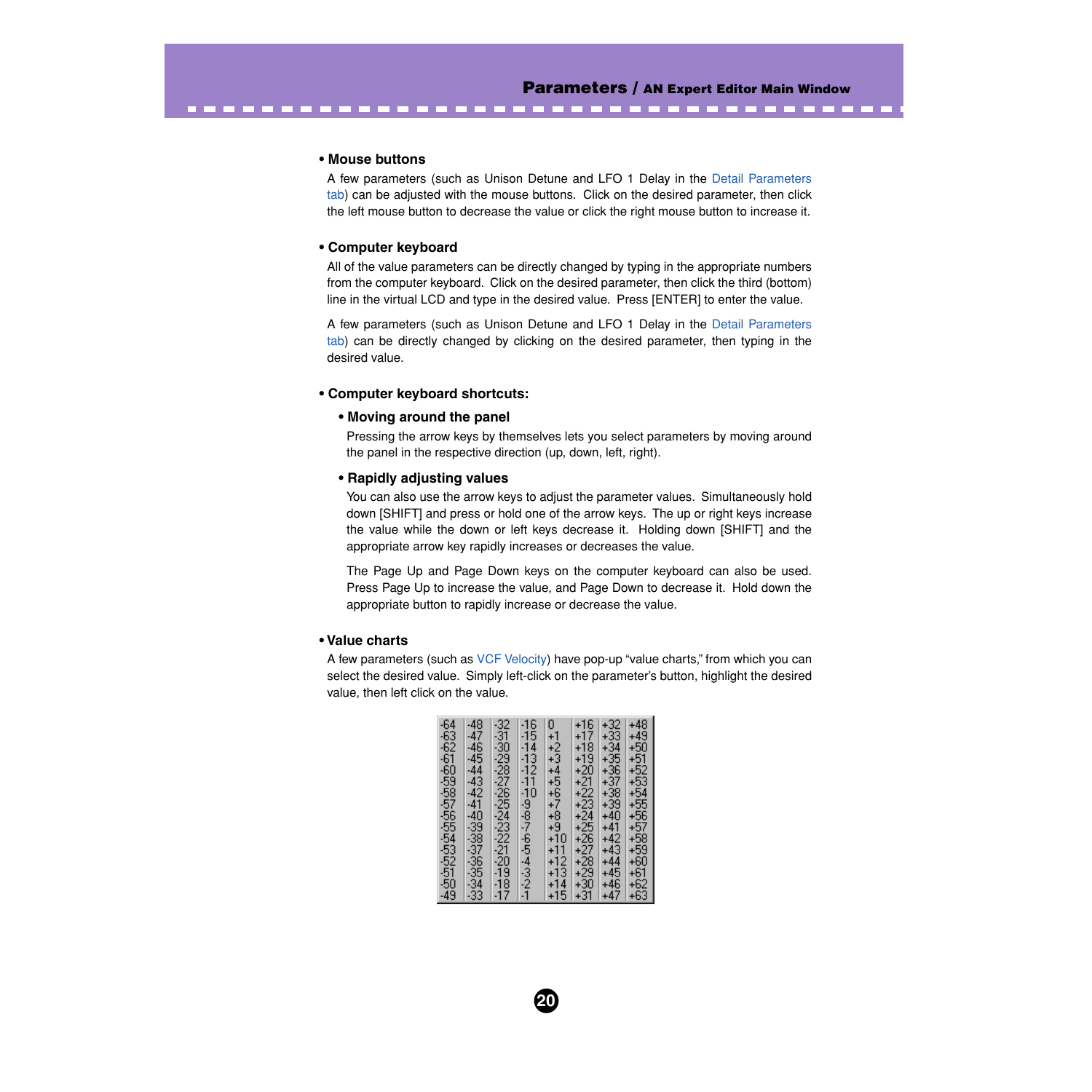- **Mouse buttons**

  A few parameters (such as Unison Detune and LFO 1 Delay in the Detail Parameters tab) can be adjusted with the mouse buttons. Click on the desired parameter, then click the left mouse button to decrease the value or click the right mouse button to increase it.

- **Computer keyboard**

  All of the value parameters can be directly changed by typing in the appropriate numbers from the computer keyboard. Click on the desired parameter, then click the third (bottom) line in the virtual LCD and type in the desired value. Press [ENTER] to enter the value.

  A few parameters (such as Unison Detune and LFO 1 Delay in the Detail Parameters tab) can be directly changed by clicking on the desired parameter, then typing in the desired value.

- **Computer keyboard shortcuts:**

  - **Moving around the panel**

    Pressing the arrow keys by themselves lets you select parameters by moving around the panel in the respective direction (up, down, left, right).

  - **Rapidly adjusting values**

    You can also use the arrow keys to adjust the parameter values. Simultaneously hold down [SHIFT] and press or hold one of the arrow keys. The up or right keys increase the value while the down or left keys decrease it. Holding down [SHIFT] and the appropriate arrow key rapidly increases or decreases the value.

    The Page Up and Page Down keys on the computer keyboard can also be used. Press Page Up to increase the value, and Page Down to decrease it. Hold down the appropriate button to rapidly increase or decrease the value.

- **Value charts**

  A few parameters (such as VCF Velocity) have pop-up "value charts," from which you can select the desired value. Simply left-click on the parameter's button, highlight the desired value, then left click on the value.

| -64 | -48 | -32 | -16 | 0 | +16 | +32 | +48 |
|---|---|---|---|---|---|---|---|
| -63 | -47 | -31 | -15 | +1 | +17 | +33 | +49 |
| -62 | -46 | -30 | -14 | +2 | +18 | +34 | +50 |
| -61 | -45 | -29 | -13 | +3 | +19 | +35 | +51 |
| -60 | -44 | -28 | -12 | +4 | +20 | +36 | +52 |
| -59 | -43 | -27 | -11 | +5 | +21 | +37 | +53 |
| -58 | -42 | -26 | -10 | +6 | +22 | +38 | +54 |
| -57 | -41 | -25 | -9 | +7 | +23 | +39 | +55 |
| -56 | -40 | -24 | -8 | +8 | +24 | +40 | +56 |
| -55 | -39 | -23 | -7 | +9 | +25 | +41 | +57 |
| -54 | -38 | -22 | -6 | +10 | +26 | +42 | +58 |
| -53 | -37 | -21 | -5 | +11 | +27 | +43 | +59 |
| -52 | -36 | -20 | -4 | +12 | +28 | +44 | +60 |
| -51 | -35 | -19 | -3 | +13 | +29 | +45 | +61 |
| -50 | -34 | -18 | -2 | +14 | +30 | +46 | +62 |
| -49 | -33 | -17 | -1 | +15 | +31 | +47 | +63 |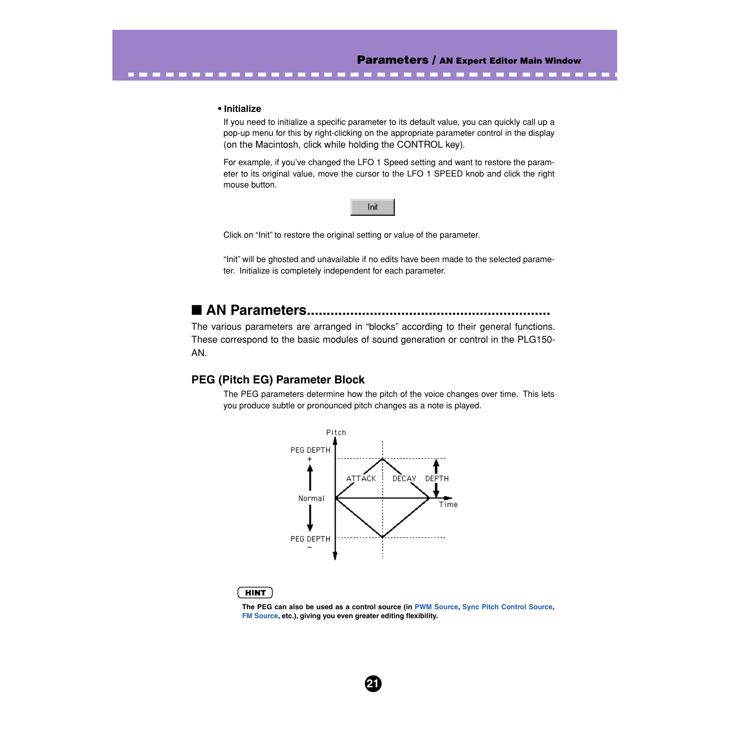- **Initialize**

  If you need to initialize a specific parameter to its default value, you can quickly call up a pop-up menu for this by right-clicking on the appropriate parameter control in the display (on the Macintosh, click while holding the CONTROL key).

  For example, if you've changed the LFO 1 Speed setting and want to restore the parameter to its original value, move the cursor to the LFO 1 SPEED knob and click the right mouse button.

  Init

  Click on "Init" to restore the original setting or value of the parameter.

  "Init" will be ghosted and unavailable if no edits have been made to the selected parameter. Initialize is completely independent for each parameter.

## ■ AN Parameters

The various parameters are arranged in "blocks" according to their general functions. These correspond to the basic modules of sound generation or control in the PLG150-AN.

### PEG (Pitch EG) Parameter Block

The PEG parameters determine how the pitch of the voice changes over time. This lets you produce subtle or pronounced pitch changes as a note is played.

Pitch
PEG DEPTH +
ATTACK DECAY DEPTH
Normal
Time
PEG DEPTH –

**HINT**

**The PEG can also be used as a control source (in PWM Source, Sync Pitch Control Source, FM Source, etc.), giving you even greater editing flexibility.**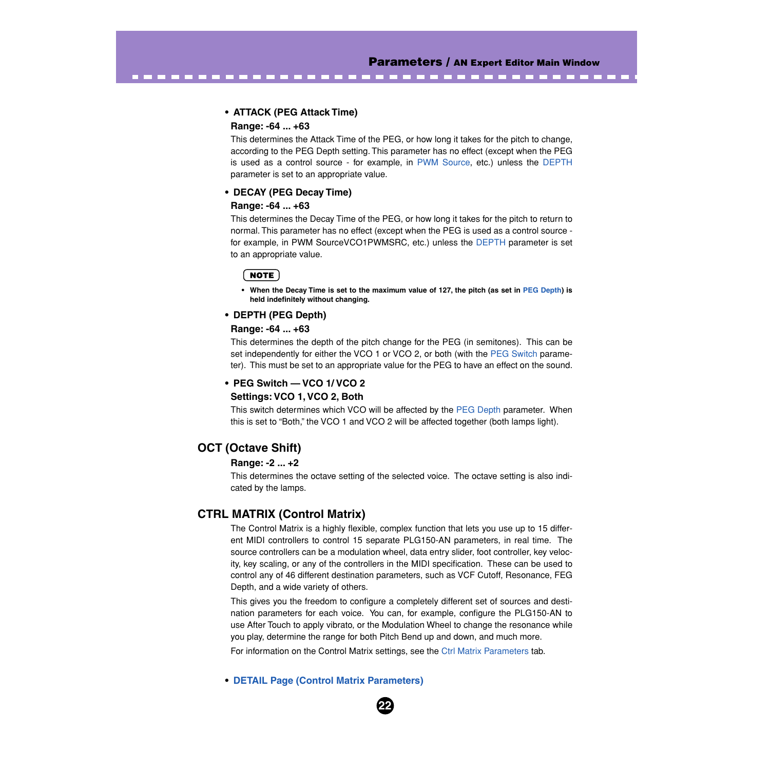- **ATTACK (PEG Attack Time)**

  **Range: -64 ... +63**

  This determines the Attack Time of the PEG, or how long it takes for the pitch to change, according to the PEG Depth setting. This parameter has no effect (except when the PEG is used as a control source - for example, in PWM Source, etc.) unless the DEPTH parameter is set to an appropriate value.

- **DECAY (PEG Decay Time)**

  **Range: -64 ... +63**

  This determines the Decay Time of the PEG, or how long it takes for the pitch to return to normal. This parameter has no effect (except when the PEG is used as a control source - for example, in PWM SourceVCO1PWMSRC, etc.) unless the DEPTH parameter is set to an appropriate value.

  **NOTE**

  - **When the Decay Time is set to the maximum value of 127, the pitch (as set in PEG Depth) is held indefinitely without changing.**

- **DEPTH (PEG Depth)**

  **Range: -64 ... +63**

  This determines the depth of the pitch change for the PEG (in semitones). This can be set independently for either the VCO 1 or VCO 2, or both (with the PEG Switch parameter). This must be set to an appropriate value for the PEG to have an effect on the sound.

- **PEG Switch — VCO 1/ VCO 2**

  **Settings: VCO 1, VCO 2, Both**

  This switch determines which VCO will be affected by the PEG Depth parameter. When this is set to "Both," the VCO 1 and VCO 2 will be affected together (both lamps light).

## OCT (Octave Shift)

**Range: -2 ... +2**

This determines the octave setting of the selected voice. The octave setting is also indicated by the lamps.

## CTRL MATRIX (Control Matrix)

The Control Matrix is a highly flexible, complex function that lets you use up to 15 different MIDI controllers to control 15 separate PLG150-AN parameters, in real time. The source controllers can be a modulation wheel, data entry slider, foot controller, key velocity, key scaling, or any of the controllers in the MIDI specification. These can be used to control any of 46 different destination parameters, such as VCF Cutoff, Resonance, FEG Depth, and a wide variety of others.

This gives you the freedom to configure a completely different set of sources and destination parameters for each voice. You can, for example, configure the PLG150-AN to use After Touch to apply vibrato, or the Modulation Wheel to change the resonance while you play, determine the range for both Pitch Bend up and down, and much more.

For information on the Control Matrix settings, see the Ctrl Matrix Parameters tab.

- **DETAIL Page (Control Matrix Parameters)**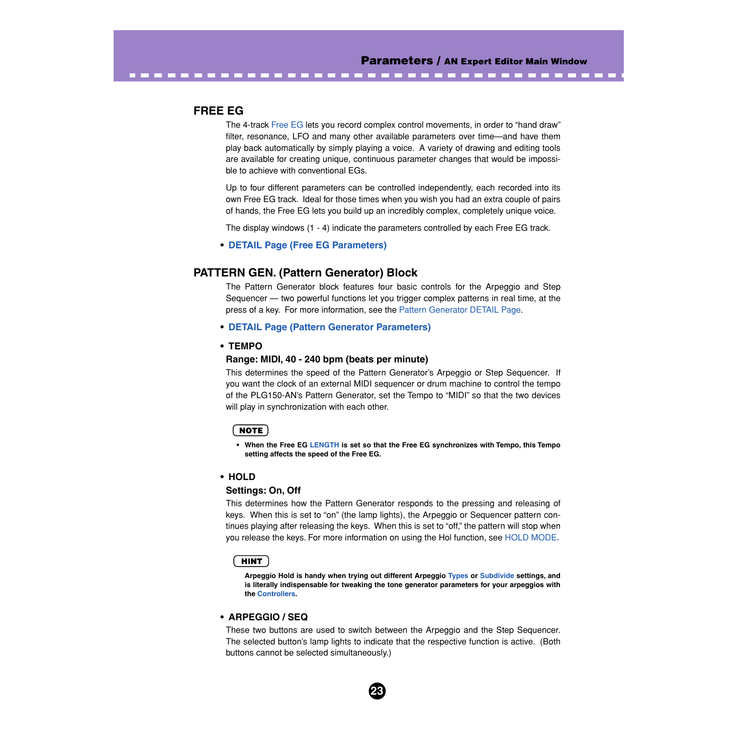## FREE EG

The 4-track Free EG lets you record complex control movements, in order to "hand draw" filter, resonance, LFO and many other available parameters over time—and have them play back automatically by simply playing a voice. A variety of drawing and editing tools are available for creating unique, continuous parameter changes that would be impossible to achieve with conventional EGs.

Up to four different parameters can be controlled independently, each recorded into its own Free EG track. Ideal for those times when you wish you had an extra couple of pairs of hands, the Free EG lets you build up an incredibly complex, completely unique voice.

The display windows (1 - 4) indicate the parameters controlled by each Free EG track.

- **DETAIL Page (Free EG Parameters)**

## PATTERN GEN. (Pattern Generator) Block

The Pattern Generator block features four basic controls for the Arpeggio and Step Sequencer — two powerful functions let you trigger complex patterns in real time, at the press of a key. For more information, see the Pattern Generator DETAIL Page.

- **DETAIL Page (Pattern Generator Parameters)**

- **TEMPO**

**Range: MIDI, 40 - 240 bpm (beats per minute)**

This determines the speed of the Pattern Generator's Arpeggio or Step Sequencer. If you want the clock of an external MIDI sequencer or drum machine to control the tempo of the PLG150-AN's Pattern Generator, set the Tempo to "MIDI" so that the two devices will play in synchronization with each other.

**NOTE**

- **When the Free EG LENGTH is set so that the Free EG synchronizes with Tempo, this Tempo setting affects the speed of the Free EG.**

- **HOLD**

**Settings: On, Off**

This determines how the Pattern Generator responds to the pressing and releasing of keys. When this is set to "on" (the lamp lights), the Arpeggio or Sequencer pattern continues playing after releasing the keys. When this is set to "off," the pattern will stop when you release the keys. For more information on using the Hol function, see HOLD MODE.

**HINT**

**Arpeggio Hold is handy when trying out different Arpeggio Types or Subdivide settings, and is literally indispensable for tweaking the tone generator parameters for your arpeggios with the Controllers.**

- **ARPEGGIO / SEQ**

These two buttons are used to switch between the Arpeggio and the Step Sequencer. The selected button's lamp lights to indicate that the respective function is active. (Both buttons cannot be selected simultaneously.)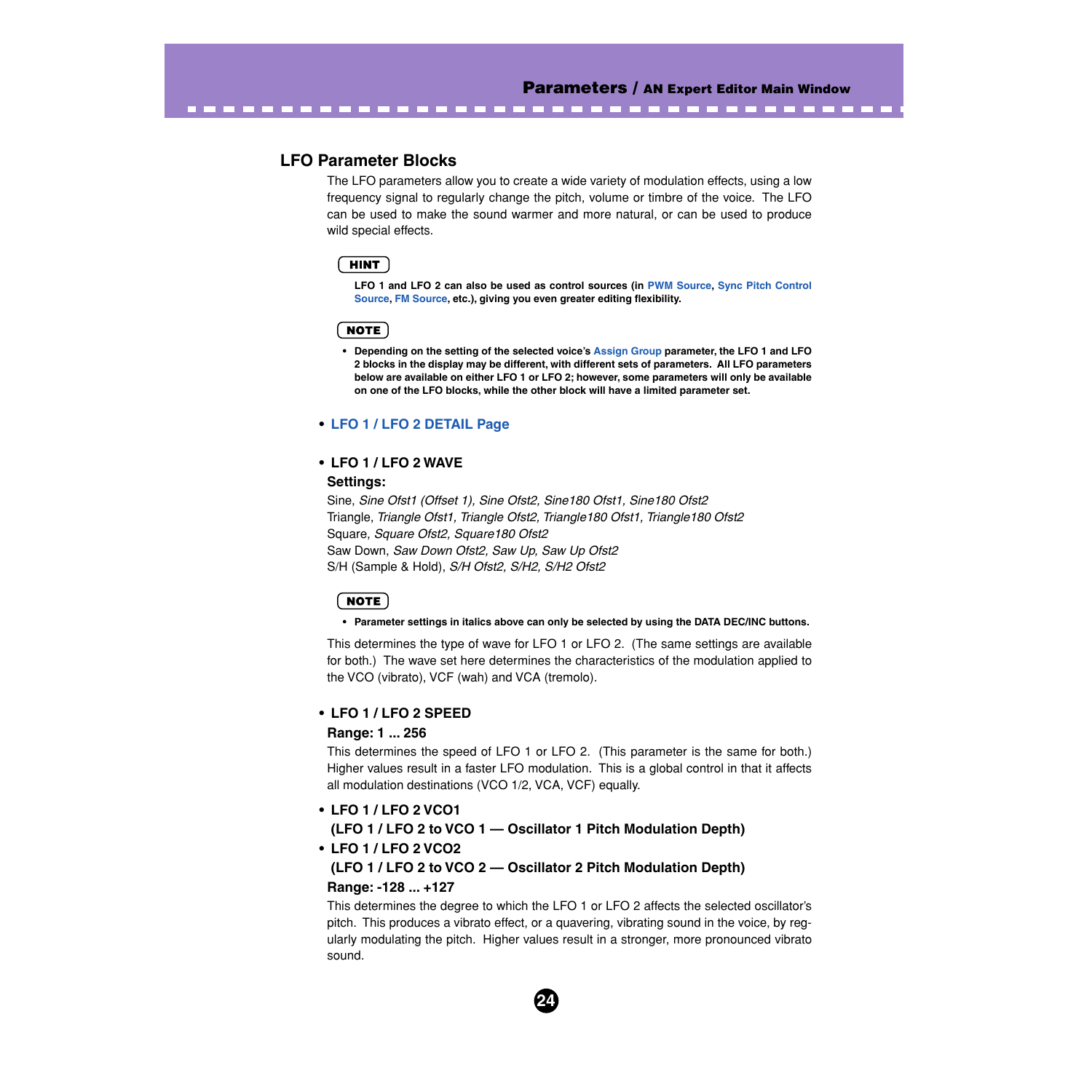## LFO Parameter Blocks

The LFO parameters allow you to create a wide variety of modulation effects, using a low frequency signal to regularly change the pitch, volume or timbre of the voice. The LFO can be used to make the sound warmer and more natural, or can be used to produce wild special effects.

**HINT**

**LFO 1 and LFO 2 can also be used as control sources (in PWM Source, Sync Pitch Control Source, FM Source, etc.), giving you even greater editing flexibility.**

**NOTE**

- **Depending on the setting of the selected voice's Assign Group parameter, the LFO 1 and LFO 2 blocks in the display may be different, with different sets of parameters. All LFO parameters below are available on either LFO 1 or LFO 2; however, some parameters will only be available on one of the LFO blocks, while the other block will have a limited parameter set.**

- **LFO 1 / LFO 2 DETAIL Page**

- **LFO 1 / LFO 2 WAVE**

**Settings:**

Sine, *Sine Ofst1 (Offset 1), Sine Ofst2, Sine180 Ofst1, Sine180 Ofst2*
Triangle, *Triangle Ofst1, Triangle Ofst2, Triangle180 Ofst1, Triangle180 Ofst2*
Square, *Square Ofst2, Square180 Ofst2*
Saw Down, *Saw Down Ofst2, Saw Up, Saw Up Ofst2*
S/H (Sample & Hold), *S/H Ofst2, S/H2, S/H2 Ofst2*

**NOTE**

- **Parameter settings in italics above can only be selected by using the DATA DEC/INC buttons.**

This determines the type of wave for LFO 1 or LFO 2. (The same settings are available for both.) The wave set here determines the characteristics of the modulation applied to the VCO (vibrato), VCF (wah) and VCA (tremolo).

- **LFO 1 / LFO 2 SPEED**

**Range: 1 ... 256**

This determines the speed of LFO 1 or LFO 2. (This parameter is the same for both.) Higher values result in a faster LFO modulation. This is a global control in that it affects all modulation destinations (VCO 1/2, VCA, VCF) equally.

- **LFO 1 / LFO 2 VCO1**
  **(LFO 1 / LFO 2 to VCO 1 — Oscillator 1 Pitch Modulation Depth)**
- **LFO 1 / LFO 2 VCO2**
  **(LFO 1 / LFO 2 to VCO 2 — Oscillator 2 Pitch Modulation Depth)**

**Range: -128 ... +127**

This determines the degree to which the LFO 1 or LFO 2 affects the selected oscillator's pitch. This produces a vibrato effect, or a quavering, vibrating sound in the voice, by regularly modulating the pitch. Higher values result in a stronger, more pronounced vibrato sound.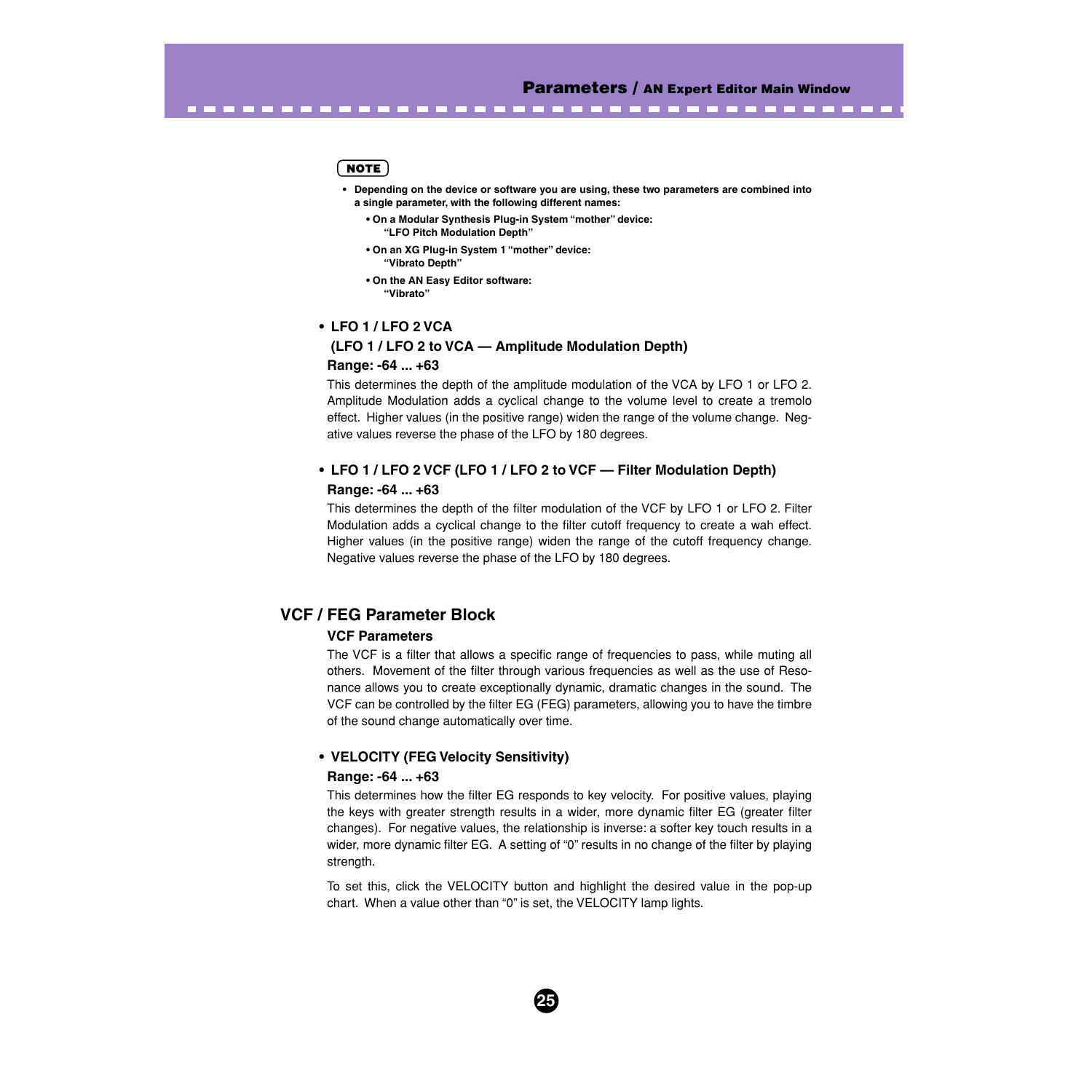**NOTE**

- **Depending on the device or software you are using, these two parameters are combined into a single parameter, with the following different names:**
  - **On a Modular Synthesis Plug-in System "mother" device: "LFO Pitch Modulation Depth"**
  - **On an XG Plug-in System 1 "mother" device: "Vibrato Depth"**
  - **On the AN Easy Editor software: "Vibrato"**

- **LFO 1 / LFO 2 VCA (LFO 1 / LFO 2 to VCA — Amplitude Modulation Depth)**

  **Range: -64 ... +63**

  This determines the depth of the amplitude modulation of the VCA by LFO 1 or LFO 2. Amplitude Modulation adds a cyclical change to the volume level to create a tremolo effect. Higher values (in the positive range) widen the range of the volume change. Negative values reverse the phase of the LFO by 180 degrees.

- **LFO 1 / LFO 2 VCF (LFO 1 / LFO 2 to VCF — Filter Modulation Depth)**

  **Range: -64 ... +63**

  This determines the depth of the filter modulation of the VCF by LFO 1 or LFO 2. Filter Modulation adds a cyclical change to the filter cutoff frequency to create a wah effect. Higher values (in the positive range) widen the range of the cutoff frequency change. Negative values reverse the phase of the LFO by 180 degrees.

## VCF / FEG Parameter Block

### VCF Parameters

The VCF is a filter that allows a specific range of frequencies to pass, while muting all others. Movement of the filter through various frequencies as well as the use of Resonance allows you to create exceptionally dynamic, dramatic changes in the sound. The VCF can be controlled by the filter EG (FEG) parameters, allowing you to have the timbre of the sound change automatically over time.

- **VELOCITY (FEG Velocity Sensitivity)**

  **Range: -64 ... +63**

  This determines how the filter EG responds to key velocity. For positive values, playing the keys with greater strength results in a wider, more dynamic filter EG (greater filter changes). For negative values, the relationship is inverse: a softer key touch results in a wider, more dynamic filter EG. A setting of "0" results in no change of the filter by playing strength.

  To set this, click the VELOCITY button and highlight the desired value in the pop-up chart. When a value other than "0" is set, the VELOCITY lamp lights.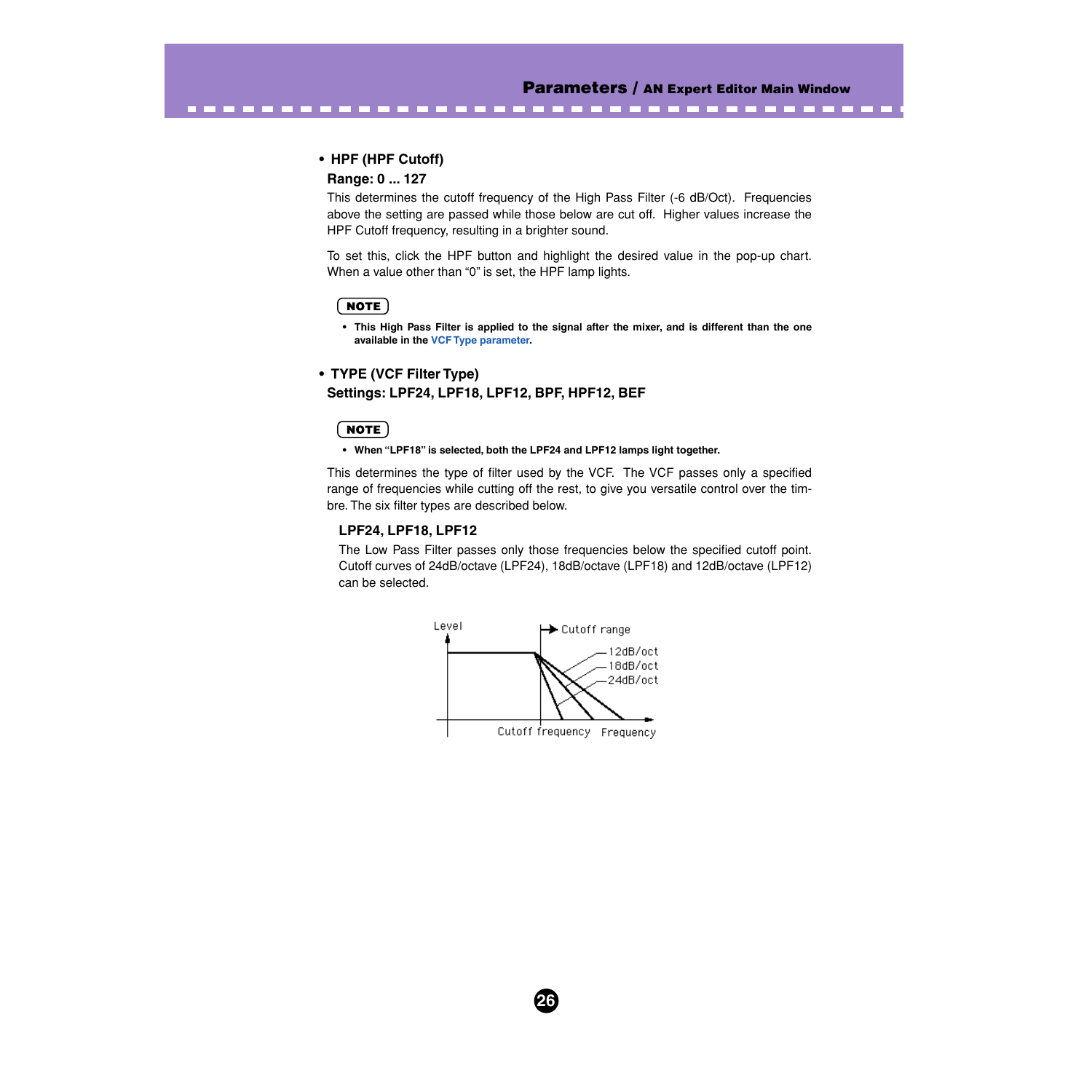- **HPF (HPF Cutoff)**

**Range: 0 ... 127**

This determines the cutoff frequency of the High Pass Filter (-6 dB/Oct). Frequencies above the setting are passed while those below are cut off. Higher values increase the HPF Cutoff frequency, resulting in a brighter sound.

To set this, click the HPF button and highlight the desired value in the pop-up chart. When a value other than "0" is set, the HPF lamp lights.

**NOTE**

- **This High Pass Filter is applied to the signal after the mixer, and is different than the one available in the VCF Type parameter.**

- **TYPE (VCF Filter Type)**

**Settings: LPF24, LPF18, LPF12, BPF, HPF12, BEF**

**NOTE**

- **When "LPF18" is selected, both the LPF24 and LPF12 lamps light together.**

This determines the type of filter used by the VCF. The VCF passes only a specified range of frequencies while cutting off the rest, to give you versatile control over the timbre. The six filter types are described below.

**LPF24, LPF18, LPF12**

The Low Pass Filter passes only those frequencies below the specified cutoff point. Cutoff curves of 24dB/octave (LPF24), 18dB/octave (LPF18) and 12dB/octave (LPF12) can be selected.

Level — Cutoff range — 12dB/oct, 18dB/oct, 24dB/oct — Cutoff frequency — Frequency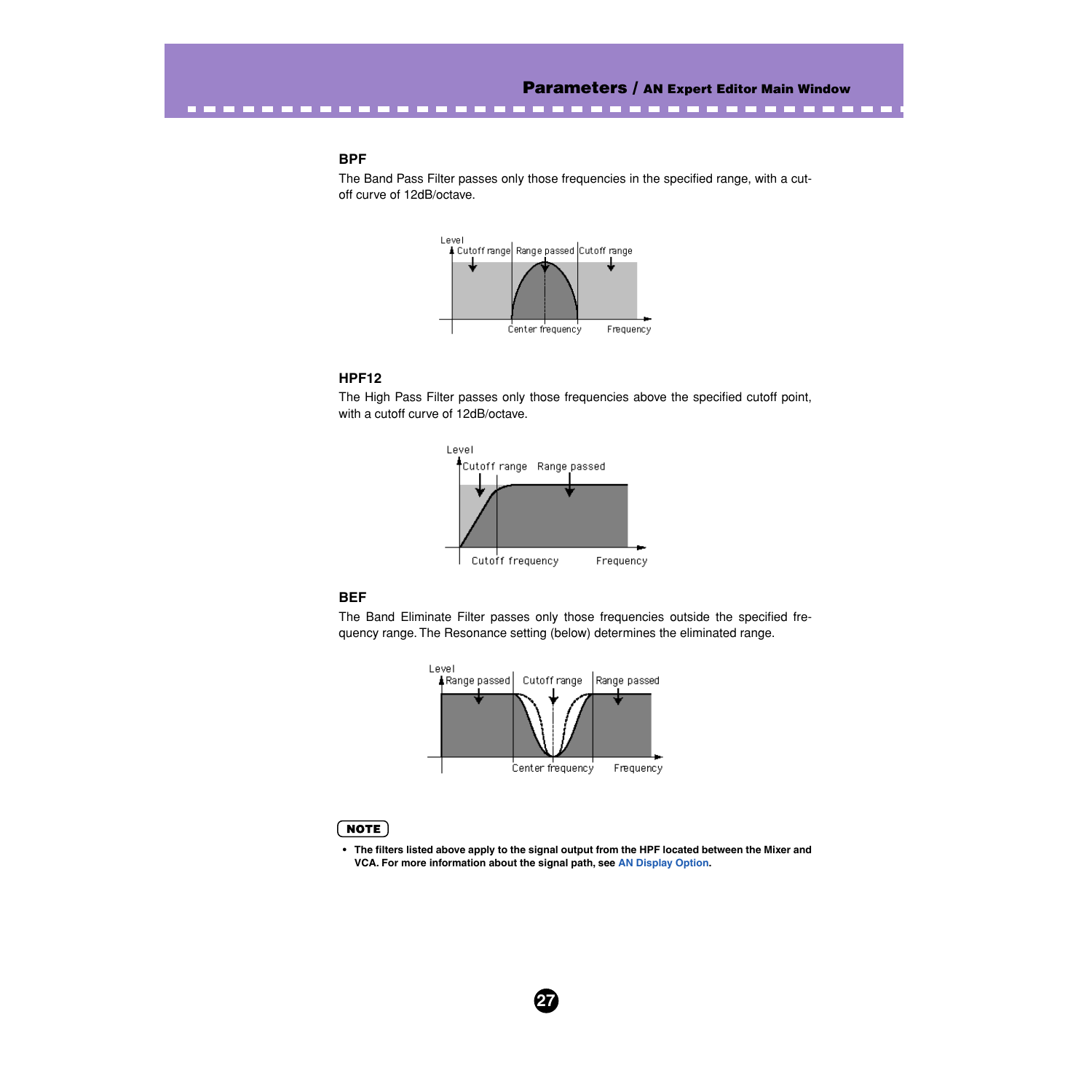### BPF

The Band Pass Filter passes only those frequencies in the specified range, with a cut-off curve of 12dB/octave.

### HPF12

The High Pass Filter passes only those frequencies above the specified cutoff point, with a cutoff curve of 12dB/octave.

### BEF

The Band Eliminate Filter passes only those frequencies outside the specified frequency range. The Resonance setting (below) determines the eliminated range.

**NOTE**

- **The filters listed above apply to the signal output from the HPF located between the Mixer and VCA. For more information about the signal path, see AN Display Option.**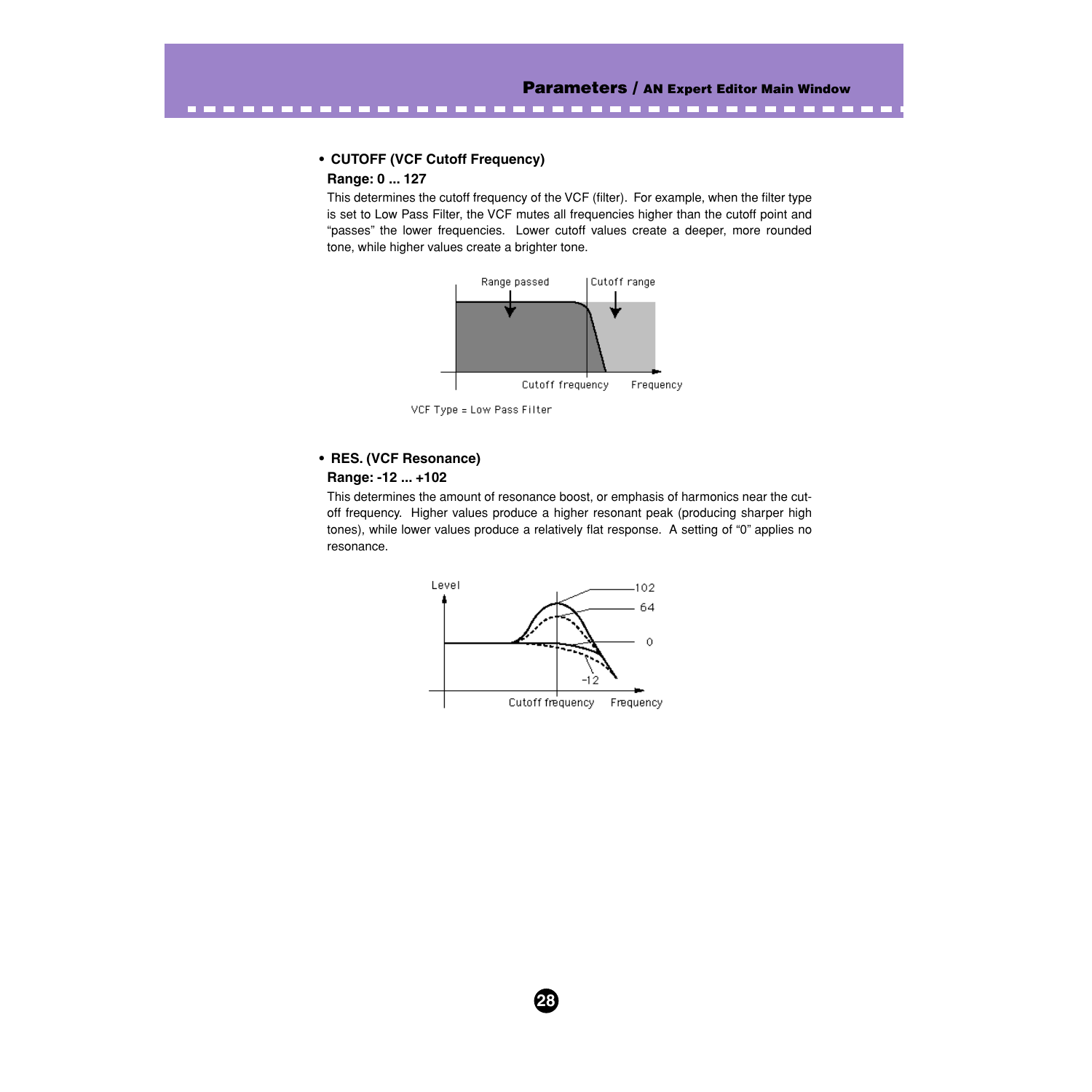- **CUTOFF (VCF Cutoff Frequency)**

  **Range: 0 ... 127**

  This determines the cutoff frequency of the VCF (filter). For example, when the filter type is set to Low Pass Filter, the VCF mutes all frequencies higher than the cutoff point and "passes" the lower frequencies. Lower cutoff values create a deeper, more rounded tone, while higher values create a brighter tone.

VCF Type = Low Pass Filter

- **RES. (VCF Resonance)**

  **Range: -12 ... +102**

  This determines the amount of resonance boost, or emphasis of harmonics near the cut-off frequency. Higher values produce a higher resonant peak (producing sharper high tones), while lower values produce a relatively flat response. A setting of "0" applies no resonance.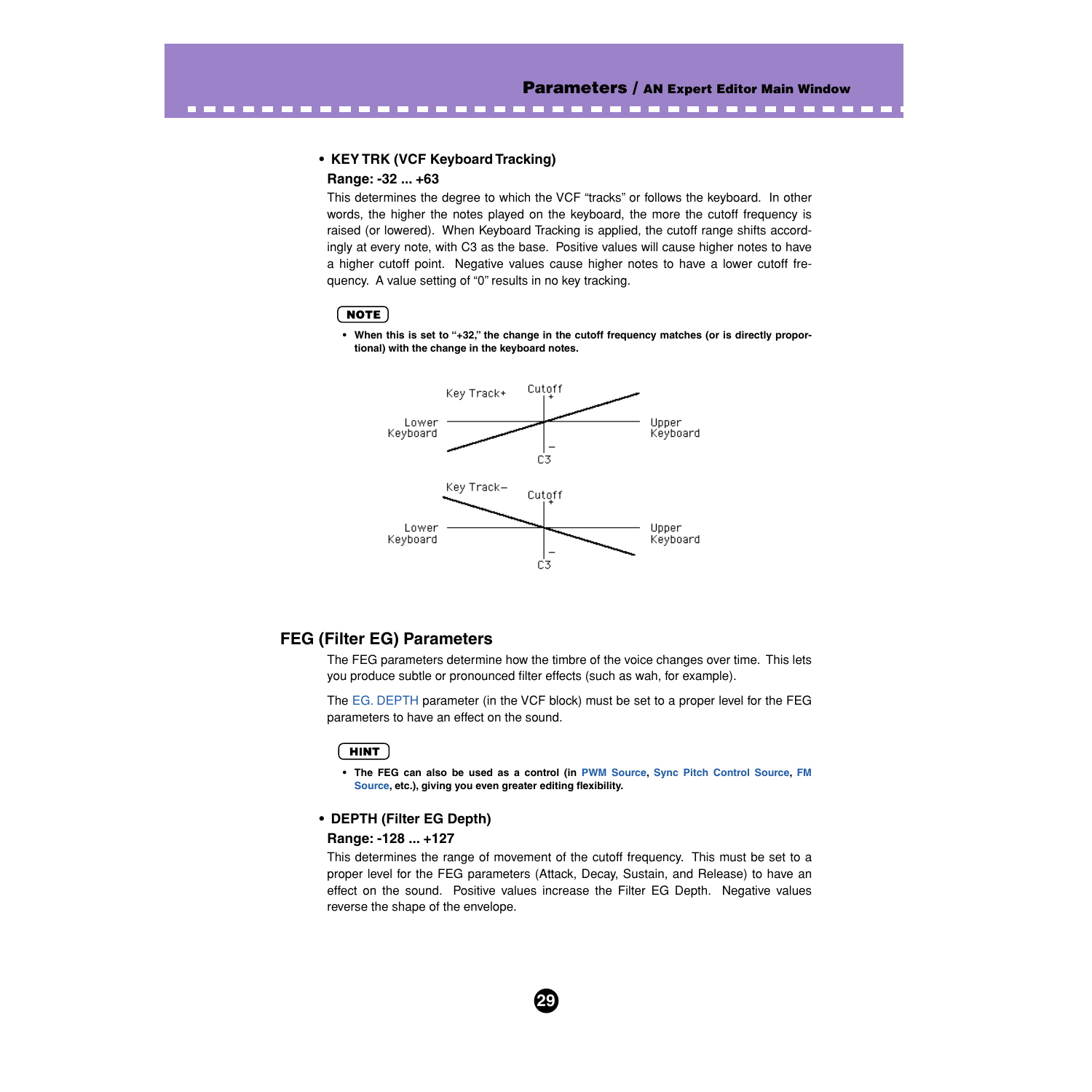- **KEY TRK (VCF Keyboard Tracking)**

**Range: -32 ... +63**

This determines the degree to which the VCF "tracks" or follows the keyboard. In other words, the higher the notes played on the keyboard, the more the cutoff frequency is raised (or lowered). When Keyboard Tracking is applied, the cutoff range shifts accordingly at every note, with C3 as the base. Positive values will cause higher notes to have a higher cutoff point. Negative values cause higher notes to have a lower cutoff frequency. A value setting of "0" results in no key tracking.

**NOTE**

- **When this is set to "+32," the change in the cutoff frequency matches (or is directly proportional) with the change in the keyboard notes.**

Key Track+ Cutoff + Lower Keyboard Upper Keyboard – C3

Key Track– Cutoff + Lower Keyboard Upper Keyboard – C3

## FEG (Filter EG) Parameters

The FEG parameters determine how the timbre of the voice changes over time. This lets you produce subtle or pronounced filter effects (such as wah, for example).

The EG. DEPTH parameter (in the VCF block) must be set to a proper level for the FEG parameters to have an effect on the sound.

**HINT**

- **The FEG can also be used as a control (in PWM Source, Sync Pitch Control Source, FM Source, etc.), giving you even greater editing flexibility.**

- **DEPTH (Filter EG Depth)**

**Range: -128 ... +127**

This determines the range of movement of the cutoff frequency. This must be set to a proper level for the FEG parameters (Attack, Decay, Sustain, and Release) to have an effect on the sound. Positive values increase the Filter EG Depth. Negative values reverse the shape of the envelope.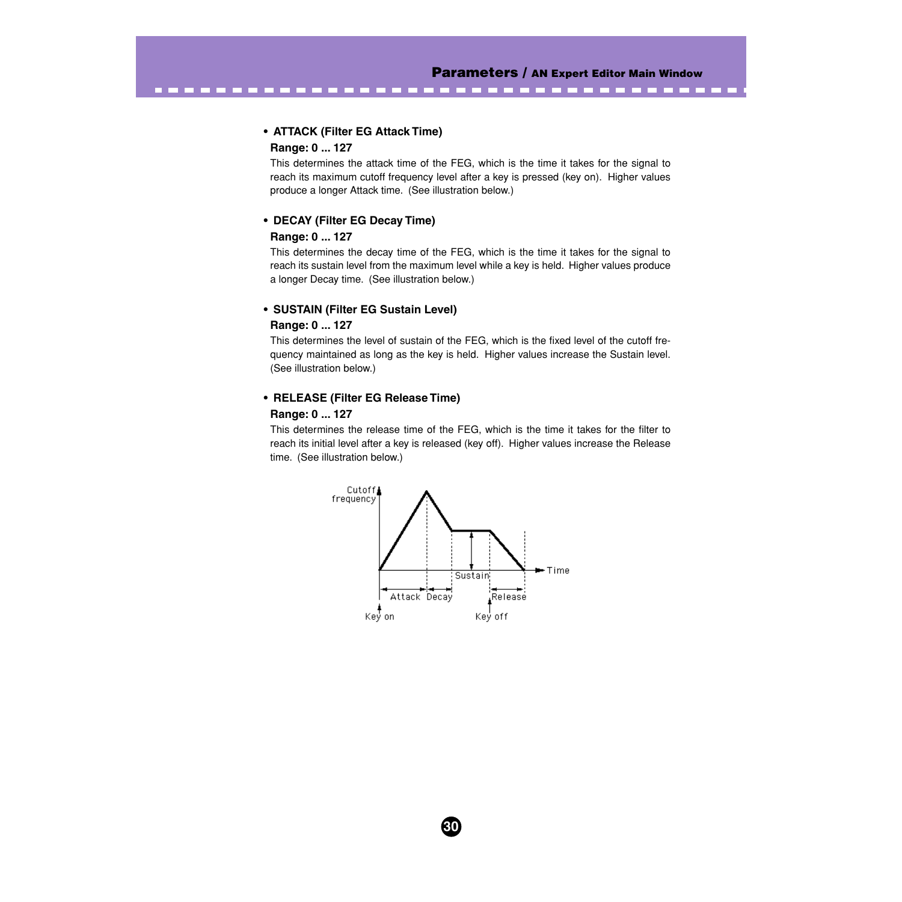- **ATTACK (Filter EG Attack Time)**

  **Range: 0 ... 127**

  This determines the attack time of the FEG, which is the time it takes for the signal to reach its maximum cutoff frequency level after a key is pressed (key on). Higher values produce a longer Attack time. (See illustration below.)

- **DECAY (Filter EG Decay Time)**

  **Range: 0 ... 127**

  This determines the decay time of the FEG, which is the time it takes for the signal to reach its sustain level from the maximum level while a key is held. Higher values produce a longer Decay time. (See illustration below.)

- **SUSTAIN (Filter EG Sustain Level)**

  **Range: 0 ... 127**

  This determines the level of sustain of the FEG, which is the fixed level of the cutoff frequency maintained as long as the key is held. Higher values increase the Sustain level. (See illustration below.)

- **RELEASE (Filter EG Release Time)**

  **Range: 0 ... 127**

  This determines the release time of the FEG, which is the time it takes for the filter to reach its initial level after a key is released (key off). Higher values increase the Release time. (See illustration below.)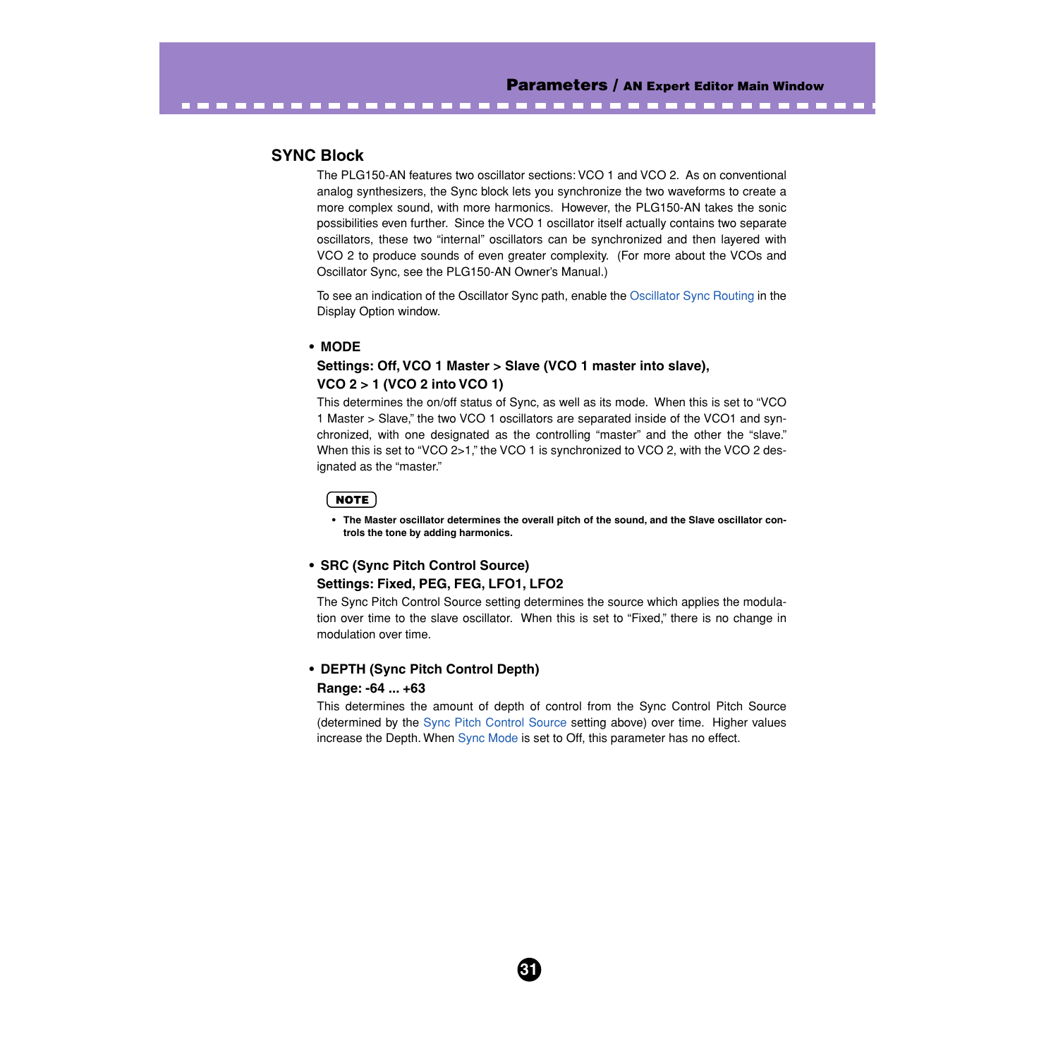## SYNC Block

The PLG150-AN features two oscillator sections: VCO 1 and VCO 2. As on conventional analog synthesizers, the Sync block lets you synchronize the two waveforms to create a more complex sound, with more harmonics. However, the PLG150-AN takes the sonic possibilities even further. Since the VCO 1 oscillator itself actually contains two separate oscillators, these two "internal" oscillators can be synchronized and then layered with VCO 2 to produce sounds of even greater complexity. (For more about the VCOs and Oscillator Sync, see the PLG150-AN Owner's Manual.)

To see an indication of the Oscillator Sync path, enable the Oscillator Sync Routing in the Display Option window.

- **MODE**

  **Settings: Off, VCO 1 Master > Slave (VCO 1 master into slave), VCO 2 > 1 (VCO 2 into VCO 1)**

  This determines the on/off status of Sync, as well as its mode. When this is set to "VCO 1 Master > Slave," the two VCO 1 oscillators are separated inside of the VCO1 and synchronized, with one designated as the controlling "master" and the other the "slave." When this is set to "VCO 2>1," the VCO 1 is synchronized to VCO 2, with the VCO 2 designated as the "master."

  **NOTE**

  - **The Master oscillator determines the overall pitch of the sound, and the Slave oscillator controls the tone by adding harmonics.**

- **SRC (Sync Pitch Control Source)**

  **Settings: Fixed, PEG, FEG, LFO1, LFO2**

  The Sync Pitch Control Source setting determines the source which applies the modulation over time to the slave oscillator. When this is set to "Fixed," there is no change in modulation over time.

- **DEPTH (Sync Pitch Control Depth)**

  **Range: -64 ... +63**

  This determines the amount of depth of control from the Sync Control Pitch Source (determined by the Sync Pitch Control Source setting above) over time. Higher values increase the Depth. When Sync Mode is set to Off, this parameter has no effect.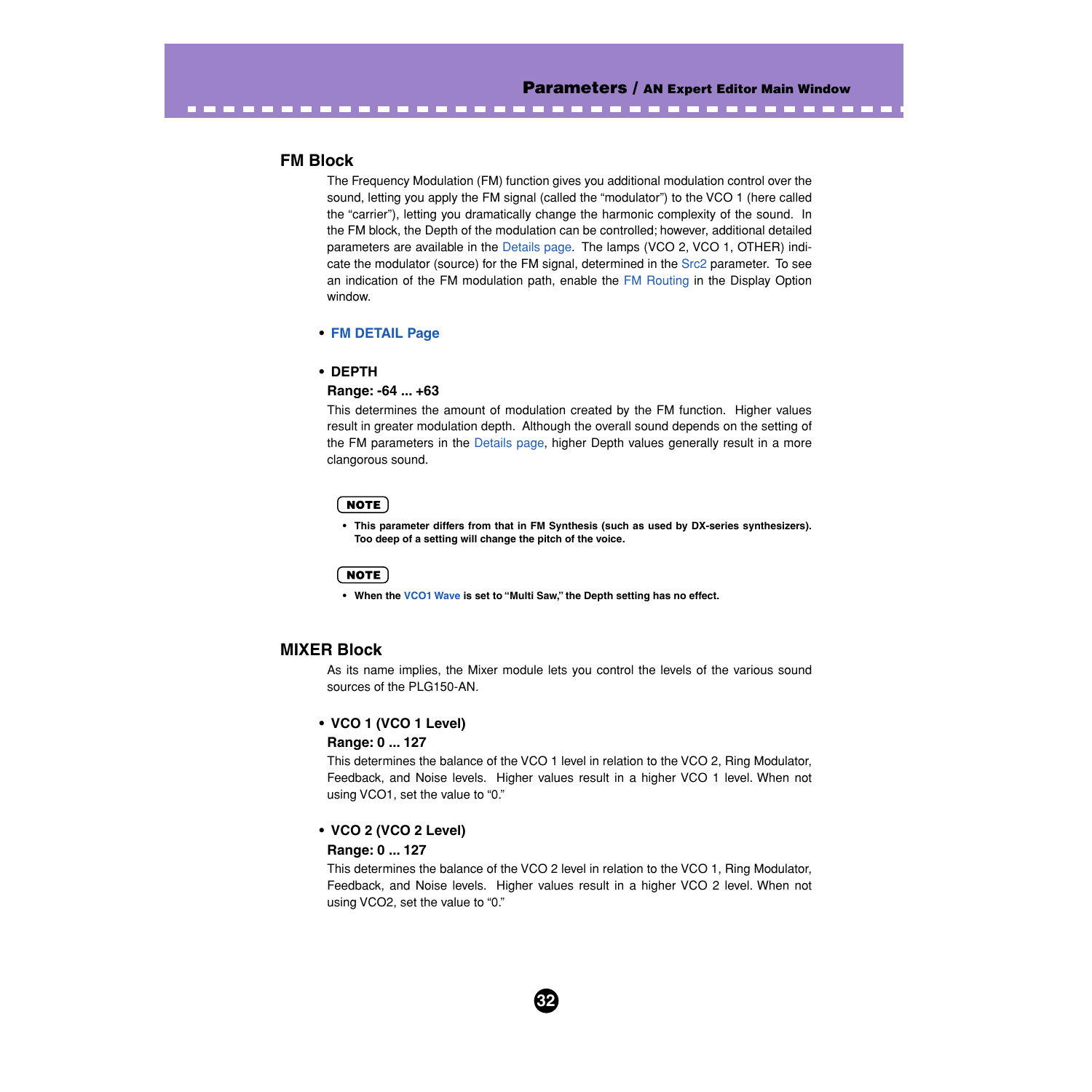## FM Block

The Frequency Modulation (FM) function gives you additional modulation control over the sound, letting you apply the FM signal (called the "modulator") to the VCO 1 (here called the "carrier"), letting you dramatically change the harmonic complexity of the sound. In the FM block, the Depth of the modulation can be controlled; however, additional detailed parameters are available in the Details page. The lamps (VCO 2, VCO 1, OTHER) indicate the modulator (source) for the FM signal, determined in the Src2 parameter. To see an indication of the FM modulation path, enable the FM Routing in the Display Option window.

- **FM DETAIL Page**

- **DEPTH**

**Range: -64 ... +63**

This determines the amount of modulation created by the FM function. Higher values result in greater modulation depth. Although the overall sound depends on the setting of the FM parameters in the Details page, higher Depth values generally result in a more clangorous sound.

**NOTE**

- **This parameter differs from that in FM Synthesis (such as used by DX-series synthesizers). Too deep of a setting will change the pitch of the voice.**

**NOTE**

- **When the VCO1 Wave is set to "Multi Saw," the Depth setting has no effect.**

## MIXER Block

As its name implies, the Mixer module lets you control the levels of the various sound sources of the PLG150-AN.

- **VCO 1 (VCO 1 Level)**

**Range: 0 ... 127**

This determines the balance of the VCO 1 level in relation to the VCO 2, Ring Modulator, Feedback, and Noise levels. Higher values result in a higher VCO 1 level. When not using VCO1, set the value to "0."

- **VCO 2 (VCO 2 Level)**

**Range: 0 ... 127**

This determines the balance of the VCO 2 level in relation to the VCO 1, Ring Modulator, Feedback, and Noise levels. Higher values result in a higher VCO 2 level. When not using VCO2, set the value to "0."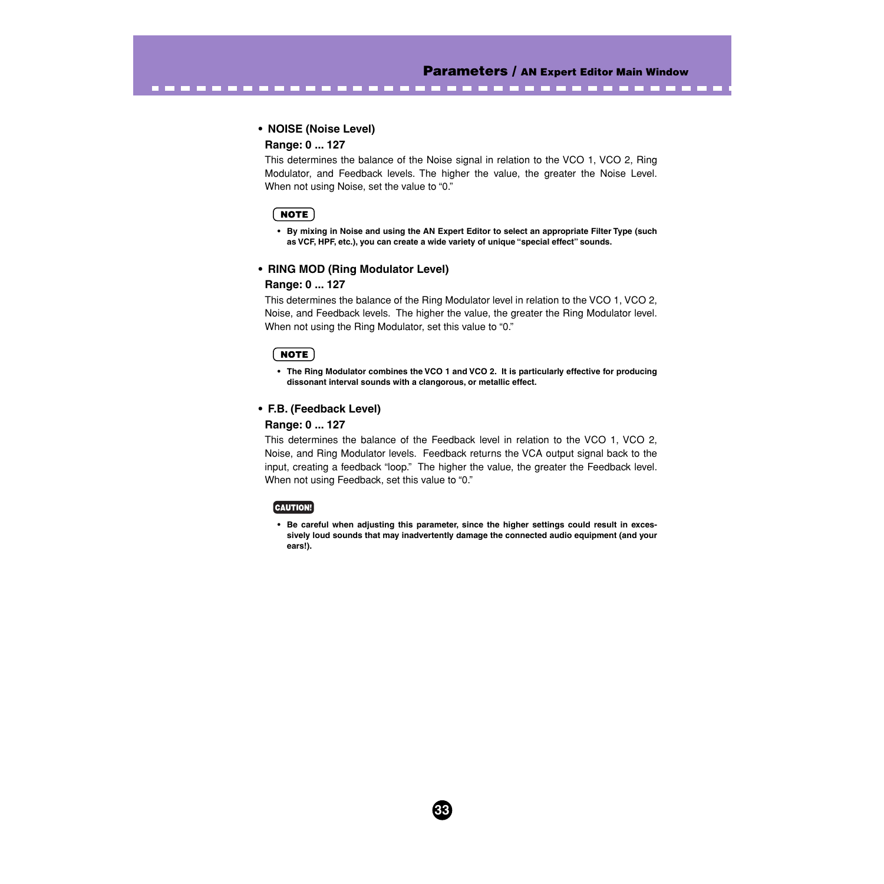- **NOISE (Noise Level)**

  **Range: 0 ... 127**

  This determines the balance of the Noise signal in relation to the VCO 1, VCO 2, Ring Modulator, and Feedback levels. The higher the value, the greater the Noise Level. When not using Noise, set the value to "0."

  **NOTE**

  - **By mixing in Noise and using the AN Expert Editor to select an appropriate Filter Type (such as VCF, HPF, etc.), you can create a wide variety of unique "special effect" sounds.**

- **RING MOD (Ring Modulator Level)**

  **Range: 0 ... 127**

  This determines the balance of the Ring Modulator level in relation to the VCO 1, VCO 2, Noise, and Feedback levels. The higher the value, the greater the Ring Modulator level. When not using the Ring Modulator, set this value to "0."

  **NOTE**

  - **The Ring Modulator combines the VCO 1 and VCO 2. It is particularly effective for producing dissonant interval sounds with a clangorous, or metallic effect.**

- **F.B. (Feedback Level)**

  **Range: 0 ... 127**

  This determines the balance of the Feedback level in relation to the VCO 1, VCO 2, Noise, and Ring Modulator levels. Feedback returns the VCA output signal back to the input, creating a feedback "loop." The higher the value, the greater the Feedback level. When not using Feedback, set this value to "0."

  **CAUTION!**

  - **Be careful when adjusting this parameter, since the higher settings could result in excessively loud sounds that may inadvertently damage the connected audio equipment (and your ears!).**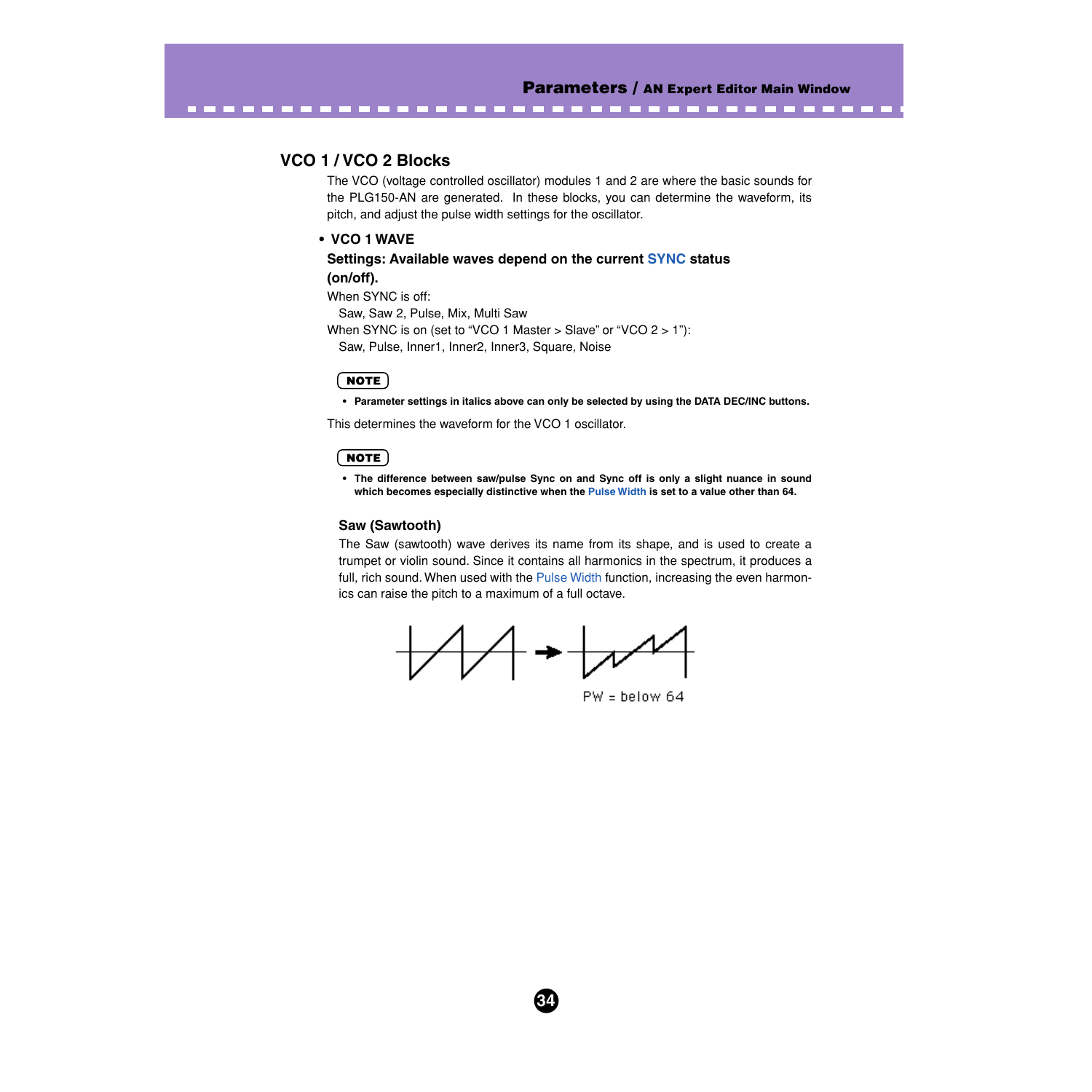## VCO 1 / VCO 2 Blocks

The VCO (voltage controlled oscillator) modules 1 and 2 are where the basic sounds for the PLG150-AN are generated. In these blocks, you can determine the waveform, its pitch, and adjust the pulse width settings for the oscillator.

- **VCO 1 WAVE**

**Settings: Available waves depend on the current SYNC status (on/off).**

When SYNC is off:

Saw, Saw 2, Pulse, Mix, Multi Saw

When SYNC is on (set to "VCO 1 Master > Slave" or "VCO 2 > 1"):

Saw, Pulse, Inner1, Inner2, Inner3, Square, Noise

**NOTE**

- **Parameter settings in italics above can only be selected by using the DATA DEC/INC buttons.**

This determines the waveform for the VCO 1 oscillator.

**NOTE**

- **The difference between saw/pulse Sync on and Sync off is only a slight nuance in sound which becomes especially distinctive when the Pulse Width is set to a value other than 64.**

### Saw (Sawtooth)

The Saw (sawtooth) wave derives its name from its shape, and is used to create a trumpet or violin sound. Since it contains all harmonics in the spectrum, it produces a full, rich sound. When used with the Pulse Width function, increasing the even harmonics can raise the pitch to a maximum of a full octave.

PW = below 64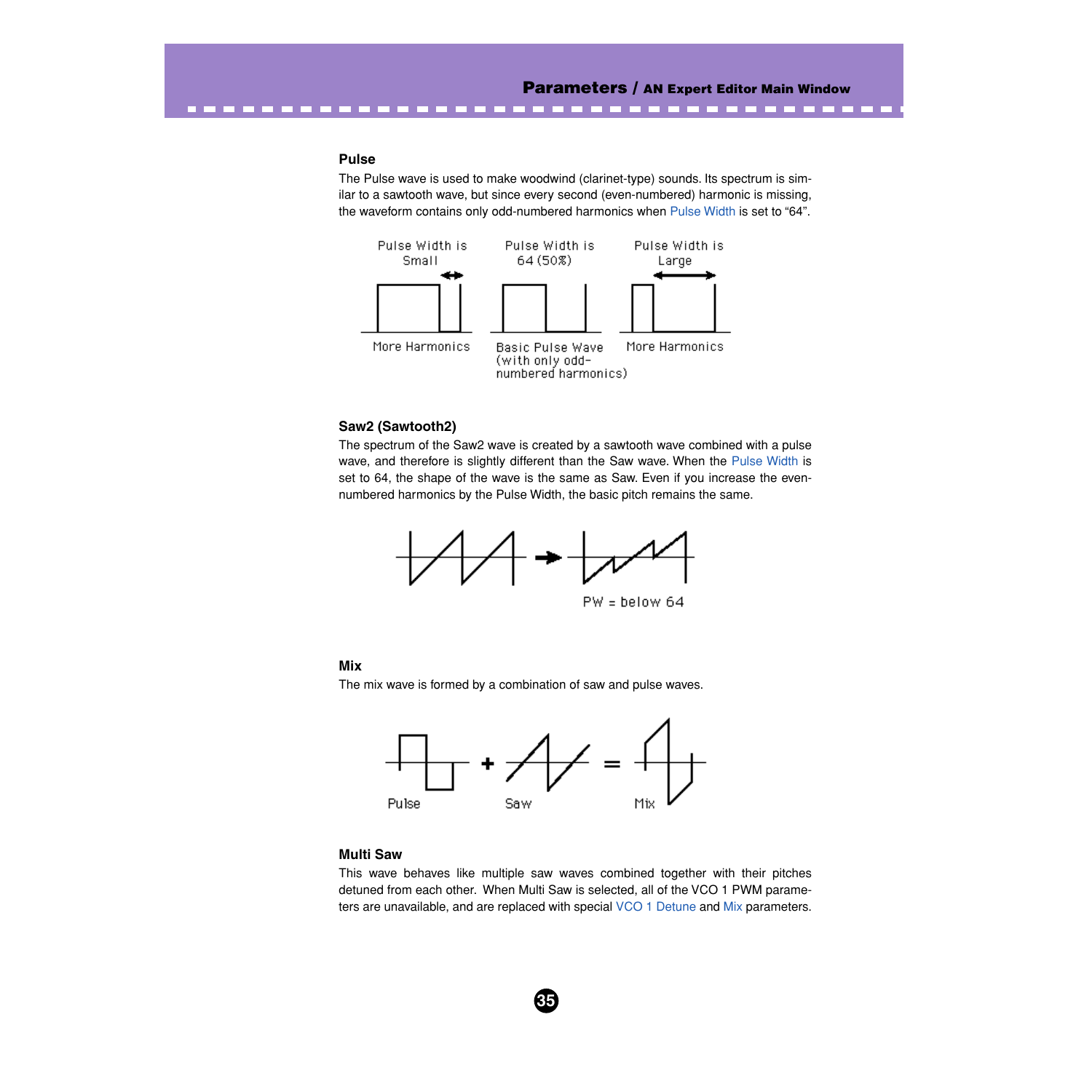### Pulse

The Pulse wave is used to make woodwind (clarinet-type) sounds. Its spectrum is similar to a sawtooth wave, but since every second (even-numbered) harmonic is missing, the waveform contains only odd-numbered harmonics when Pulse Width is set to “64”.

### Saw2 (Sawtooth2)

The spectrum of the Saw2 wave is created by a sawtooth wave combined with a pulse wave, and therefore is slightly different than the Saw wave. When the Pulse Width is set to 64, the shape of the wave is the same as Saw. Even if you increase the even-numbered harmonics by the Pulse Width, the basic pitch remains the same.

### Mix

The mix wave is formed by a combination of saw and pulse waves.

### Multi Saw

This wave behaves like multiple saw waves combined together with their pitches detuned from each other. When Multi Saw is selected, all of the VCO 1 PWM parameters are unavailable, and are replaced with special VCO 1 Detune and Mix parameters.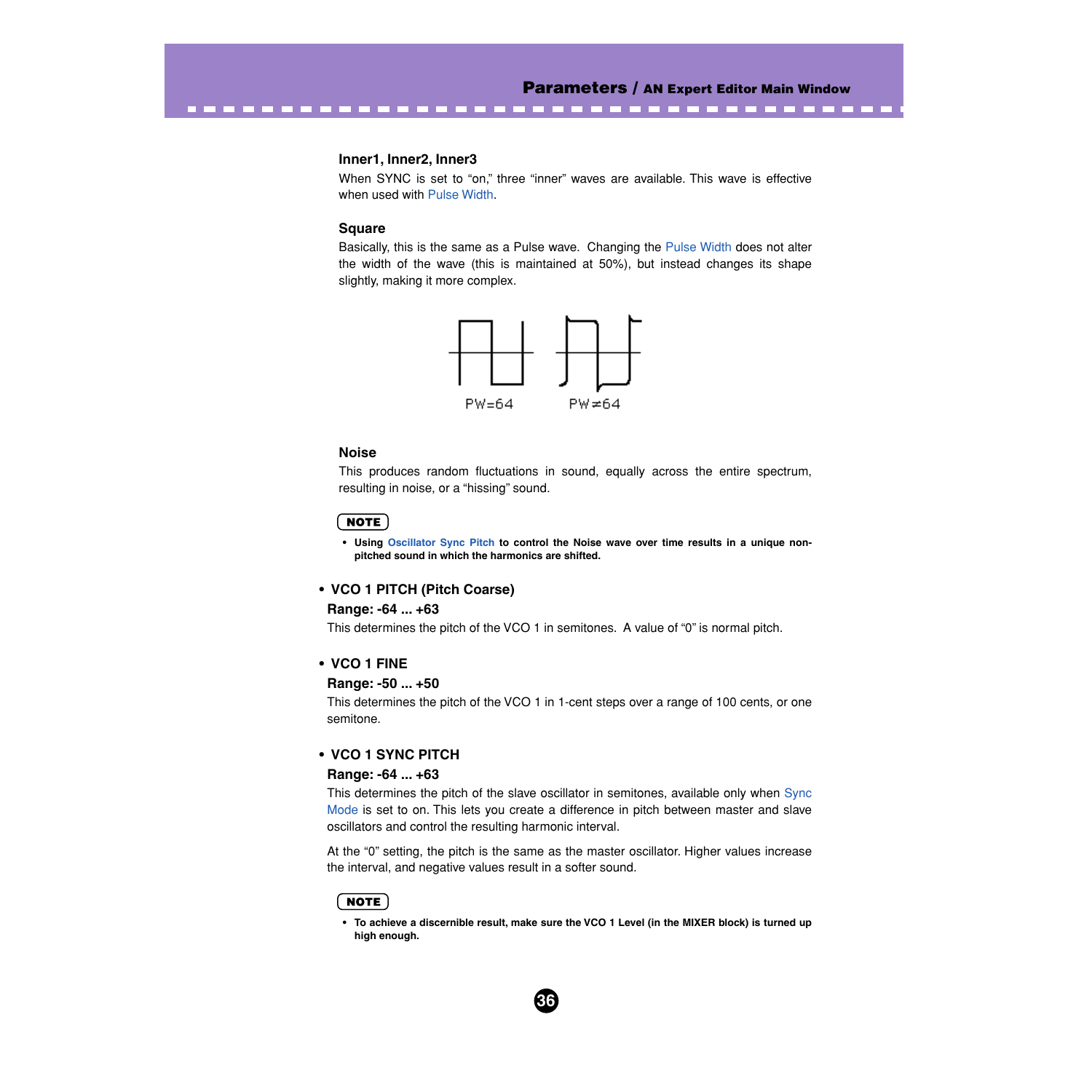#### Inner1, Inner2, Inner3

When SYNC is set to "on," three "inner" waves are available. This wave is effective when used with Pulse Width.

#### Square

Basically, this is the same as a Pulse wave. Changing the Pulse Width does not alter the width of the wave (this is maintained at 50%), but instead changes its shape slightly, making it more complex.

PW=64 PW≠64

#### Noise

This produces random fluctuations in sound, equally across the entire spectrum, resulting in noise, or a "hissing" sound.

**NOTE**

- **Using Oscillator Sync Pitch to control the Noise wave over time results in a unique non-pitched sound in which the harmonics are shifted.**

### • VCO 1 PITCH (Pitch Coarse)

**Range: -64 ... +63**

This determines the pitch of the VCO 1 in semitones. A value of "0" is normal pitch.

### • VCO 1 FINE

**Range: -50 ... +50**

This determines the pitch of the VCO 1 in 1-cent steps over a range of 100 cents, or one semitone.

### • VCO 1 SYNC PITCH

**Range: -64 ... +63**

This determines the pitch of the slave oscillator in semitones, available only when Sync Mode is set to on. This lets you create a difference in pitch between master and slave oscillators and control the resulting harmonic interval.

At the "0" setting, the pitch is the same as the master oscillator. Higher values increase the interval, and negative values result in a softer sound.

**NOTE**

- **To achieve a discernible result, make sure the VCO 1 Level (in the MIXER block) is turned up high enough.**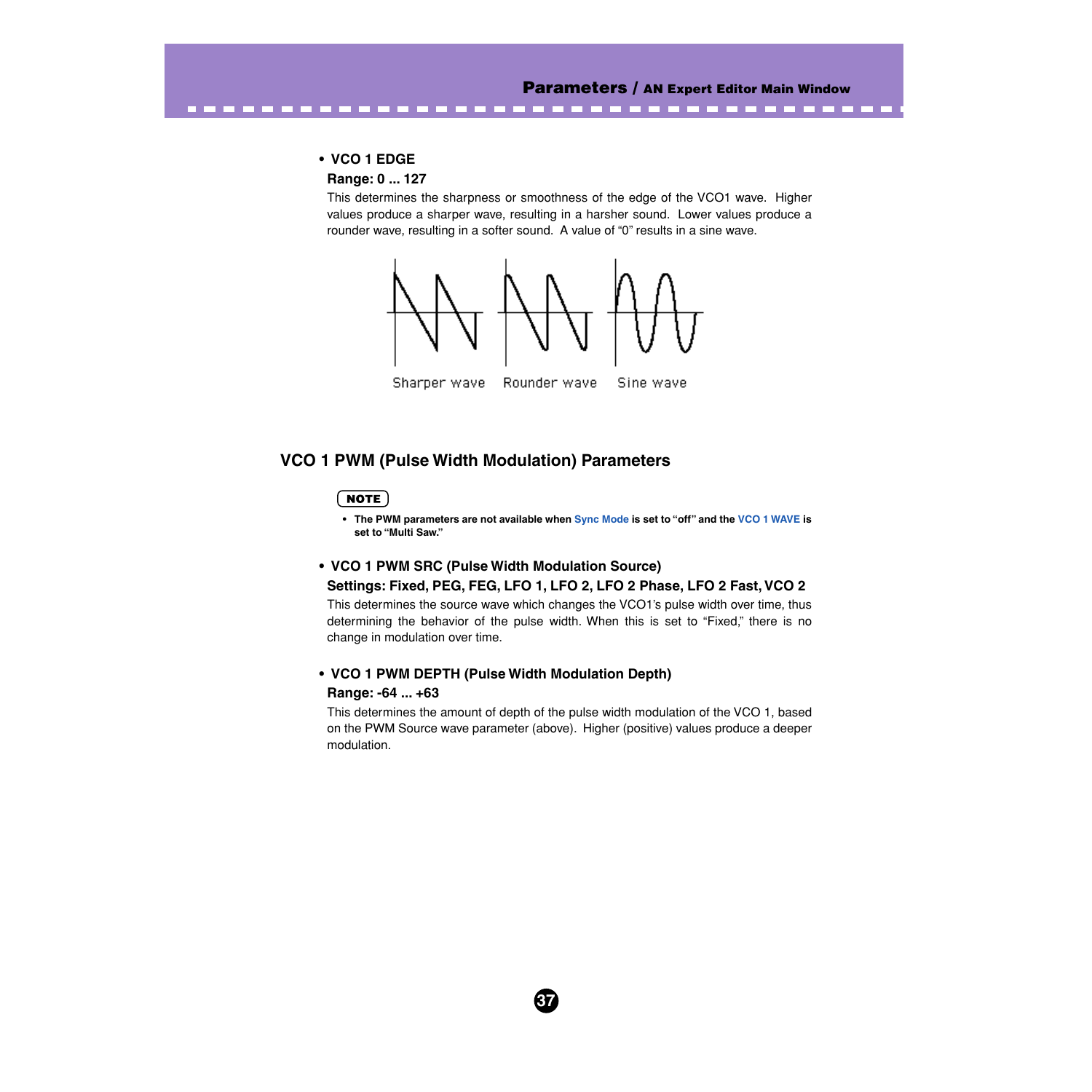- **VCO 1 EDGE**

  **Range: 0 ... 127**

  This determines the sharpness or smoothness of the edge of the VCO1 wave. Higher values produce a sharper wave, resulting in a harsher sound. Lower values produce a rounder wave, resulting in a softer sound. A value of “0” results in a sine wave.

  Sharper wave Rounder wave Sine wave

## VCO 1 PWM (Pulse Width Modulation) Parameters

**NOTE**

- **The PWM parameters are not available when Sync Mode is set to “off” and the VCO 1 WAVE is set to “Multi Saw.”**

- **VCO 1 PWM SRC (Pulse Width Modulation Source)**

  **Settings: Fixed, PEG, FEG, LFO 1, LFO 2, LFO 2 Phase, LFO 2 Fast, VCO 2**

  This determines the source wave which changes the VCO1’s pulse width over time, thus determining the behavior of the pulse width. When this is set to “Fixed,” there is no change in modulation over time.

- **VCO 1 PWM DEPTH (Pulse Width Modulation Depth)**

  **Range: -64 ... +63**

  This determines the amount of depth of the pulse width modulation of the VCO 1, based on the PWM Source wave parameter (above). Higher (positive) values produce a deeper modulation.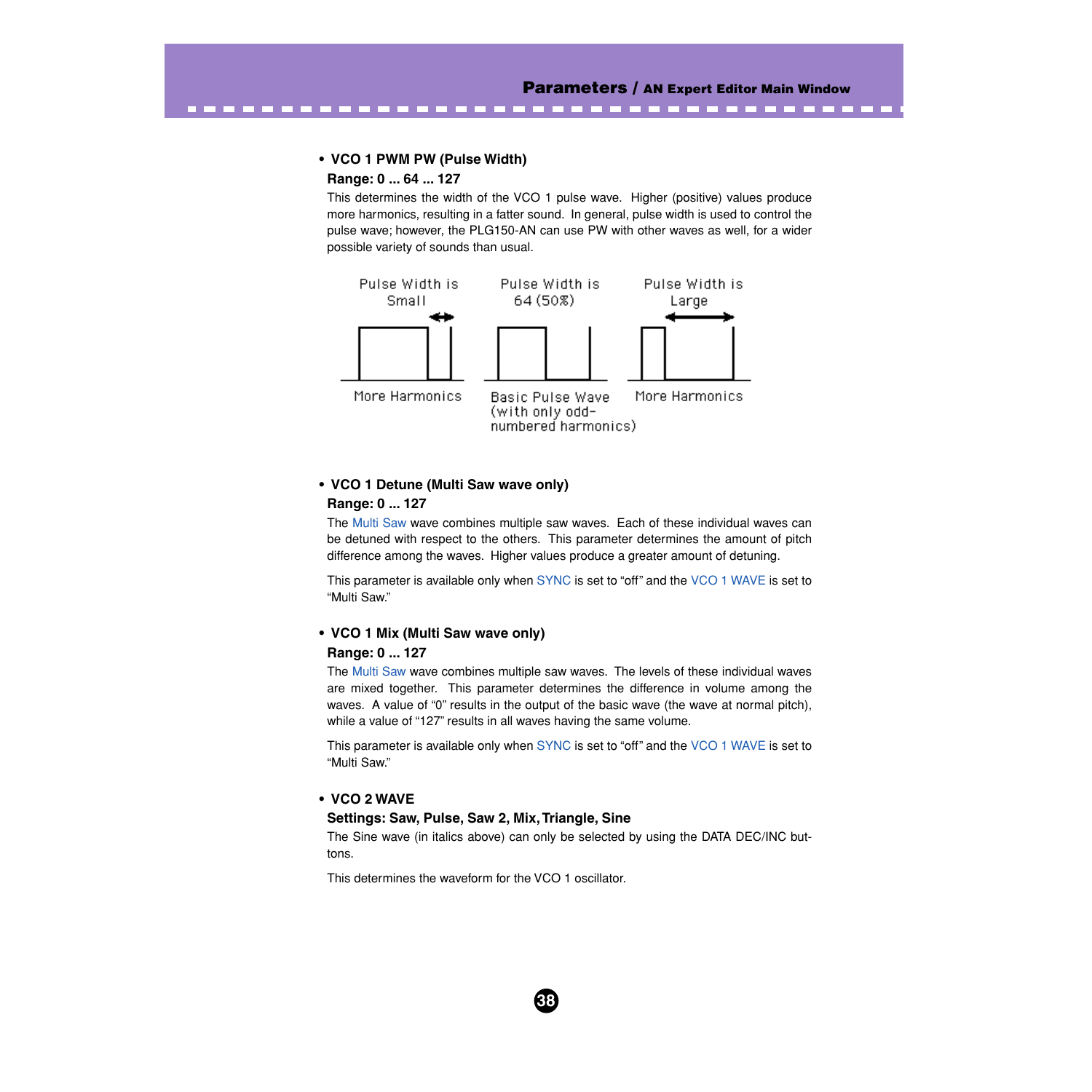- **VCO 1 PWM PW (Pulse Width)**

  **Range: 0 ... 64 ... 127**

  This determines the width of the VCO 1 pulse wave. Higher (positive) values produce more harmonics, resulting in a fatter sound. In general, pulse width is used to control the pulse wave; however, the PLG150-AN can use PW with other waves as well, for a wider possible variety of sounds than usual.

  Pulse Width is Small — More Harmonics

  Pulse Width is 64 (50%) — Basic Pulse Wave (with only odd-numbered harmonics)

  Pulse Width is Large — More Harmonics

- **VCO 1 Detune (Multi Saw wave only)**

  **Range: 0 ... 127**

  The Multi Saw wave combines multiple saw waves. Each of these individual waves can be detuned with respect to the others. This parameter determines the amount of pitch difference among the waves. Higher values produce a greater amount of detuning.

  This parameter is available only when SYNC is set to "off" and the VCO 1 WAVE is set to "Multi Saw."

- **VCO 1 Mix (Multi Saw wave only)**

  **Range: 0 ... 127**

  The Multi Saw wave combines multiple saw waves. The levels of these individual waves are mixed together. This parameter determines the difference in volume among the waves. A value of "0" results in the output of the basic wave (the wave at normal pitch), while a value of "127" results in all waves having the same volume.

  This parameter is available only when SYNC is set to "off" and the VCO 1 WAVE is set to "Multi Saw."

- **VCO 2 WAVE**

  **Settings: Saw, Pulse, Saw 2, Mix, Triangle, Sine**

  The Sine wave (in italics above) can only be selected by using the DATA DEC/INC buttons.

  This determines the waveform for the VCO 1 oscillator.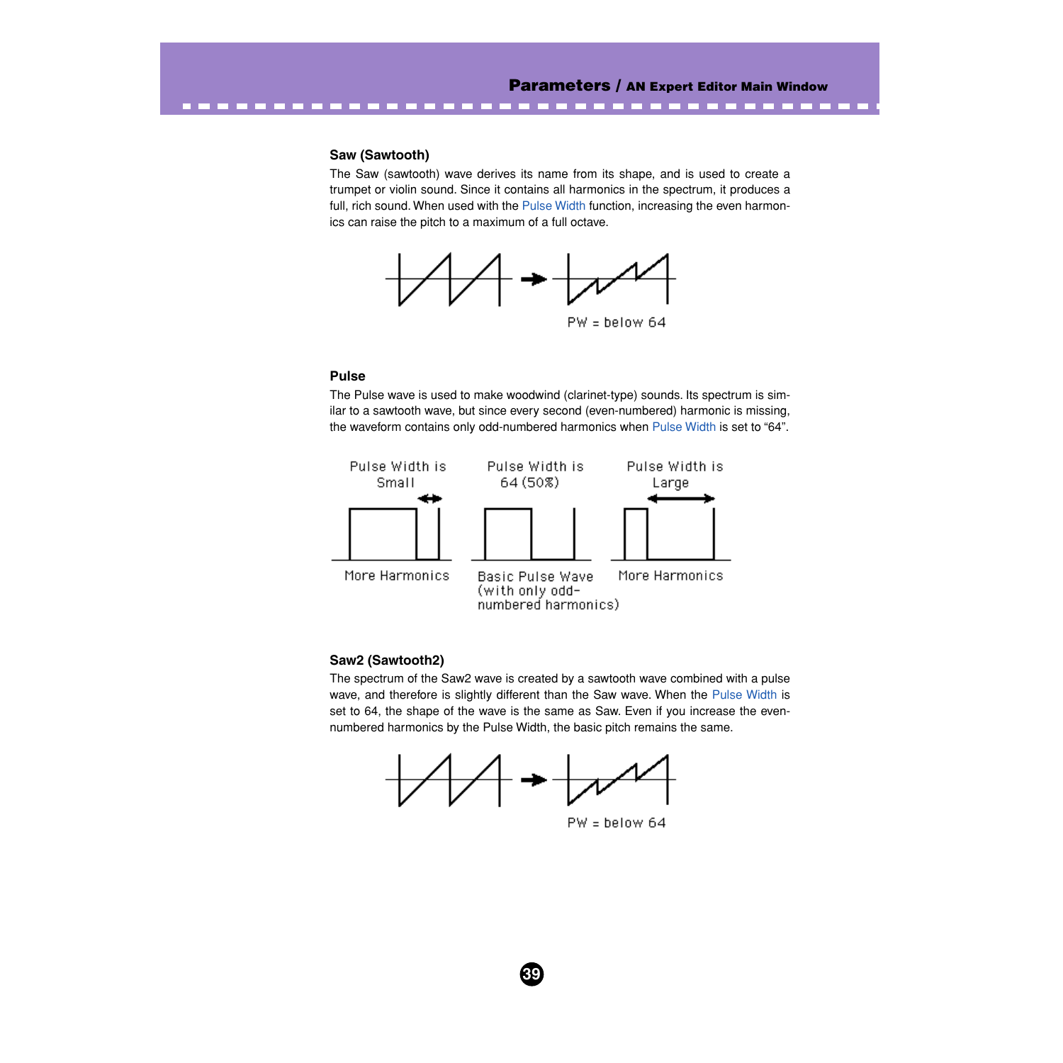### Saw (Sawtooth)

The Saw (sawtooth) wave derives its name from its shape, and is used to create a trumpet or violin sound. Since it contains all harmonics in the spectrum, it produces a full, rich sound. When used with the Pulse Width function, increasing the even harmonics can raise the pitch to a maximum of a full octave.

PW = below 64

### Pulse

The Pulse wave is used to make woodwind (clarinet-type) sounds. Its spectrum is similar to a sawtooth wave, but since every second (even-numbered) harmonic is missing, the waveform contains only odd-numbered harmonics when Pulse Width is set to “64”.

Pulse Width is Small — More Harmonics

Pulse Width is 64 (50%) — Basic Pulse Wave (with only odd-numbered harmonics)

Pulse Width is Large — More Harmonics

### Saw2 (Sawtooth2)

The spectrum of the Saw2 wave is created by a sawtooth wave combined with a pulse wave, and therefore is slightly different than the Saw wave. When the Pulse Width is set to 64, the shape of the wave is the same as Saw. Even if you increase the even-numbered harmonics by the Pulse Width, the basic pitch remains the same.

PW = below 64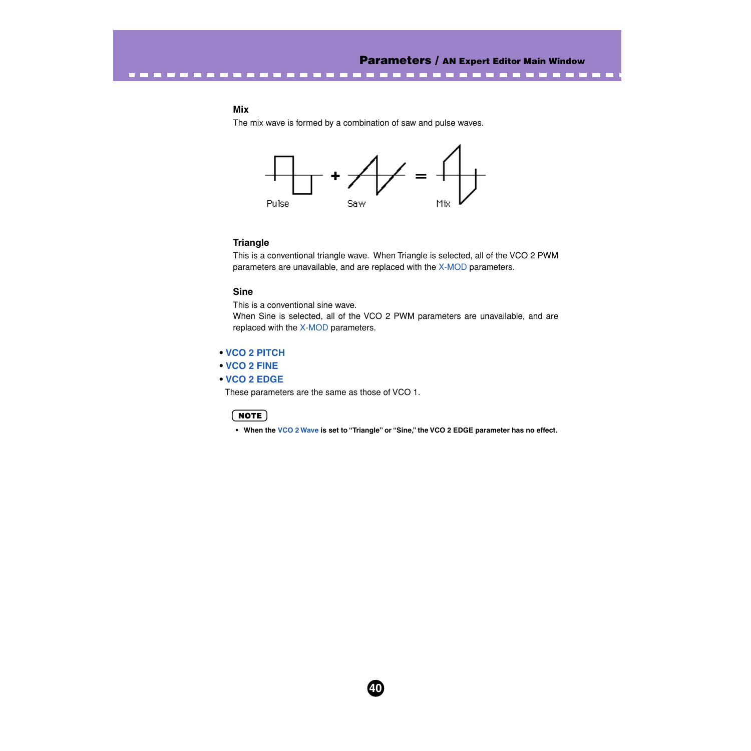### Mix

The mix wave is formed by a combination of saw and pulse waves.

Pulse + Saw = Mix

### Triangle

This is a conventional triangle wave. When Triangle is selected, all of the VCO 2 PWM parameters are unavailable, and are replaced with the X-MOD parameters.

### Sine

This is a conventional sine wave.
When Sine is selected, all of the VCO 2 PWM parameters are unavailable, and are replaced with the X-MOD parameters.

- **VCO 2 PITCH**
- **VCO 2 FINE**
- **VCO 2 EDGE**

These parameters are the same as those of VCO 1.

**NOTE**

- **When the VCO 2 Wave is set to "Triangle" or "Sine," the VCO 2 EDGE parameter has no effect.**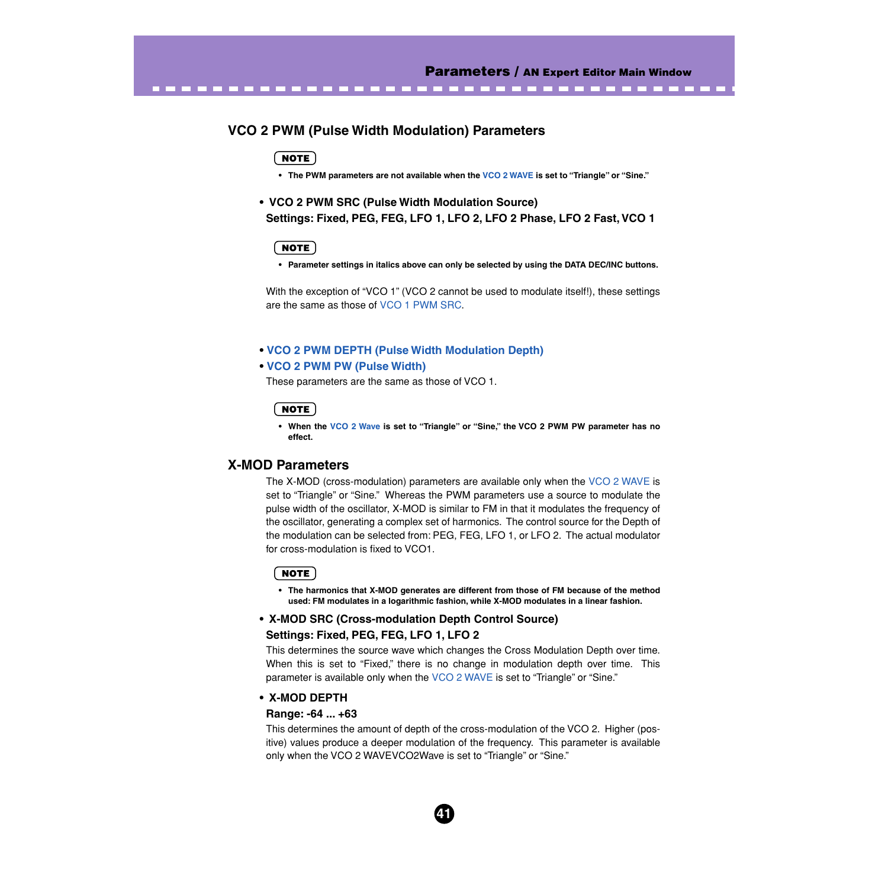## VCO 2 PWM (Pulse Width Modulation) Parameters

**NOTE**

- **The PWM parameters are not available when the VCO 2 WAVE is set to “Triangle” or “Sine.”**

- **VCO 2 PWM SRC (Pulse Width Modulation Source)**

  **Settings: Fixed, PEG, FEG, LFO 1, LFO 2, LFO 2 Phase, LFO 2 Fast, VCO 1**

**NOTE**

- **Parameter settings in italics above can only be selected by using the DATA DEC/INC buttons.**

With the exception of “VCO 1” (VCO 2 cannot be used to modulate itself!), these settings are the same as those of VCO 1 PWM SRC.

- **VCO 2 PWM DEPTH (Pulse Width Modulation Depth)**
- **VCO 2 PWM PW (Pulse Width)**

These parameters are the same as those of VCO 1.

**NOTE**

- **When the VCO 2 Wave is set to “Triangle” or “Sine,” the VCO 2 PWM PW parameter has no effect.**

## X-MOD Parameters

The X-MOD (cross-modulation) parameters are available only when the VCO 2 WAVE is set to “Triangle” or “Sine.” Whereas the PWM parameters use a source to modulate the pulse width of the oscillator, X-MOD is similar to FM in that it modulates the frequency of the oscillator, generating a complex set of harmonics. The control source for the Depth of the modulation can be selected from: PEG, FEG, LFO 1, or LFO 2. The actual modulator for cross-modulation is fixed to VCO1.

**NOTE**

- **The harmonics that X-MOD generates are different from those of FM because of the method used: FM modulates in a logarithmic fashion, while X-MOD modulates in a linear fashion.**

- **X-MOD SRC (Cross-modulation Depth Control Source)**

  **Settings: Fixed, PEG, FEG, LFO 1, LFO 2**

This determines the source wave which changes the Cross Modulation Depth over time. When this is set to “Fixed,” there is no change in modulation depth over time. This parameter is available only when the VCO 2 WAVE is set to “Triangle” or “Sine.”

- **X-MOD DEPTH**

  **Range: -64 ... +63**

This determines the amount of depth of the cross-modulation of the VCO 2. Higher (positive) values produce a deeper modulation of the frequency. This parameter is available only when the VCO 2 WAVEVCO2Wave is set to “Triangle” or “Sine.”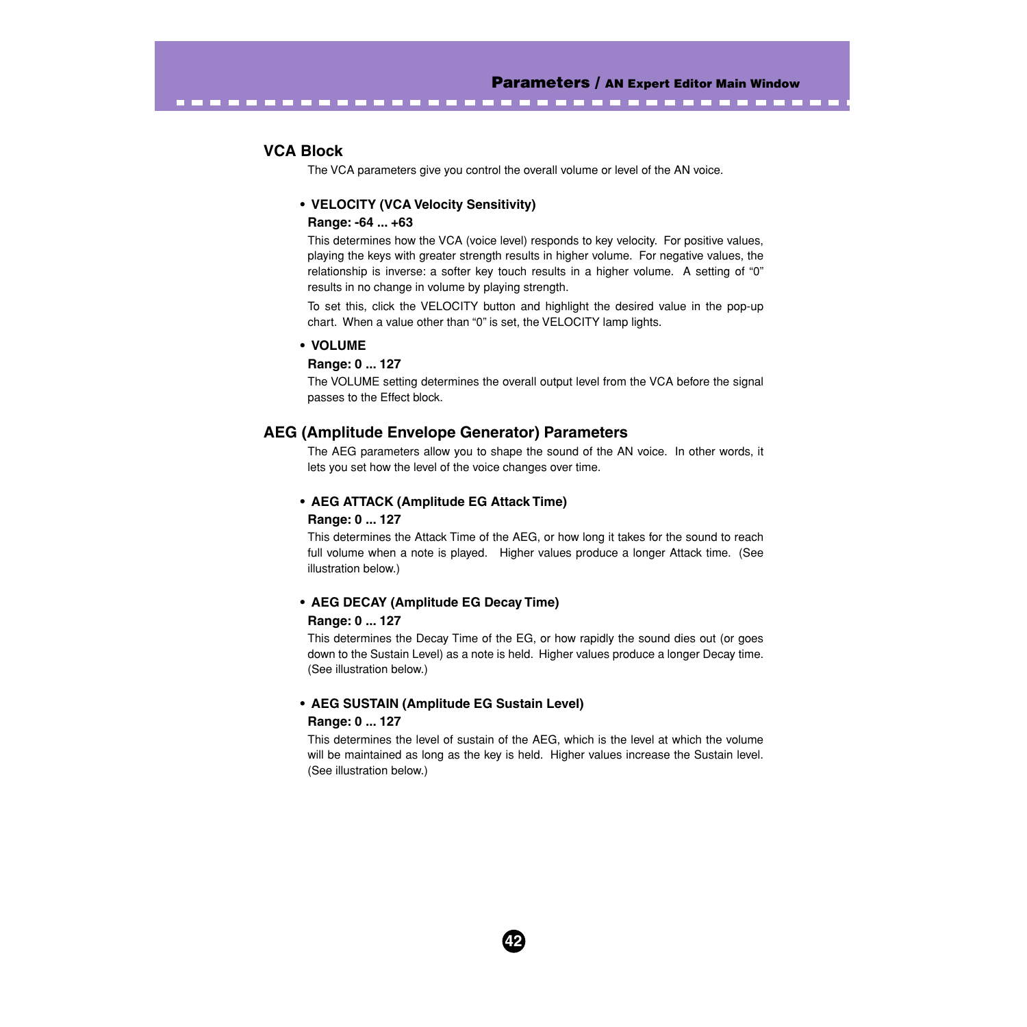## VCA Block

The VCA parameters give you control the overall volume or level of the AN voice.

- **VELOCITY (VCA Velocity Sensitivity)**

**Range: -64 ... +63**

This determines how the VCA (voice level) responds to key velocity. For positive values, playing the keys with greater strength results in higher volume. For negative values, the relationship is inverse: a softer key touch results in a higher volume. A setting of "0" results in no change in volume by playing strength.

To set this, click the VELOCITY button and highlight the desired value in the pop-up chart. When a value other than "0" is set, the VELOCITY lamp lights.

- **VOLUME**

**Range: 0 ... 127**

The VOLUME setting determines the overall output level from the VCA before the signal passes to the Effect block.

## AEG (Amplitude Envelope Generator) Parameters

The AEG parameters allow you to shape the sound of the AN voice. In other words, it lets you set how the level of the voice changes over time.

- **AEG ATTACK (Amplitude EG Attack Time)**

**Range: 0 ... 127**

This determines the Attack Time of the AEG, or how long it takes for the sound to reach full volume when a note is played. Higher values produce a longer Attack time. (See illustration below.)

- **AEG DECAY (Amplitude EG Decay Time)**

**Range: 0 ... 127**

This determines the Decay Time of the EG, or how rapidly the sound dies out (or goes down to the Sustain Level) as a note is held. Higher values produce a longer Decay time. (See illustration below.)

- **AEG SUSTAIN (Amplitude EG Sustain Level)**

**Range: 0 ... 127**

This determines the level of sustain of the AEG, which is the level at which the volume will be maintained as long as the key is held. Higher values increase the Sustain level. (See illustration below.)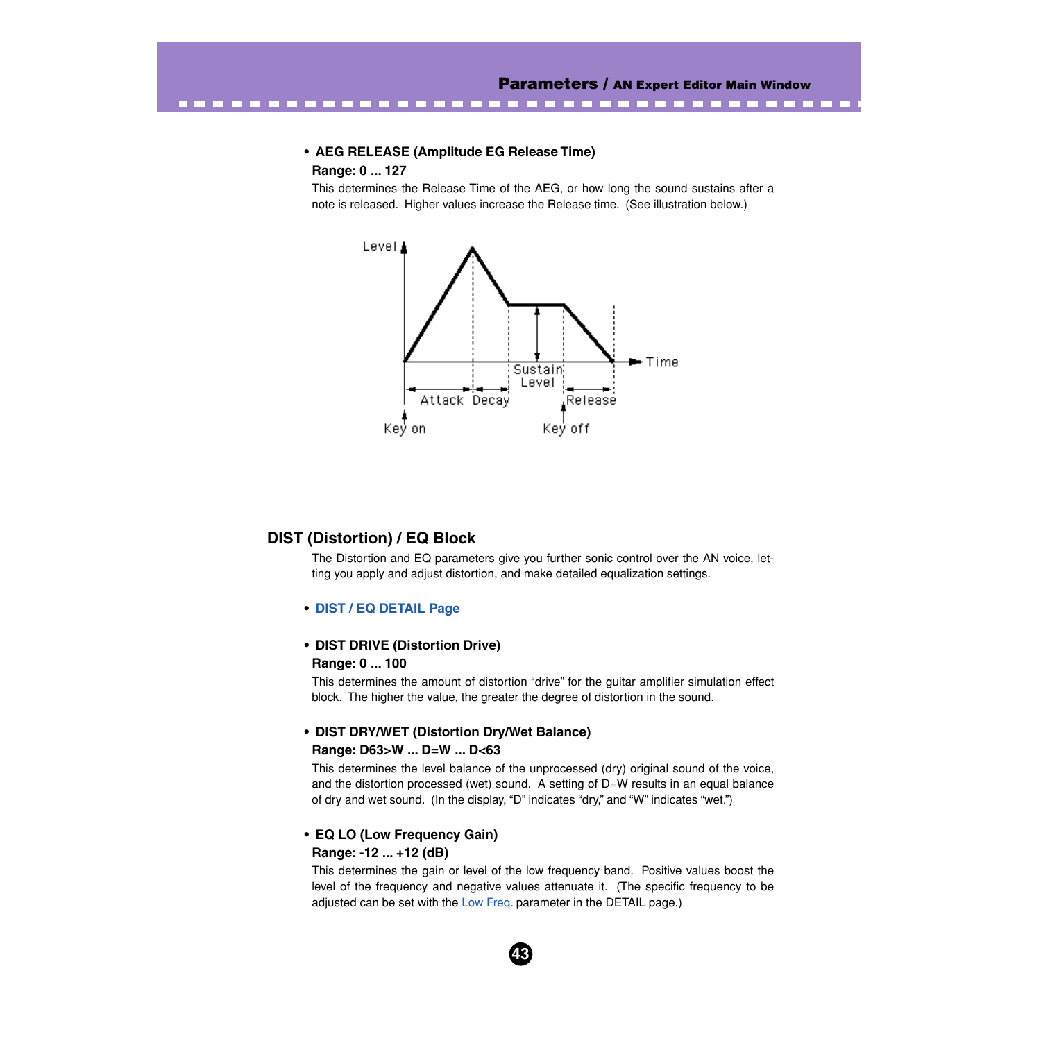- **AEG RELEASE (Amplitude EG Release Time)**

  **Range: 0 ... 127**

  This determines the Release Time of the AEG, or how long the sound sustains after a note is released. Higher values increase the Release time. (See illustration below.)

## DIST (Distortion) / EQ Block

The Distortion and EQ parameters give you further sonic control over the AN voice, letting you apply and adjust distortion, and make detailed equalization settings.

- **DIST / EQ DETAIL Page**

- **DIST DRIVE (Distortion Drive)**

  **Range: 0 ... 100**

  This determines the amount of distortion "drive" for the guitar amplifier simulation effect block. The higher the value, the greater the degree of distortion in the sound.

- **DIST DRY/WET (Distortion Dry/Wet Balance)**

  **Range: D63>W ... D=W ... D<63**

  This determines the level balance of the unprocessed (dry) original sound of the voice, and the distortion processed (wet) sound. A setting of D=W results in an equal balance of dry and wet sound. (In the display, "D" indicates "dry," and "W" indicates "wet.")

- **EQ LO (Low Frequency Gain)**

  **Range: -12 ... +12 (dB)**

  This determines the gain or level of the low frequency band. Positive values boost the level of the frequency and negative values attenuate it. (The specific frequency to be adjusted can be set with the Low Freq. parameter in the DETAIL page.)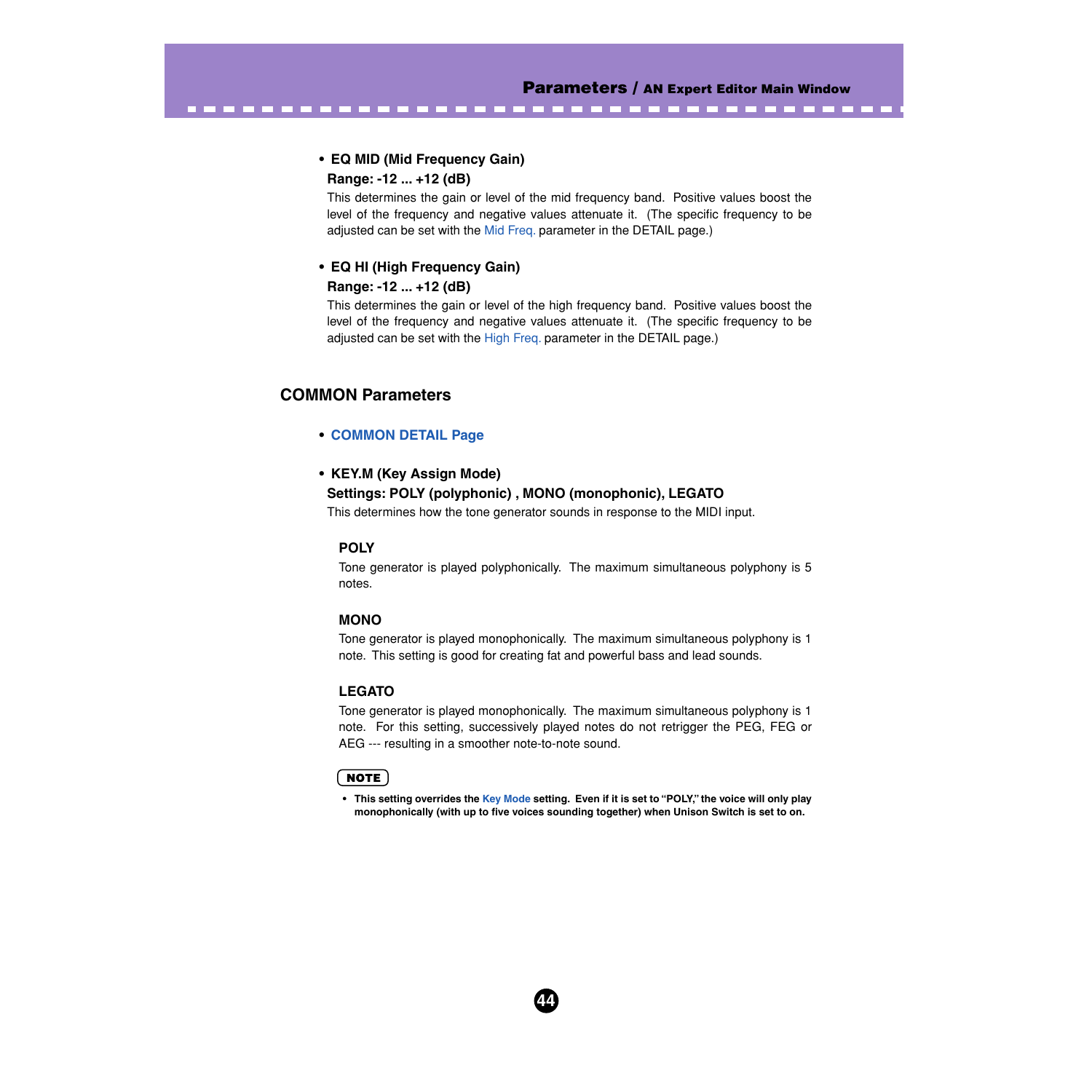- **EQ MID (Mid Frequency Gain)**

  **Range: -12 ... +12 (dB)**

  This determines the gain or level of the mid frequency band. Positive values boost the level of the frequency and negative values attenuate it. (The specific frequency to be adjusted can be set with the Mid Freq. parameter in the DETAIL page.)

- **EQ HI (High Frequency Gain)**

  **Range: -12 ... +12 (dB)**

  This determines the gain or level of the high frequency band. Positive values boost the level of the frequency and negative values attenuate it. (The specific frequency to be adjusted can be set with the High Freq. parameter in the DETAIL page.)

## COMMON Parameters

- **COMMON DETAIL Page**

- **KEY.M (Key Assign Mode)**

  **Settings: POLY (polyphonic) , MONO (monophonic), LEGATO**

  This determines how the tone generator sounds in response to the MIDI input.

### POLY

Tone generator is played polyphonically. The maximum simultaneous polyphony is 5 notes.

### MONO

Tone generator is played monophonically. The maximum simultaneous polyphony is 1 note. This setting is good for creating fat and powerful bass and lead sounds.

### LEGATO

Tone generator is played monophonically. The maximum simultaneous polyphony is 1 note. For this setting, successively played notes do not retrigger the PEG, FEG or AEG --- resulting in a smoother note-to-note sound.

**NOTE**

- **This setting overrides the Key Mode setting. Even if it is set to "POLY," the voice will only play monophonically (with up to five voices sounding together) when Unison Switch is set to on.**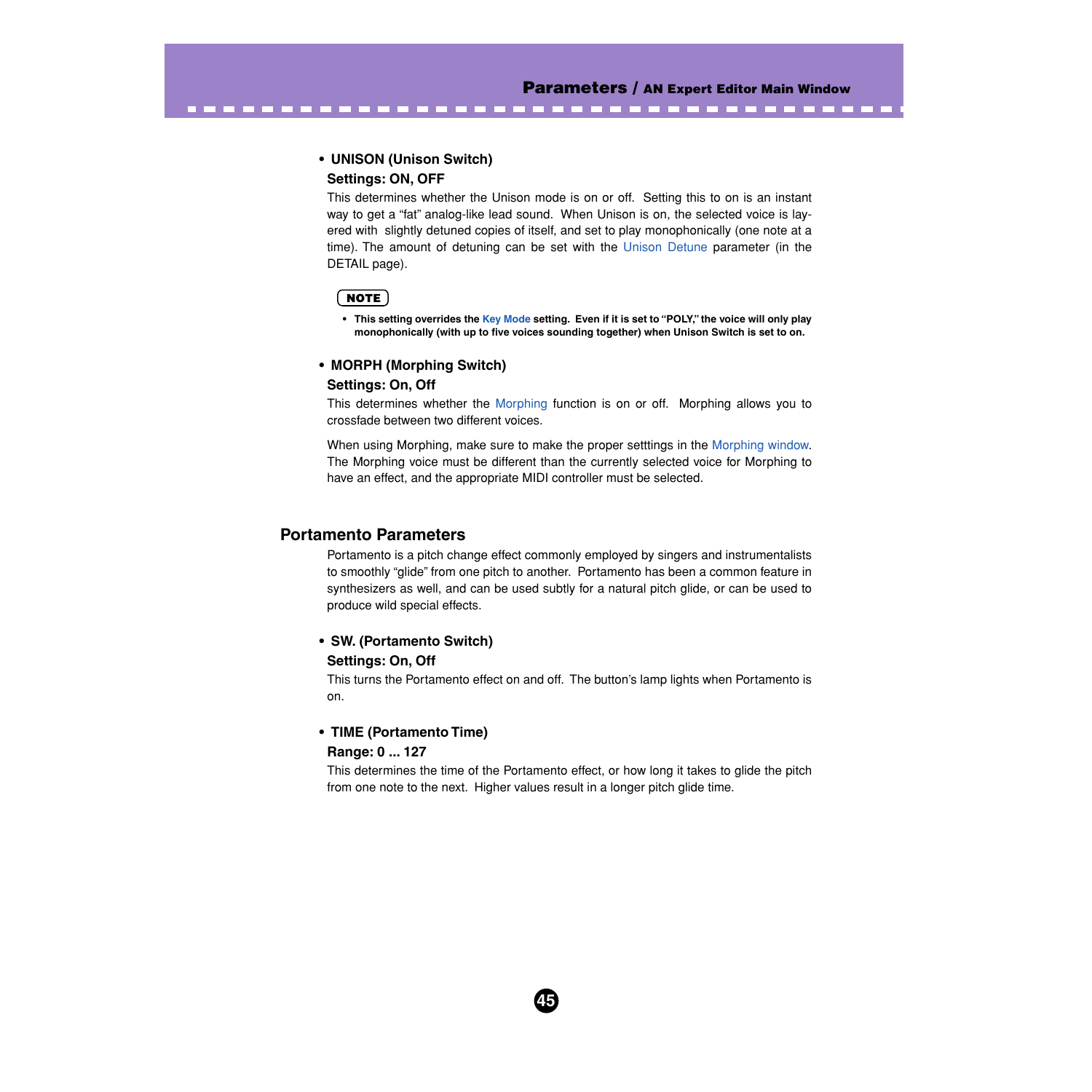- **UNISON (Unison Switch)**

  **Settings: ON, OFF**

  This determines whether the Unison mode is on or off. Setting this to on is an instant way to get a "fat" analog-like lead sound. When Unison is on, the selected voice is layered with slightly detuned copies of itself, and set to play monophonically (one note at a time). The amount of detuning can be set with the Unison Detune parameter (in the DETAIL page).

  **NOTE**

  - **This setting overrides the Key Mode setting. Even if it is set to "POLY," the voice will only play monophonically (with up to five voices sounding together) when Unison Switch is set to on.**

- **MORPH (Morphing Switch)**

  **Settings: On, Off**

  This determines whether the Morphing function is on or off. Morphing allows you to crossfade between two different voices.

  When using Morphing, make sure to make the proper setttings in the Morphing window. The Morphing voice must be different than the currently selected voice for Morphing to have an effect, and the appropriate MIDI controller must be selected.

## Portamento Parameters

Portamento is a pitch change effect commonly employed by singers and instrumentalists to smoothly "glide" from one pitch to another. Portamento has been a common feature in synthesizers as well, and can be used subtly for a natural pitch glide, or can be used to produce wild special effects.

- **SW. (Portamento Switch)**

  **Settings: On, Off**

  This turns the Portamento effect on and off. The button's lamp lights when Portamento is on.

- **TIME (Portamento Time)**

  **Range: 0 ... 127**

  This determines the time of the Portamento effect, or how long it takes to glide the pitch from one note to the next. Higher values result in a longer pitch glide time.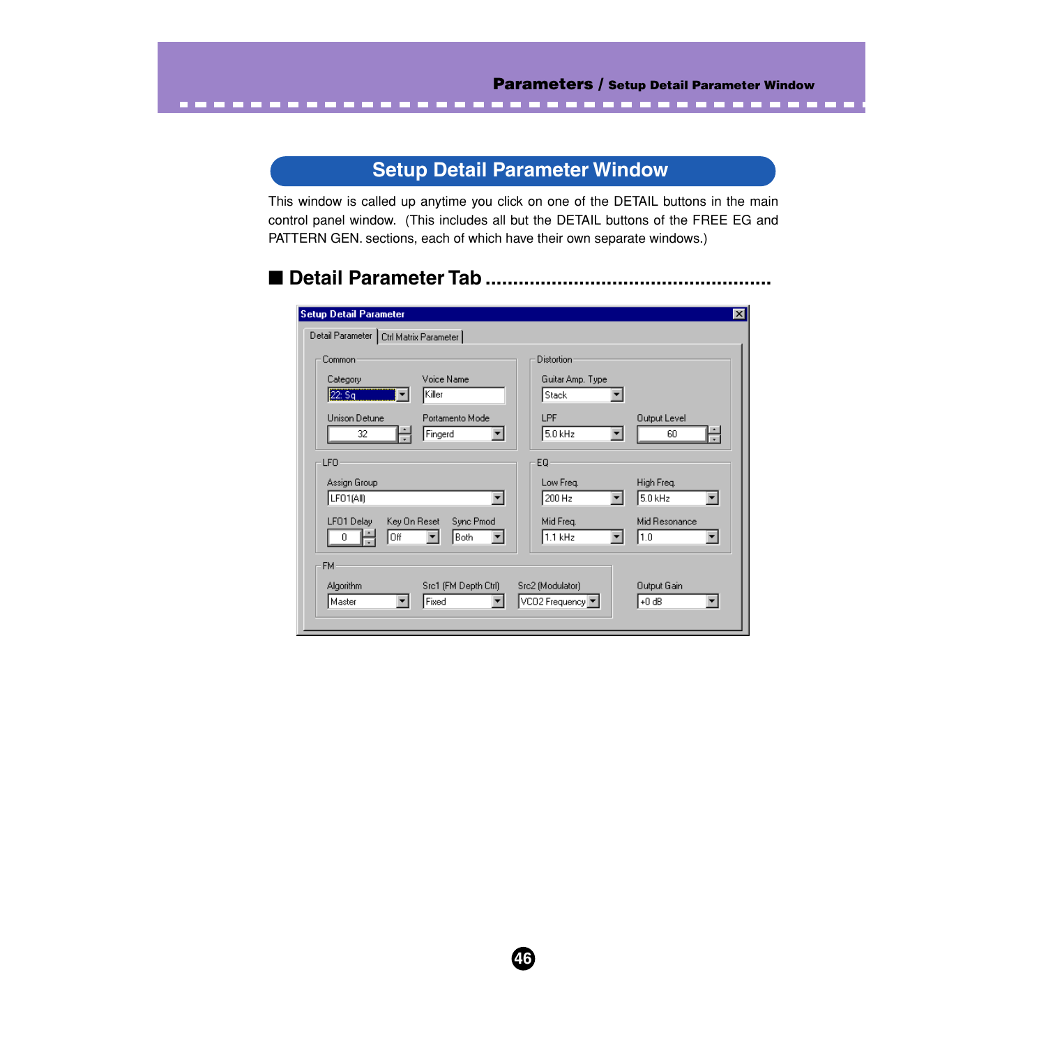# Setup Detail Parameter Window

This window is called up anytime you click on one of the DETAIL buttons in the main control panel window. (This includes all but the DETAIL buttons of the FREE EG and PATTERN GEN. sections, each of which have their own separate windows.)

## ■ Detail Parameter Tab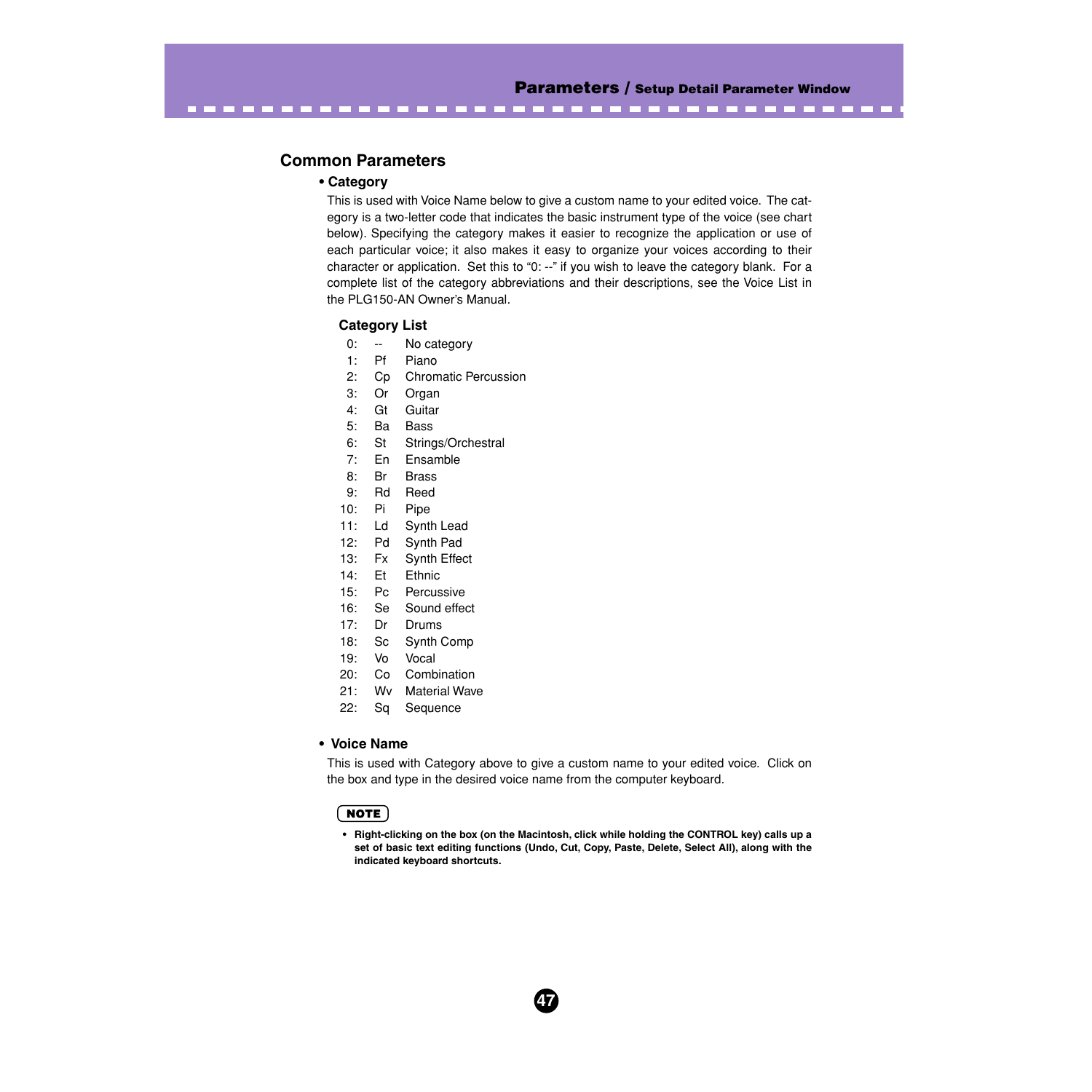## Common Parameters

### • Category

This is used with Voice Name below to give a custom name to your edited voice. The category is a two-letter code that indicates the basic instrument type of the voice (see chart below). Specifying the category makes it easier to recognize the application or use of each particular voice; it also makes it easy to organize your voices according to their character or application. Set this to "0: --" if you wish to leave the category blank. For a complete list of the category abbreviations and their descriptions, see the Voice List in the PLG150-AN Owner's Manual.

**Category List**

| | | |
|---|---|---|
| 0: | -- | No category |
| 1: | Pf | Piano |
| 2: | Cp | Chromatic Percussion |
| 3: | Or | Organ |
| 4: | Gt | Guitar |
| 5: | Ba | Bass |
| 6: | St | Strings/Orchestral |
| 7: | En | Ensamble |
| 8: | Br | Brass |
| 9: | Rd | Reed |
| 10: | Pi | Pipe |
| 11: | Ld | Synth Lead |
| 12: | Pd | Synth Pad |
| 13: | Fx | Synth Effect |
| 14: | Et | Ethnic |
| 15: | Pc | Percussive |
| 16: | Se | Sound effect |
| 17: | Dr | Drums |
| 18: | Sc | Synth Comp |
| 19: | Vo | Vocal |
| 20: | Co | Combination |
| 21: | Wv | Material Wave |
| 22: | Sq | Sequence |

### • Voice Name

This is used with Category above to give a custom name to your edited voice. Click on the box and type in the desired voice name from the computer keyboard.

**NOTE**

- **Right-clicking on the box (on the Macintosh, click while holding the CONTROL key) calls up a set of basic text editing functions (Undo, Cut, Copy, Paste, Delete, Select All), along with the indicated keyboard shortcuts.**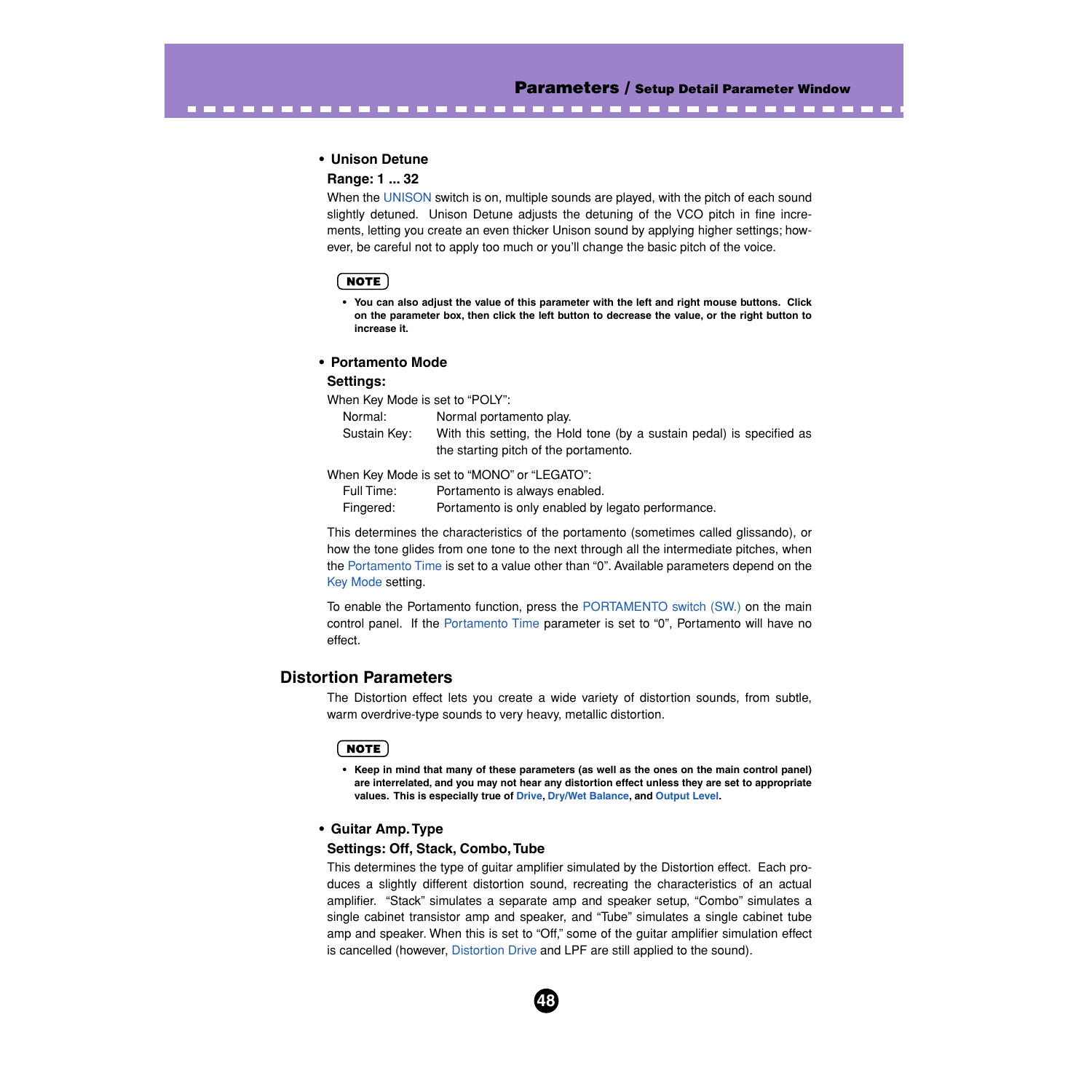- **Unison Detune**

**Range: 1 ... 32**

When the UNISON switch is on, multiple sounds are played, with the pitch of each sound slightly detuned. Unison Detune adjusts the detuning of the VCO pitch in fine increments, letting you create an even thicker Unison sound by applying higher settings; however, be careful not to apply too much or you'll change the basic pitch of the voice.

**NOTE**

- **You can also adjust the value of this parameter with the left and right mouse buttons. Click on the parameter box, then click the left button to decrease the value, or the right button to increase it.**

- **Portamento Mode**

**Settings:**

When Key Mode is set to "POLY":

| | |
|---|---|
| Normal: | Normal portamento play. |
| Sustain Key: | With this setting, the Hold tone (by a sustain pedal) is specified as the starting pitch of the portamento. |

When Key Mode is set to "MONO" or "LEGATO":

| | |
|---|---|
| Full Time: | Portamento is always enabled. |
| Fingered: | Portamento is only enabled by legato performance. |

This determines the characteristics of the portamento (sometimes called glissando), or how the tone glides from one tone to the next through all the intermediate pitches, when the Portamento Time is set to a value other than "0". Available parameters depend on the Key Mode setting.

To enable the Portamento function, press the PORTAMENTO switch (SW.) on the main control panel. If the Portamento Time parameter is set to "0", Portamento will have no effect.

## Distortion Parameters

The Distortion effect lets you create a wide variety of distortion sounds, from subtle, warm overdrive-type sounds to very heavy, metallic distortion.

**NOTE**

- **Keep in mind that many of these parameters (as well as the ones on the main control panel) are interrelated, and you may not hear any distortion effect unless they are set to appropriate values. This is especially true of Drive, Dry/Wet Balance, and Output Level.**

- **Guitar Amp. Type**

**Settings: Off, Stack, Combo, Tube**

This determines the type of guitar amplifier simulated by the Distortion effect. Each produces a slightly different distortion sound, recreating the characteristics of an actual amplifier. "Stack" simulates a separate amp and speaker setup, "Combo" simulates a single cabinet transistor amp and speaker, and "Tube" simulates a single cabinet tube amp and speaker. When this is set to "Off," some of the guitar amplifier simulation effect is cancelled (however, Distortion Drive and LPF are still applied to the sound).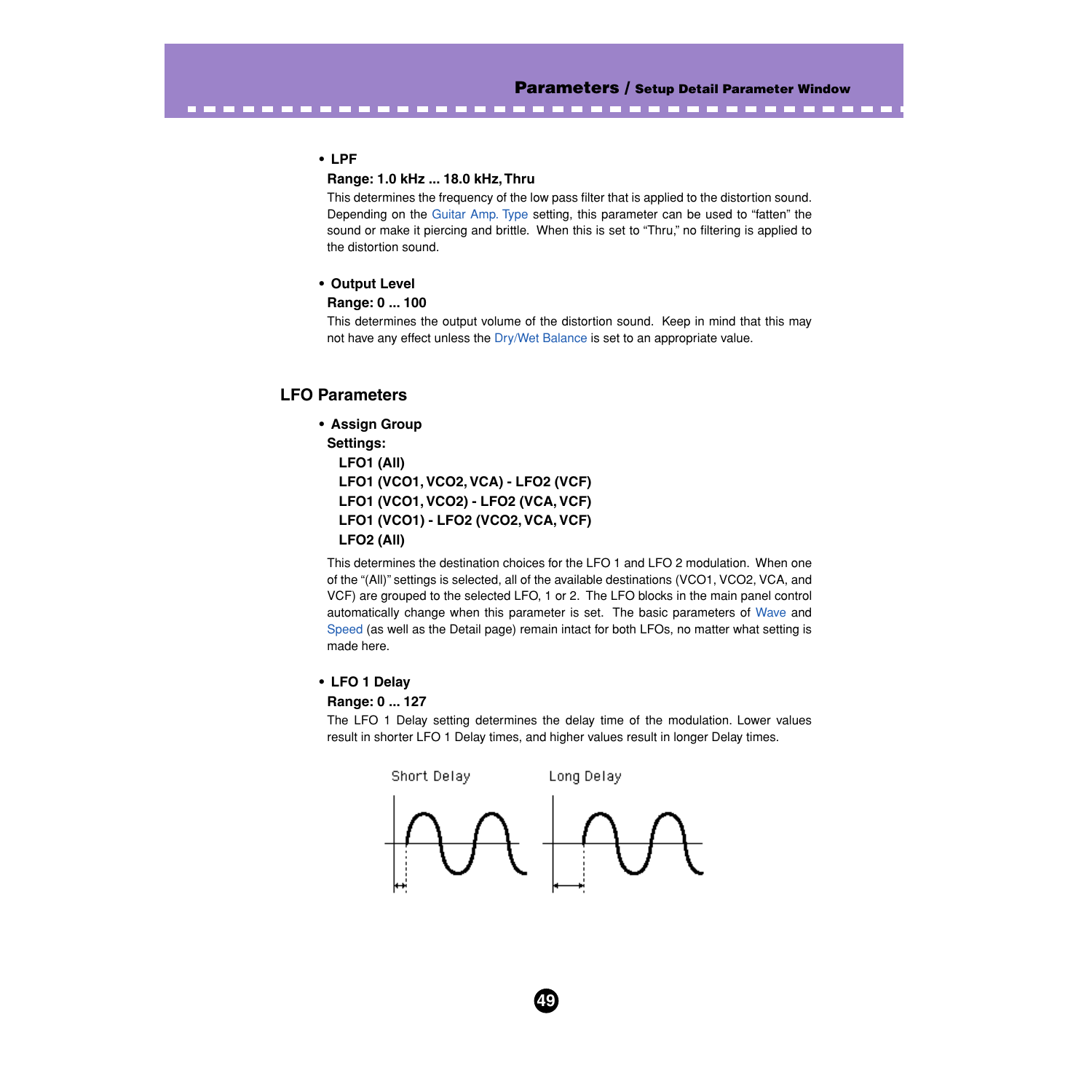- **LPF**

**Range: 1.0 kHz ... 18.0 kHz, Thru**

This determines the frequency of the low pass filter that is applied to the distortion sound. Depending on the Guitar Amp. Type setting, this parameter can be used to "fatten" the sound or make it piercing and brittle. When this is set to "Thru," no filtering is applied to the distortion sound.

- **Output Level**

**Range: 0 ... 100**

This determines the output volume of the distortion sound. Keep in mind that this may not have any effect unless the Dry/Wet Balance is set to an appropriate value.

## LFO Parameters

- **Assign Group**

**Settings:**

**LFO1 (All)**
**LFO1 (VCO1, VCO2, VCA) - LFO2 (VCF)**
**LFO1 (VCO1, VCO2) - LFO2 (VCA, VCF)**
**LFO1 (VCO1) - LFO2 (VCO2, VCA, VCF)**
**LFO2 (All)**

This determines the destination choices for the LFO 1 and LFO 2 modulation. When one of the "(All)" settings is selected, all of the available destinations (VCO1, VCO2, VCA, and VCF) are grouped to the selected LFO, 1 or 2. The LFO blocks in the main panel control automatically change when this parameter is set. The basic parameters of Wave and Speed (as well as the Detail page) remain intact for both LFOs, no matter what setting is made here.

- **LFO 1 Delay**

**Range: 0 ... 127**

The LFO 1 Delay setting determines the delay time of the modulation. Lower values result in shorter LFO 1 Delay times, and higher values result in longer Delay times.

Short Delay    Long Delay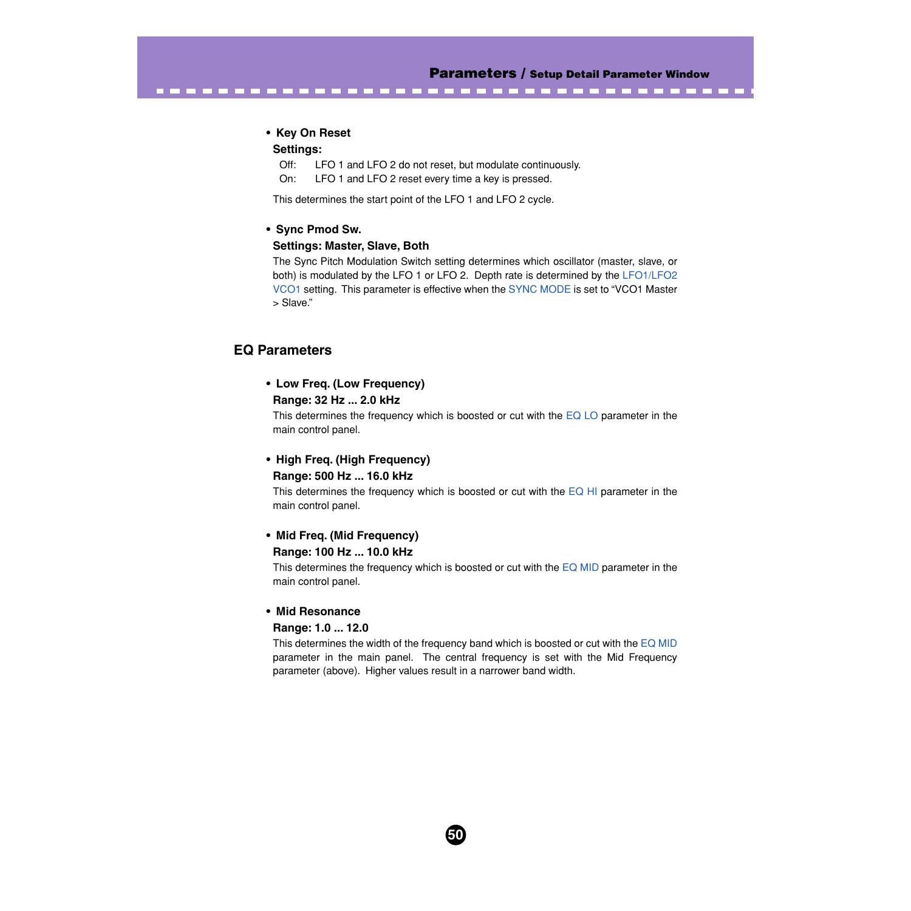- **Key On Reset**

  **Settings:**

  Off: LFO 1 and LFO 2 do not reset, but modulate continuously.

  On: LFO 1 and LFO 2 reset every time a key is pressed.

  This determines the start point of the LFO 1 and LFO 2 cycle.

- **Sync Pmod Sw.**

  **Settings: Master, Slave, Both**

  The Sync Pitch Modulation Switch setting determines which oscillator (master, slave, or both) is modulated by the LFO 1 or LFO 2. Depth rate is determined by the LFO1/LFO2 VCO1 setting. This parameter is effective when the SYNC MODE is set to "VCO1 Master > Slave."

## EQ Parameters

- **Low Freq. (Low Frequency)**

  **Range: 32 Hz ... 2.0 kHz**

  This determines the frequency which is boosted or cut with the EQ LO parameter in the main control panel.

- **High Freq. (High Frequency)**

  **Range: 500 Hz ... 16.0 kHz**

  This determines the frequency which is boosted or cut with the EQ HI parameter in the main control panel.

- **Mid Freq. (Mid Frequency)**

  **Range: 100 Hz ... 10.0 kHz**

  This determines the frequency which is boosted or cut with the EQ MID parameter in the main control panel.

- **Mid Resonance**

  **Range: 1.0 ... 12.0**

  This determines the width of the frequency band which is boosted or cut with the EQ MID parameter in the main panel. The central frequency is set with the Mid Frequency parameter (above). Higher values result in a narrower band width.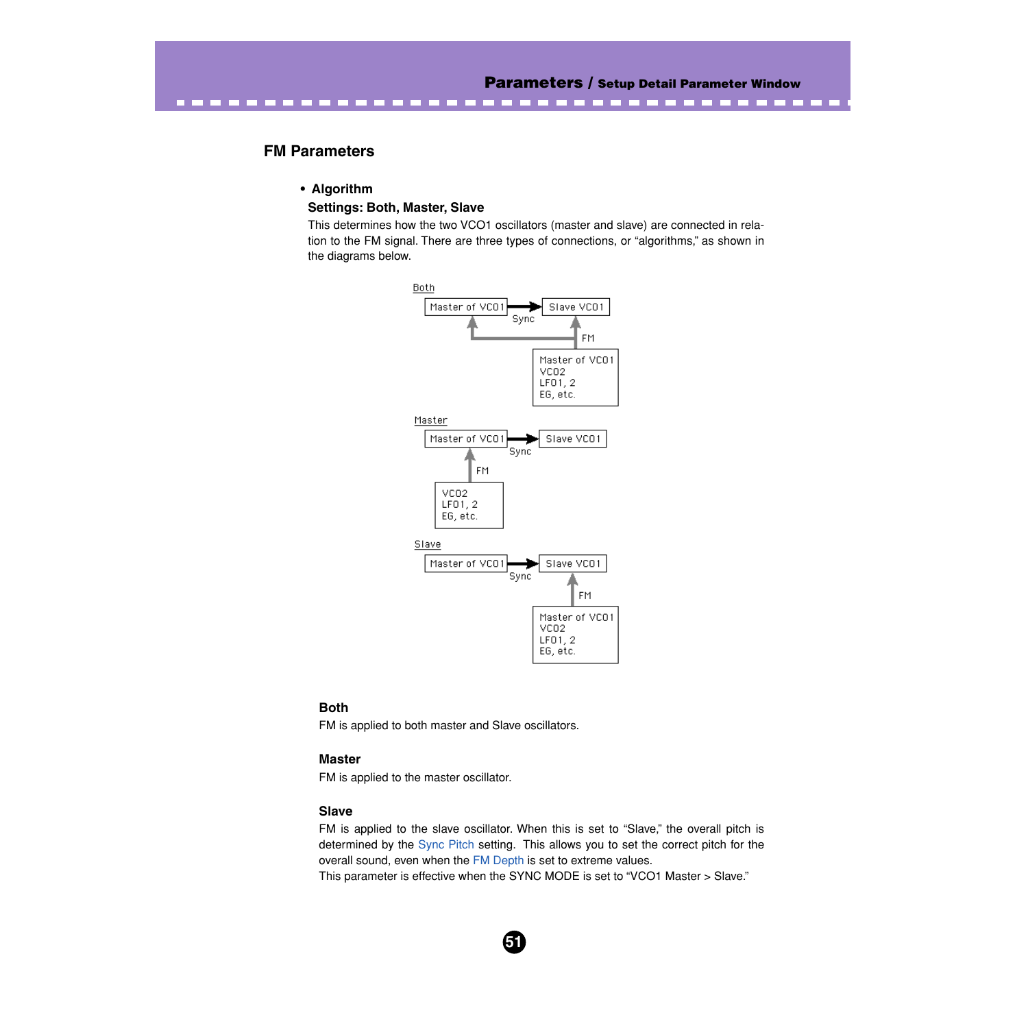## FM Parameters

- **Algorithm**

**Settings: Both, Master, Slave**

This determines how the two VCO1 oscillators (master and slave) are connected in relation to the FM signal. There are three types of connections, or “algorithms,” as shown in the diagrams below.

Both

Master of VCO1 → Slave VCO1 (Sync)

FM: Master of VCO1, VCO2, LFO1, 2, EG, etc.

Master

Master of VCO1 → Slave VCO1 (Sync)

FM: VCO2, LFO1, 2, EG, etc.

Slave

Master of VCO1 → Slave VCO1 (Sync)

FM: Master of VCO1, VCO2, LFO1, 2, EG, etc.

### Both

FM is applied to both master and Slave oscillators.

### Master

FM is applied to the master oscillator.

### Slave

FM is applied to the slave oscillator. When this is set to “Slave,” the overall pitch is determined by the Sync Pitch setting. This allows you to set the correct pitch for the overall sound, even when the FM Depth is set to extreme values.

This parameter is effective when the SYNC MODE is set to “VCO1 Master > Slave.”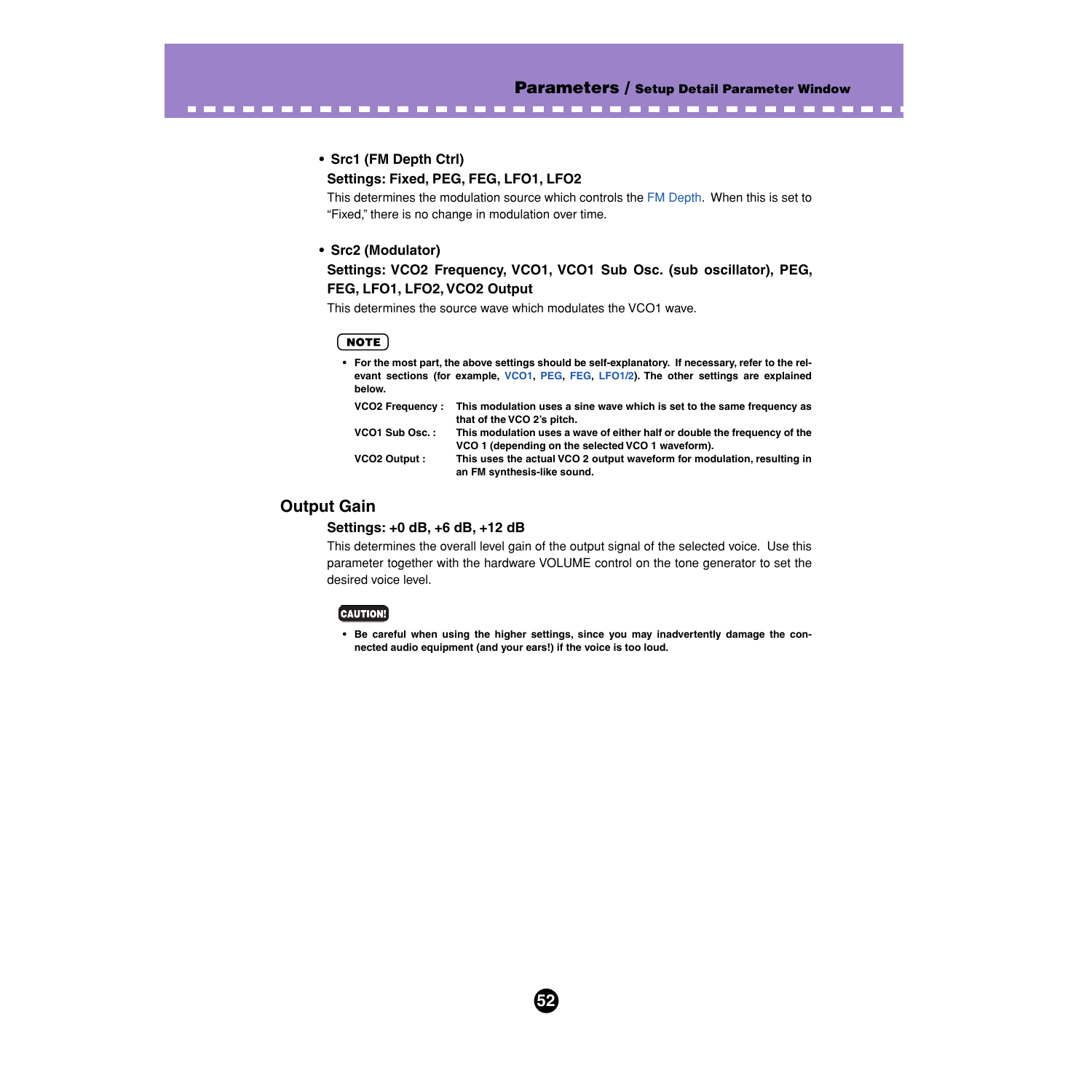- **Src1 (FM Depth Ctrl)**

  **Settings: Fixed, PEG, FEG, LFO1, LFO2**

  This determines the modulation source which controls the FM Depth. When this is set to "Fixed," there is no change in modulation over time.

- **Src2 (Modulator)**

  **Settings: VCO2 Frequency, VCO1, VCO1 Sub Osc. (sub oscillator), PEG, FEG, LFO1, LFO2, VCO2 Output**

  This determines the source wave which modulates the VCO1 wave.

**NOTE**

- **For the most part, the above settings should be self-explanatory. If necessary, refer to the relevant sections (for example, VCO1, PEG, FEG, LFO1/2). The other settings are explained below.**

| | |
|---|---|
| **VCO2 Frequency :** | **This modulation uses a sine wave which is set to the same frequency as that of the VCO 2's pitch.** |
| **VCO1 Sub Osc. :** | **This modulation uses a wave of either half or double the frequency of the VCO 1 (depending on the selected VCO 1 waveform).** |
| **VCO2 Output :** | **This uses the actual VCO 2 output waveform for modulation, resulting in an FM synthesis-like sound.** |

## Output Gain

**Settings: +0 dB, +6 dB, +12 dB**

This determines the overall level gain of the output signal of the selected voice. Use this parameter together with the hardware VOLUME control on the tone generator to set the desired voice level.

**CAUTION!**

- **Be careful when using the higher settings, since you may inadvertently damage the connected audio equipment (and your ears!) if the voice is too loud.**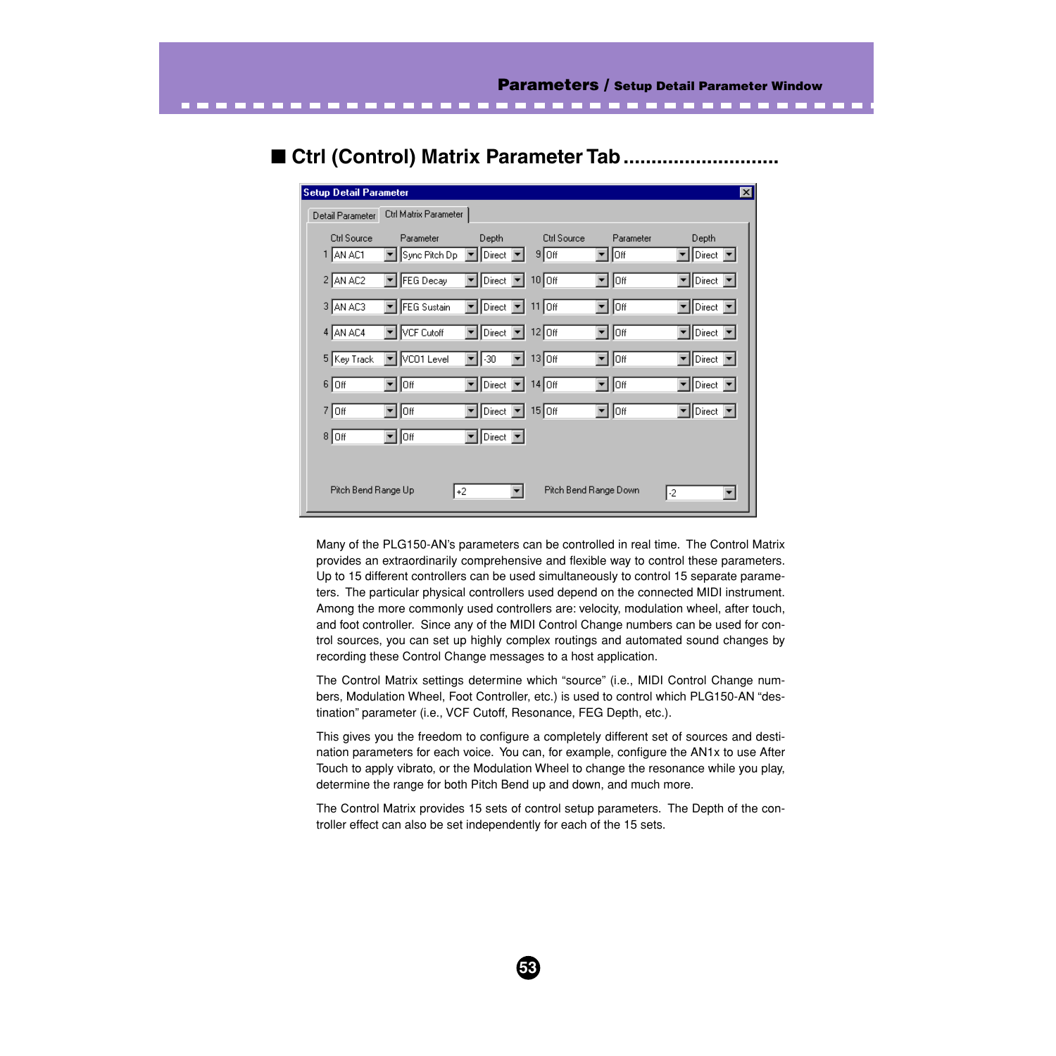## ■ Ctrl (Control) Matrix Parameter Tab

| | Ctrl Source | Parameter | Depth | | Ctrl Source | Parameter | Depth |
|---|---|---|---|---|---|---|---|
| 1 | AN AC1 | Sync Pitch Dp | Direct | 9 | Off | Off | Direct |
| 2 | AN AC2 | FEG Decay | Direct | 10 | Off | Off | Direct |
| 3 | AN AC3 | FEG Sustain | Direct | 11 | Off | Off | Direct |
| 4 | AN AC4 | VCF Cutoff | Direct | 12 | Off | Off | Direct |
| 5 | Key Track | VCO1 Level | -30 | 13 | Off | Off | Direct |
| 6 | Off | Off | Direct | 14 | Off | Off | Direct |
| 7 | Off | Off | Direct | 15 | Off | Off | Direct |
| 8 | Off | Off | Direct | | | | |

Pitch Bend Range Up: +2 — Pitch Bend Range Down: -2

Many of the PLG150-AN's parameters can be controlled in real time. The Control Matrix provides an extraordinarily comprehensive and flexible way to control these parameters. Up to 15 different controllers can be used simultaneously to control 15 separate parameters. The particular physical controllers used depend on the connected MIDI instrument. Among the more commonly used controllers are: velocity, modulation wheel, after touch, and foot controller. Since any of the MIDI Control Change numbers can be used for control sources, you can set up highly complex routings and automated sound changes by recording these Control Change messages to a host application.

The Control Matrix settings determine which "source" (i.e., MIDI Control Change numbers, Modulation Wheel, Foot Controller, etc.) is used to control which PLG150-AN "destination" parameter (i.e., VCF Cutoff, Resonance, FEG Depth, etc.).

This gives you the freedom to configure a completely different set of sources and destination parameters for each voice. You can, for example, configure the AN1x to use After Touch to apply vibrato, or the Modulation Wheel to change the resonance while you play, determine the range for both Pitch Bend up and down, and much more.

The Control Matrix provides 15 sets of control setup parameters. The Depth of the controller effect can also be set independently for each of the 15 sets.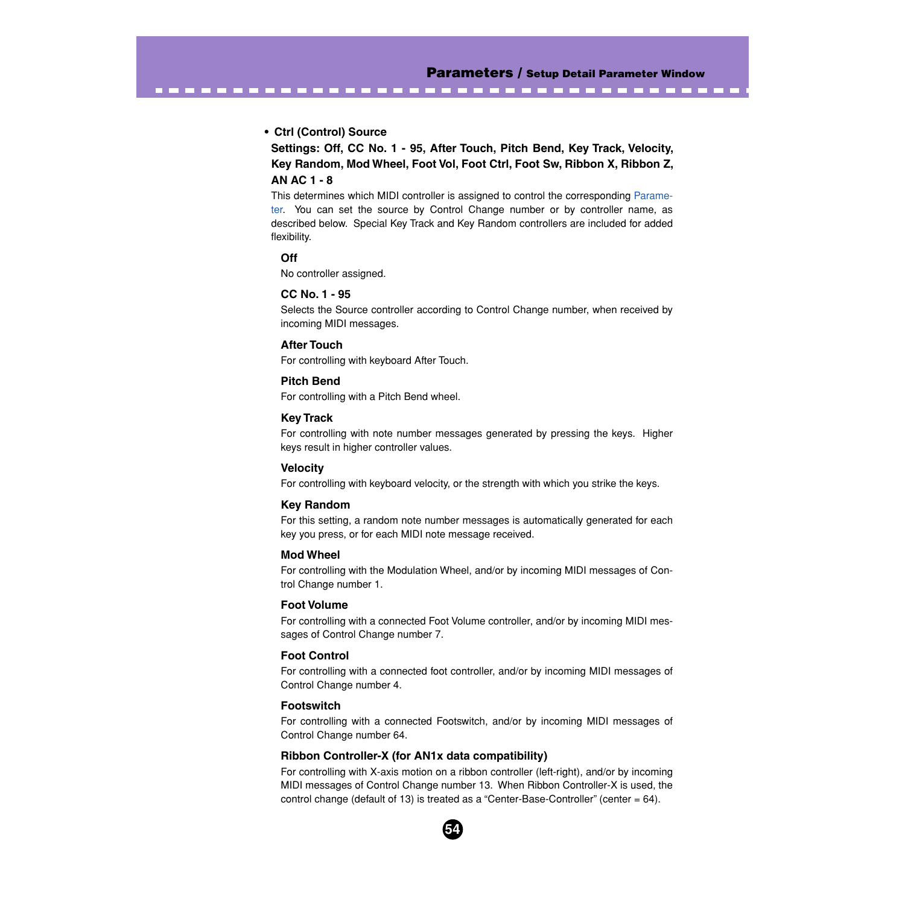- **Ctrl (Control) Source**

**Settings: Off, CC No. 1 - 95, After Touch, Pitch Bend, Key Track, Velocity, Key Random, Mod Wheel, Foot Vol, Foot Ctrl, Foot Sw, Ribbon X, Ribbon Z, AN AC 1 - 8**

This determines which MIDI controller is assigned to control the corresponding Parameter. You can set the source by Control Change number or by controller name, as described below. Special Key Track and Key Random controllers are included for added flexibility.

**Off**

No controller assigned.

**CC No. 1 - 95**

Selects the Source controller according to Control Change number, when received by incoming MIDI messages.

**After Touch**

For controlling with keyboard After Touch.

**Pitch Bend**

For controlling with a Pitch Bend wheel.

**Key Track**

For controlling with note number messages generated by pressing the keys. Higher keys result in higher controller values.

**Velocity**

For controlling with keyboard velocity, or the strength with which you strike the keys.

**Key Random**

For this setting, a random note number messages is automatically generated for each key you press, or for each MIDI note message received.

**Mod Wheel**

For controlling with the Modulation Wheel, and/or by incoming MIDI messages of Control Change number 1.

**Foot Volume**

For controlling with a connected Foot Volume controller, and/or by incoming MIDI messages of Control Change number 7.

**Foot Control**

For controlling with a connected foot controller, and/or by incoming MIDI messages of Control Change number 4.

**Footswitch**

For controlling with a connected Footswitch, and/or by incoming MIDI messages of Control Change number 64.

**Ribbon Controller-X (for AN1x data compatibility)**

For controlling with X-axis motion on a ribbon controller (left-right), and/or by incoming MIDI messages of Control Change number 13. When Ribbon Controller-X is used, the control change (default of 13) is treated as a “Center-Base-Controller” (center = 64).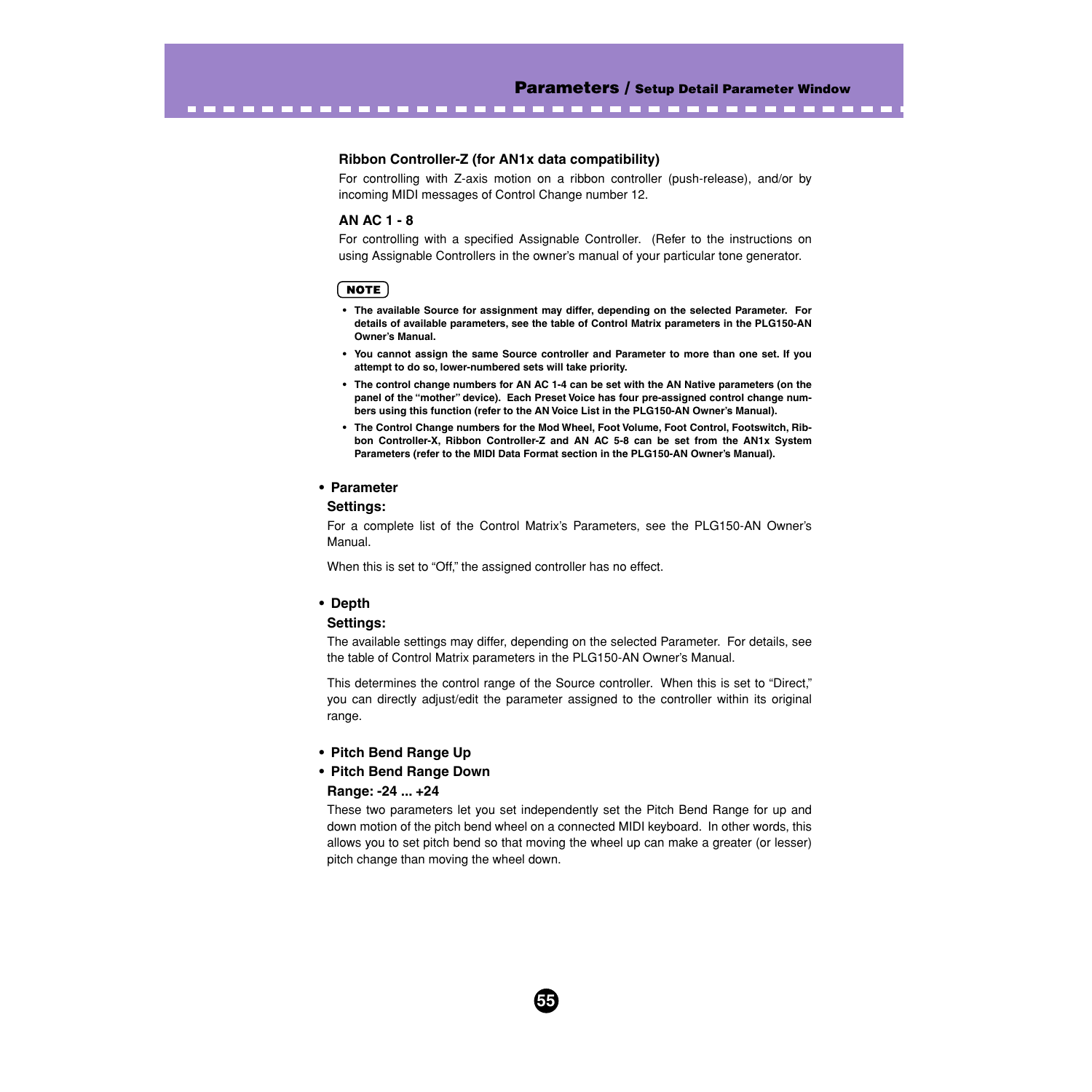#### Ribbon Controller-Z (for AN1x data compatibility)

For controlling with Z-axis motion on a ribbon controller (push-release), and/or by incoming MIDI messages of Control Change number 12.

#### AN AC 1 - 8

For controlling with a specified Assignable Controller. (Refer to the instructions on using Assignable Controllers in the owner's manual of your particular tone generator.

**NOTE**

- **The available Source for assignment may differ, depending on the selected Parameter. For details of available parameters, see the table of Control Matrix parameters in the PLG150-AN Owner's Manual.**
- **You cannot assign the same Source controller and Parameter to more than one set. If you attempt to do so, lower-numbered sets will take priority.**
- **The control change numbers for AN AC 1-4 can be set with the AN Native parameters (on the panel of the "mother" device). Each Preset Voice has four pre-assigned control change numbers using this function (refer to the AN Voice List in the PLG150-AN Owner's Manual).**
- **The Control Change numbers for the Mod Wheel, Foot Volume, Foot Control, Footswitch, Ribbon Controller-X, Ribbon Controller-Z and AN AC 5-8 can be set from the AN1x System Parameters (refer to the MIDI Data Format section in the PLG150-AN Owner's Manual).**

### • Parameter

**Settings:**

For a complete list of the Control Matrix's Parameters, see the PLG150-AN Owner's Manual.

When this is set to "Off," the assigned controller has no effect.

### • Depth

**Settings:**

The available settings may differ, depending on the selected Parameter. For details, see the table of Control Matrix parameters in the PLG150-AN Owner's Manual.

This determines the control range of the Source controller. When this is set to "Direct," you can directly adjust/edit the parameter assigned to the controller within its original range.

### • Pitch Bend Range Up
### • Pitch Bend Range Down

**Range: -24 ... +24**

These two parameters let you set independently set the Pitch Bend Range for up and down motion of the pitch bend wheel on a connected MIDI keyboard. In other words, this allows you to set pitch bend so that moving the wheel up can make a greater (or lesser) pitch change than moving the wheel down.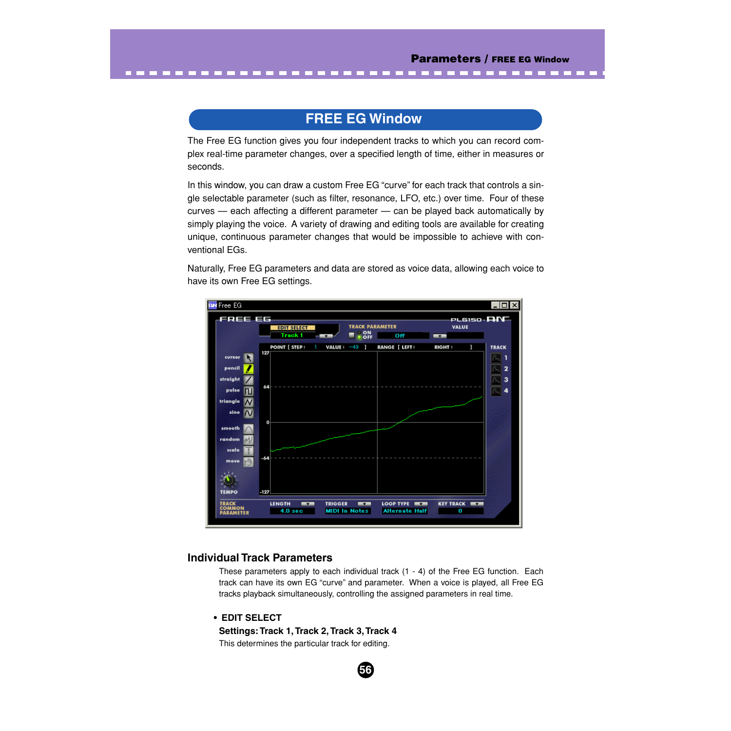# FREE EG Window

The Free EG function gives you four independent tracks to which you can record complex real-time parameter changes, over a specified length of time, either in measures or seconds.

In this window, you can draw a custom Free EG "curve" for each track that controls a single selectable parameter (such as filter, resonance, LFO, etc.) over time. Four of these curves — each affecting a different parameter — can be played back automatically by simply playing the voice. A variety of drawing and editing tools are available for creating unique, continuous parameter changes that would be impossible to achieve with conventional EGs.

Naturally, Free EG parameters and data are stored as voice data, allowing each voice to have its own Free EG settings.

## Individual Track Parameters

These parameters apply to each individual track (1 - 4) of the Free EG function. Each track can have its own EG "curve" and parameter. When a voice is played, all Free EG tracks playback simultaneously, controlling the assigned parameters in real time.

- **EDIT SELECT**

**Settings: Track 1, Track 2, Track 3, Track 4**

This determines the particular track for editing.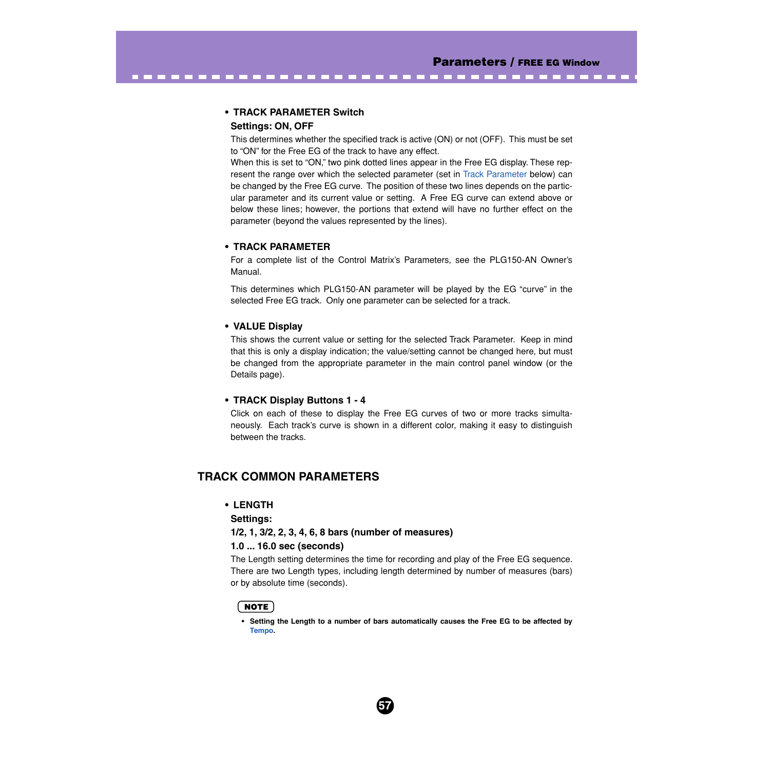- **TRACK PARAMETER Switch**

  **Settings: ON, OFF**

  This determines whether the specified track is active (ON) or not (OFF). This must be set to "ON" for the Free EG of the track to have any effect.

  When this is set to "ON," two pink dotted lines appear in the Free EG display. These represent the range over which the selected parameter (set in Track Parameter below) can be changed by the Free EG curve. The position of these two lines depends on the particular parameter and its current value or setting. A Free EG curve can extend above or below these lines; however, the portions that extend will have no further effect on the parameter (beyond the values represented by the lines).

- **TRACK PARAMETER**

  For a complete list of the Control Matrix's Parameters, see the PLG150-AN Owner's Manual.

  This determines which PLG150-AN parameter will be played by the EG "curve" in the selected Free EG track. Only one parameter can be selected for a track.

- **VALUE Display**

  This shows the current value or setting for the selected Track Parameter. Keep in mind that this is only a display indication; the value/setting cannot be changed here, but must be changed from the appropriate parameter in the main control panel window (or the Details page).

- **TRACK Display Buttons 1 - 4**

  Click on each of these to display the Free EG curves of two or more tracks simultaneously. Each track's curve is shown in a different color, making it easy to distinguish between the tracks.

## TRACK COMMON PARAMETERS

- **LENGTH**

  **Settings:**

  **1/2, 1, 3/2, 2, 3, 4, 6, 8 bars (number of measures)**

  **1.0 ... 16.0 sec (seconds)**

  The Length setting determines the time for recording and play of the Free EG sequence. There are two Length types, including length determined by number of measures (bars) or by absolute time (seconds).

**NOTE**

- **Setting the Length to a number of bars automatically causes the Free EG to be affected by Tempo.**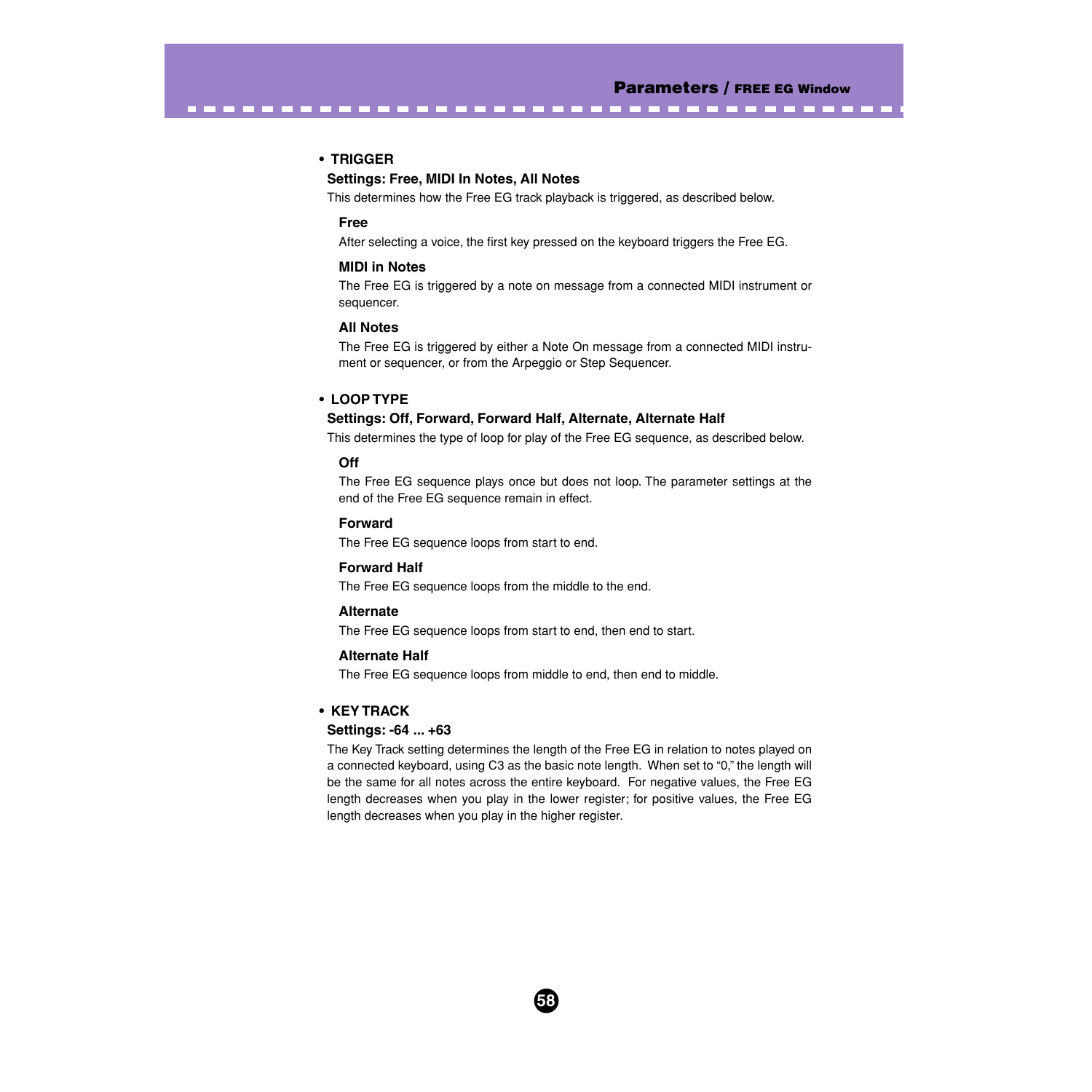- **TRIGGER**

  **Settings: Free, MIDI In Notes, All Notes**

  This determines how the Free EG track playback is triggered, as described below.

  **Free**

  After selecting a voice, the first key pressed on the keyboard triggers the Free EG.

  **MIDI in Notes**

  The Free EG is triggered by a note on message from a connected MIDI instrument or sequencer.

  **All Notes**

  The Free EG is triggered by either a Note On message from a connected MIDI instrument or sequencer, or from the Arpeggio or Step Sequencer.

- **LOOP TYPE**

  **Settings: Off, Forward, Forward Half, Alternate, Alternate Half**

  This determines the type of loop for play of the Free EG sequence, as described below.

  **Off**

  The Free EG sequence plays once but does not loop. The parameter settings at the end of the Free EG sequence remain in effect.

  **Forward**

  The Free EG sequence loops from start to end.

  **Forward Half**

  The Free EG sequence loops from the middle to the end.

  **Alternate**

  The Free EG sequence loops from start to end, then end to start.

  **Alternate Half**

  The Free EG sequence loops from middle to end, then end to middle.

- **KEY TRACK**

  **Settings: -64 ... +63**

  The Key Track setting determines the length of the Free EG in relation to notes played on a connected keyboard, using C3 as the basic note length. When set to "0," the length will be the same for all notes across the entire keyboard. For negative values, the Free EG length decreases when you play in the lower register; for positive values, the Free EG length decreases when you play in the higher register.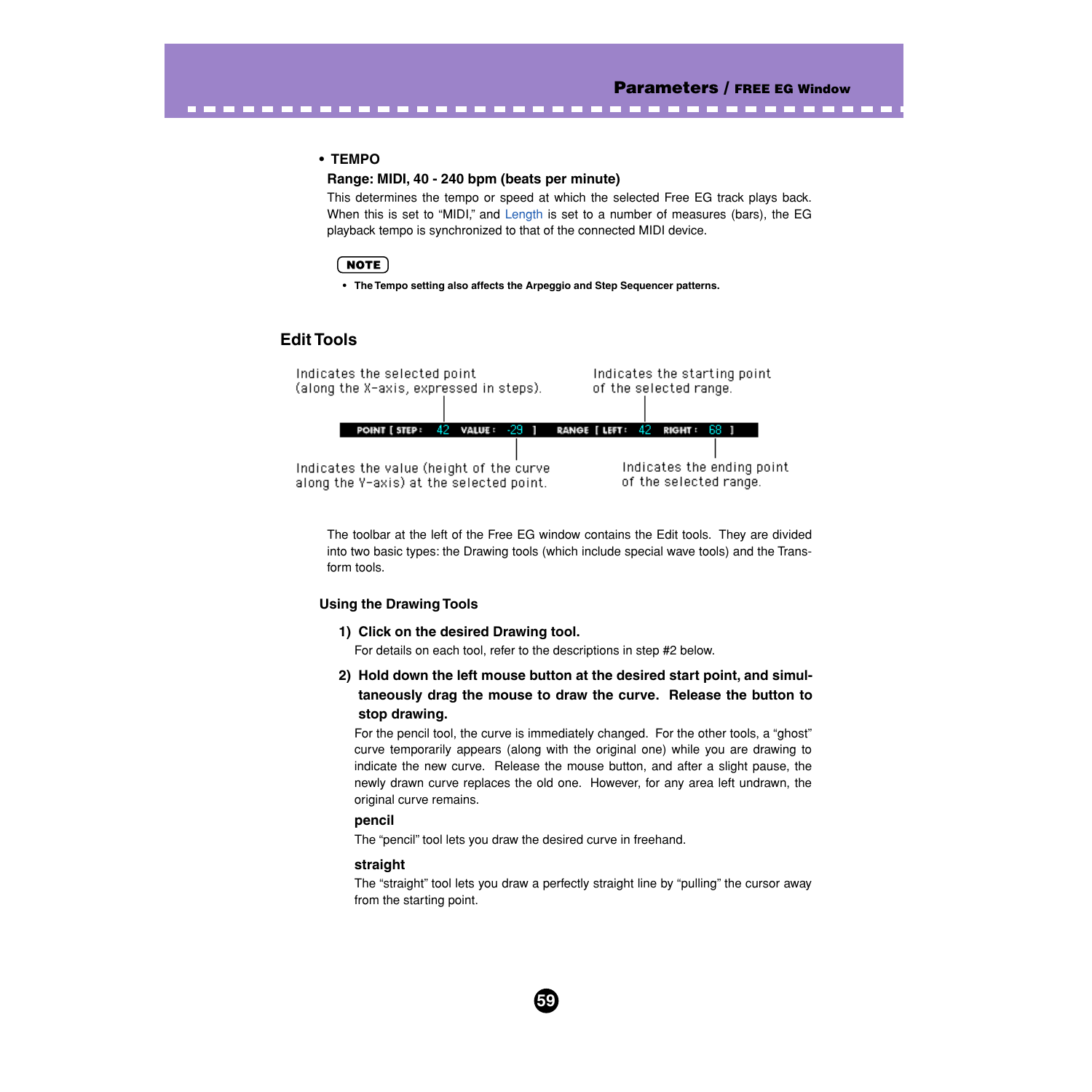- **TEMPO**

**Range: MIDI, 40 - 240 bpm (beats per minute)**

This determines the tempo or speed at which the selected Free EG track plays back. When this is set to “MIDI,” and Length is set to a number of measures (bars), the EG playback tempo is synchronized to that of the connected MIDI device.

**NOTE**

- **The Tempo setting also affects the Arpeggio and Step Sequencer patterns.**

## Edit Tools

Indicates the selected point (along the X-axis, expressed in steps).

Indicates the starting point of the selected range.

POINT [ STEP : 42 VALUE : -29 ] RANGE [ LEFT : 42 RIGHT : 68 ]

Indicates the value (height of the curve along the Y-axis) at the selected point.

Indicates the ending point of the selected range.

The toolbar at the left of the Free EG window contains the Edit tools. They are divided into two basic types: the Drawing tools (which include special wave tools) and the Transform tools.

### Using the Drawing Tools

**1) Click on the desired Drawing tool.**

For details on each tool, refer to the descriptions in step #2 below.

**2) Hold down the left mouse button at the desired start point, and simultaneously drag the mouse to draw the curve. Release the button to stop drawing.**

For the pencil tool, the curve is immediately changed. For the other tools, a “ghost” curve temporarily appears (along with the original one) while you are drawing to indicate the new curve. Release the mouse button, and after a slight pause, the newly drawn curve replaces the old one. However, for any area left undrawn, the original curve remains.

**pencil**

The “pencil” tool lets you draw the desired curve in freehand.

**straight**

The “straight” tool lets you draw a perfectly straight line by “pulling” the cursor away from the starting point.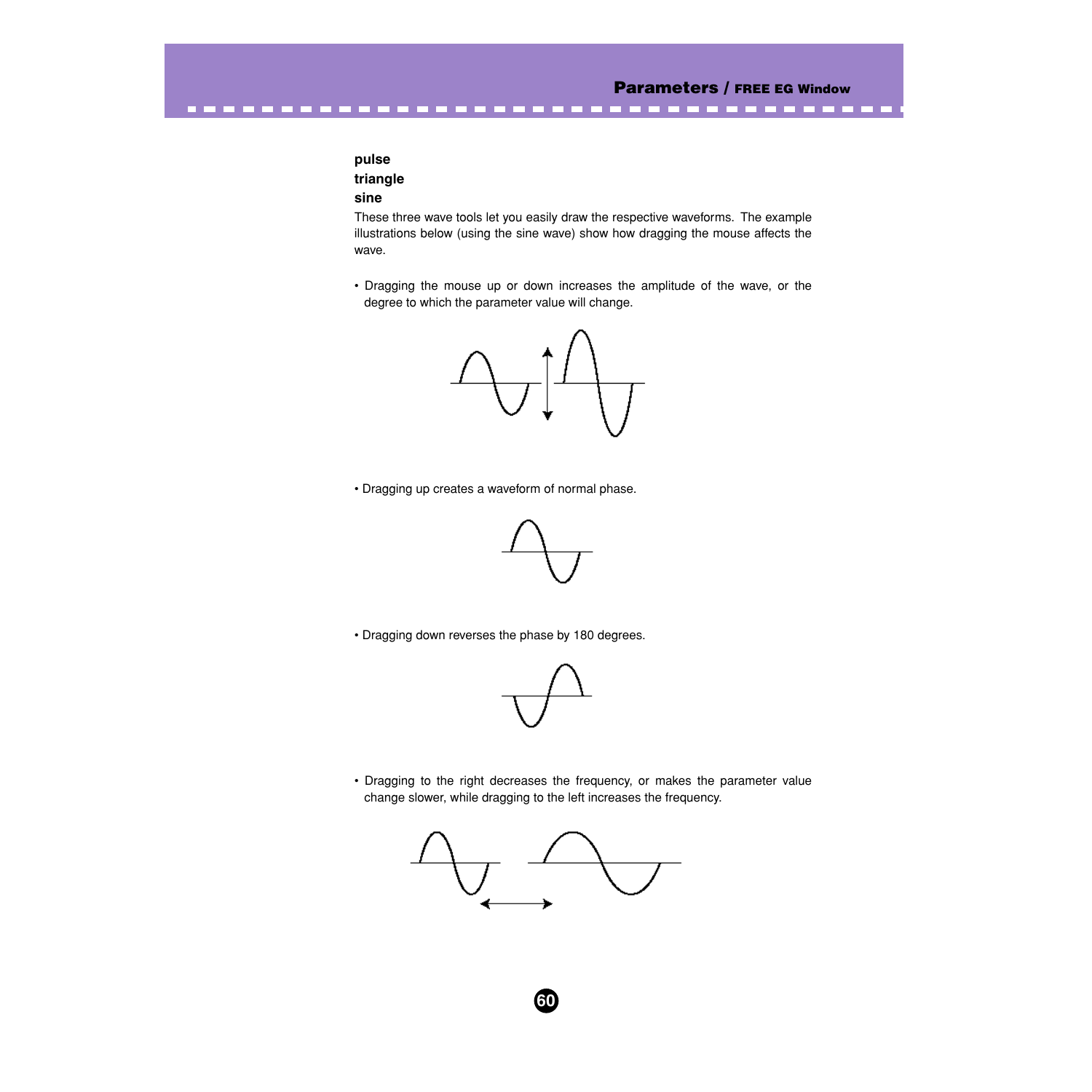**pulse**

**triangle**

**sine**

These three wave tools let you easily draw the respective waveforms. The example illustrations below (using the sine wave) show how dragging the mouse affects the wave.

- Dragging the mouse up or down increases the amplitude of the wave, or the degree to which the parameter value will change.

- Dragging up creates a waveform of normal phase.

- Dragging down reverses the phase by 180 degrees.

- Dragging to the right decreases the frequency, or makes the parameter value change slower, while dragging to the left increases the frequency.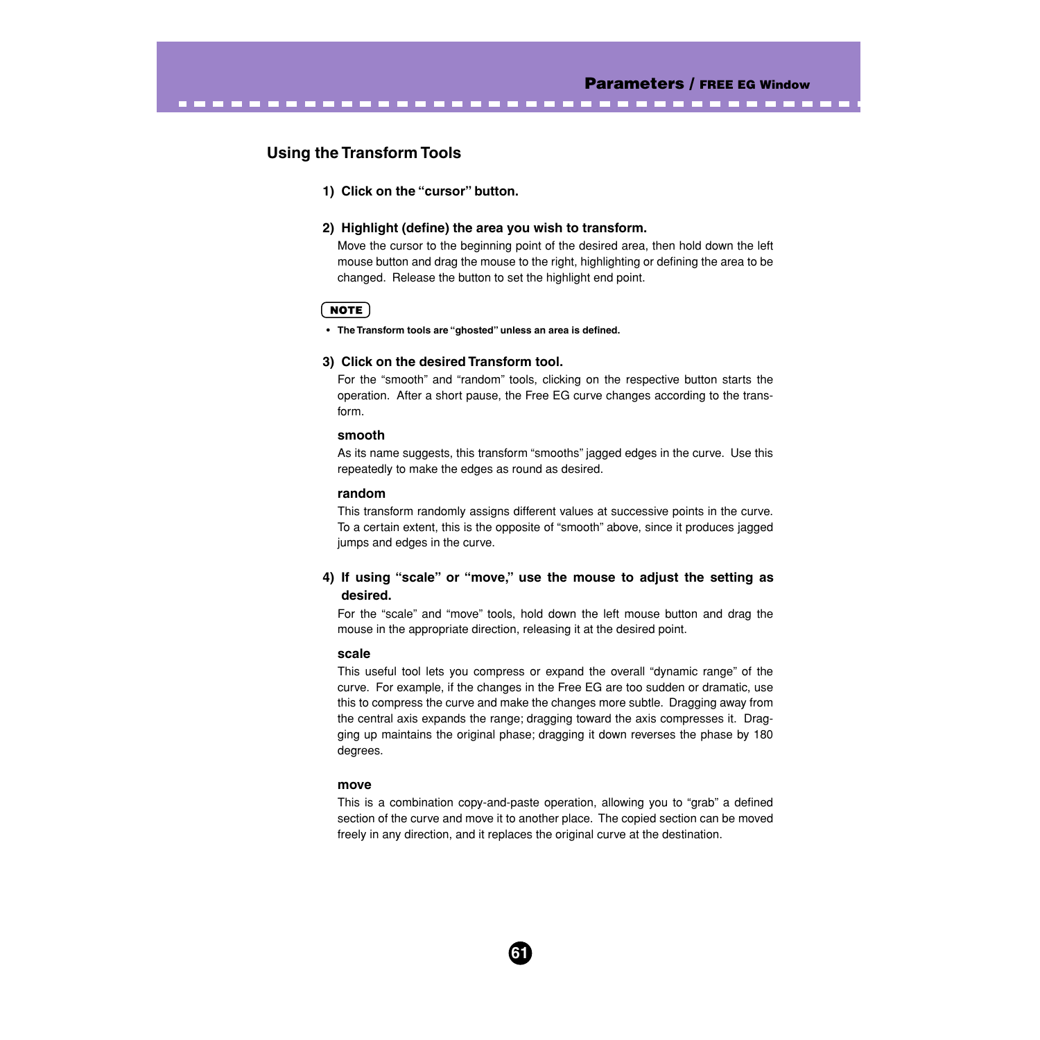## Using the Transform Tools

**1) Click on the "cursor" button.**

**2) Highlight (define) the area you wish to transform.**

Move the cursor to the beginning point of the desired area, then hold down the left mouse button and drag the mouse to the right, highlighting or defining the area to be changed. Release the button to set the highlight end point.

**NOTE**

- **The Transform tools are "ghosted" unless an area is defined.**

**3) Click on the desired Transform tool.**

For the "smooth" and "random" tools, clicking on the respective button starts the operation. After a short pause, the Free EG curve changes according to the transform.

**smooth**

As its name suggests, this transform "smooths" jagged edges in the curve. Use this repeatedly to make the edges as round as desired.

**random**

This transform randomly assigns different values at successive points in the curve. To a certain extent, this is the opposite of "smooth" above, since it produces jagged jumps and edges in the curve.

**4) If using "scale" or "move," use the mouse to adjust the setting as desired.**

For the "scale" and "move" tools, hold down the left mouse button and drag the mouse in the appropriate direction, releasing it at the desired point.

**scale**

This useful tool lets you compress or expand the overall "dynamic range" of the curve. For example, if the changes in the Free EG are too sudden or dramatic, use this to compress the curve and make the changes more subtle. Dragging away from the central axis expands the range; dragging toward the axis compresses it. Dragging up maintains the original phase; dragging it down reverses the phase by 180 degrees.

**move**

This is a combination copy-and-paste operation, allowing you to "grab" a defined section of the curve and move it to another place. The copied section can be moved freely in any direction, and it replaces the original curve at the destination.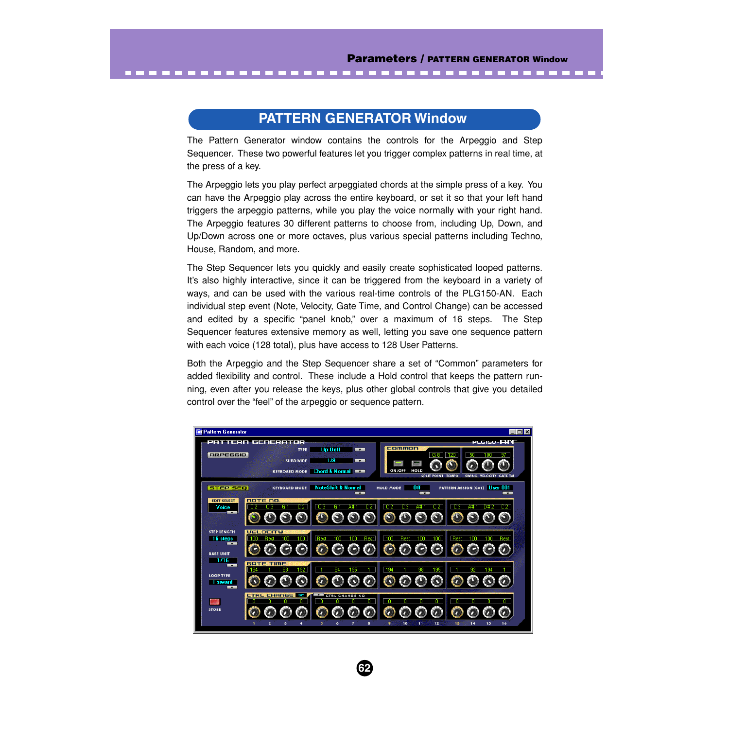# PATTERN GENERATOR Window

The Pattern Generator window contains the controls for the Arpeggio and Step Sequencer. These two powerful features let you trigger complex patterns in real time, at the press of a key.

The Arpeggio lets you play perfect arpeggiated chords at the simple press of a key. You can have the Arpeggio play across the entire keyboard, or set it so that your left hand triggers the arpeggio patterns, while you play the voice normally with your right hand. The Arpeggio features 30 different patterns to choose from, including Up, Down, and Up/Down across one or more octaves, plus various special patterns including Techno, House, Random, and more.

The Step Sequencer lets you quickly and easily create sophisticated looped patterns. It's also highly interactive, since it can be triggered from the keyboard in a variety of ways, and can be used with the various real-time controls of the PLG150-AN. Each individual step event (Note, Velocity, Gate Time, and Control Change) can be accessed and edited by a specific "panel knob," over a maximum of 16 steps. The Step Sequencer features extensive memory as well, letting you save one sequence pattern with each voice (128 total), plus have access to 128 User Patterns.

Both the Arpeggio and the Step Sequencer share a set of "Common" parameters for added flexibility and control. These include a Hold control that keeps the pattern running, even after you release the keys, plus other global controls that give you detailed control over the "feel" of the arpeggio or sequence pattern.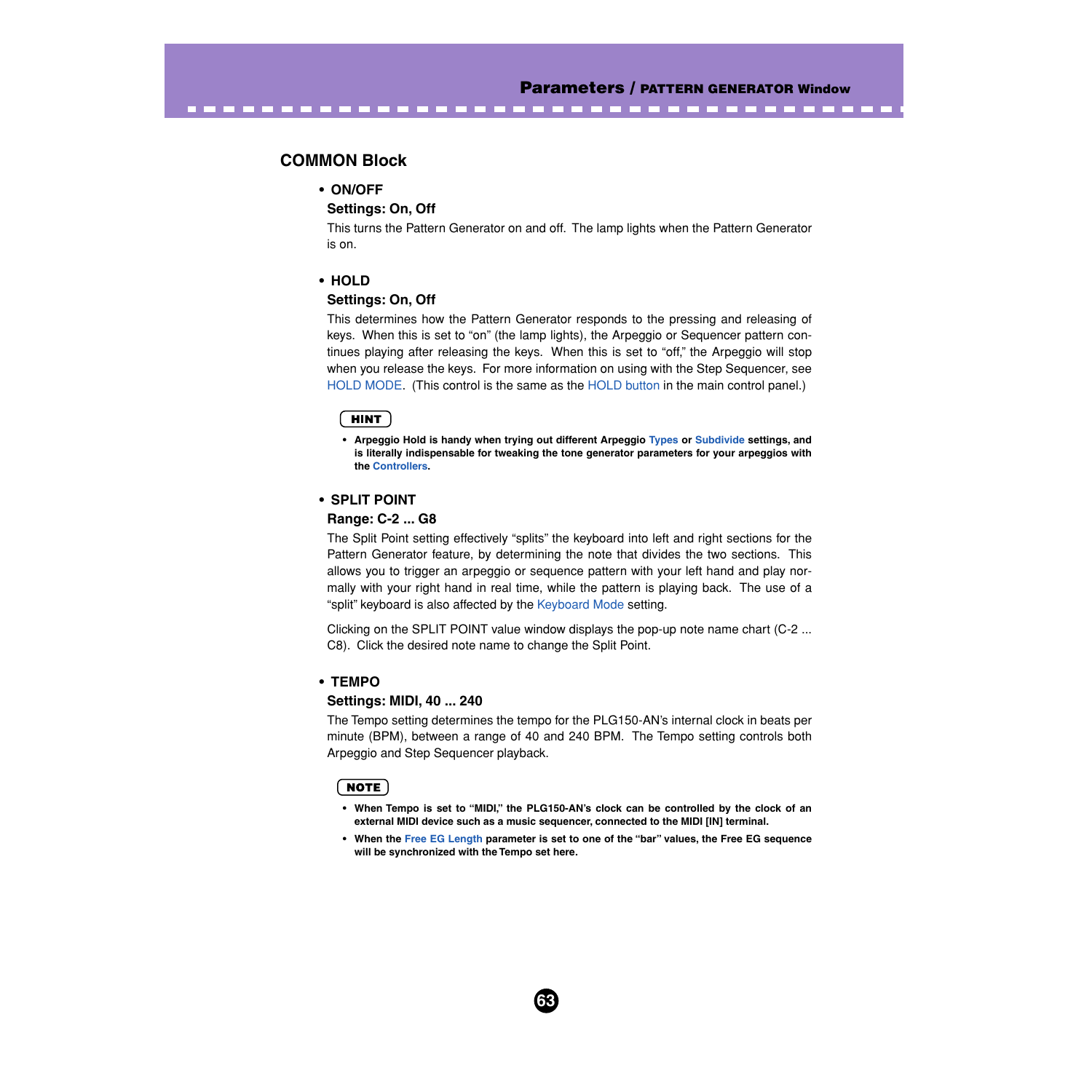## COMMON Block

- **ON/OFF**

**Settings: On, Off**

This turns the Pattern Generator on and off. The lamp lights when the Pattern Generator is on.

- **HOLD**

**Settings: On, Off**

This determines how the Pattern Generator responds to the pressing and releasing of keys. When this is set to "on" (the lamp lights), the Arpeggio or Sequencer pattern continues playing after releasing the keys. When this is set to "off," the Arpeggio will stop when you release the keys. For more information on using with the Step Sequencer, see HOLD MODE. (This control is the same as the HOLD button in the main control panel.)

**HINT**

- **Arpeggio Hold is handy when trying out different Arpeggio Types or Subdivide settings, and is literally indispensable for tweaking the tone generator parameters for your arpeggios with the Controllers.**

- **SPLIT POINT**

**Range: C-2 ... G8**

The Split Point setting effectively "splits" the keyboard into left and right sections for the Pattern Generator feature, by determining the note that divides the two sections. This allows you to trigger an arpeggio or sequence pattern with your left hand and play normally with your right hand in real time, while the pattern is playing back. The use of a "split" keyboard is also affected by the Keyboard Mode setting.

Clicking on the SPLIT POINT value window displays the pop-up note name chart (C-2 ... C8). Click the desired note name to change the Split Point.

- **TEMPO**

**Settings: MIDI, 40 ... 240**

The Tempo setting determines the tempo for the PLG150-AN's internal clock in beats per minute (BPM), between a range of 40 and 240 BPM. The Tempo setting controls both Arpeggio and Step Sequencer playback.

**NOTE**

- **When Tempo is set to "MIDI," the PLG150-AN's clock can be controlled by the clock of an external MIDI device such as a music sequencer, connected to the MIDI [IN] terminal.**
- **When the Free EG Length parameter is set to one of the "bar" values, the Free EG sequence will be synchronized with the Tempo set here.**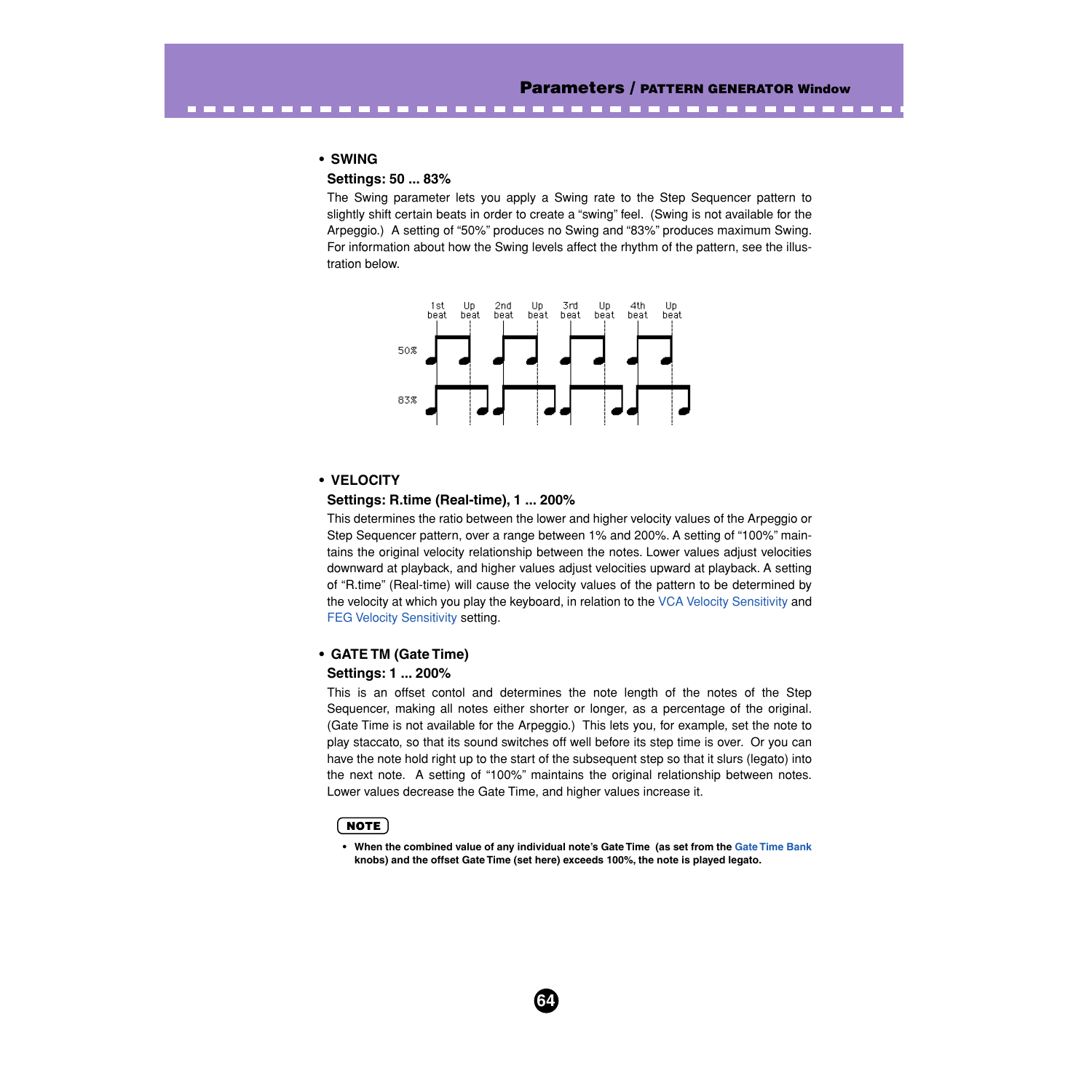- **SWING**

**Settings: 50 ... 83%**

The Swing parameter lets you apply a Swing rate to the Step Sequencer pattern to slightly shift certain beats in order to create a "swing" feel. (Swing is not available for the Arpeggio.) A setting of "50%" produces no Swing and "83%" produces maximum Swing. For information about how the Swing levels affect the rhythm of the pattern, see the illustration below.

- **VELOCITY**

**Settings: R.time (Real-time), 1 ... 200%**

This determines the ratio between the lower and higher velocity values of the Arpeggio or Step Sequencer pattern, over a range between 1% and 200%. A setting of "100%" maintains the original velocity relationship between the notes. Lower values adjust velocities downward at playback, and higher values adjust velocities upward at playback. A setting of "R.time" (Real-time) will cause the velocity values of the pattern to be determined by the velocity at which you play the keyboard, in relation to the VCA Velocity Sensitivity and FEG Velocity Sensitivity setting.

- **GATE TM (Gate Time)**

**Settings: 1 ... 200%**

This is an offset contol and determines the note length of the notes of the Step Sequencer, making all notes either shorter or longer, as a percentage of the original. (Gate Time is not available for the Arpeggio.) This lets you, for example, set the note to play staccato, so that its sound switches off well before its step time is over. Or you can have the note hold right up to the start of the subsequent step so that it slurs (legato) into the next note. A setting of "100%" maintains the original relationship between notes. Lower values decrease the Gate Time, and higher values increase it.

**NOTE**

- **When the combined value of any individual note's Gate Time (as set from the Gate Time Bank knobs) and the offset Gate Time (set here) exceeds 100%, the note is played legato.**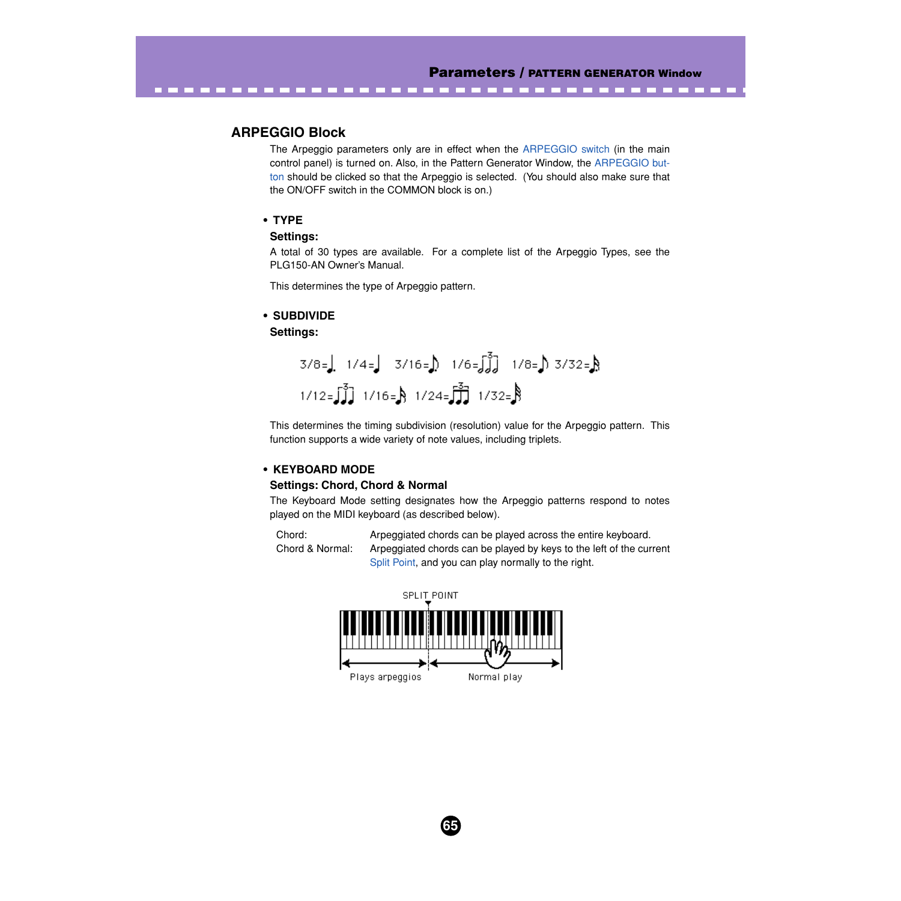## ARPEGGIO Block

The Arpeggio parameters only are in effect when the ARPEGGIO switch (in the main control panel) is turned on. Also, in the Pattern Generator Window, the ARPEGGIO button should be clicked so that the Arpeggio is selected. (You should also make sure that the ON/OFF switch in the COMMON block is on.)

- **TYPE**

**Settings:**

A total of 30 types are available. For a complete list of the Arpeggio Types, see the PLG150-AN Owner's Manual.

This determines the type of Arpeggio pattern.

- **SUBDIVIDE**

**Settings:**

3/8= 1/4= 3/16= 1/6= 1/8= 3/32=
1/12= 1/16= 1/24= 1/32=

This determines the timing subdivision (resolution) value for the Arpeggio pattern. This function supports a wide variety of note values, including triplets.

- **KEYBOARD MODE**

**Settings: Chord, Chord & Normal**

The Keyboard Mode setting designates how the Arpeggio patterns respond to notes played on the MIDI keyboard (as described below).

| | |
|---|---|
| Chord: | Arpeggiated chords can be played across the entire keyboard. |
| Chord & Normal: | Arpeggiated chords can be played by keys to the left of the current Split Point, and you can play normally to the right. |

SPLIT POINT

Plays arpeggios    Normal play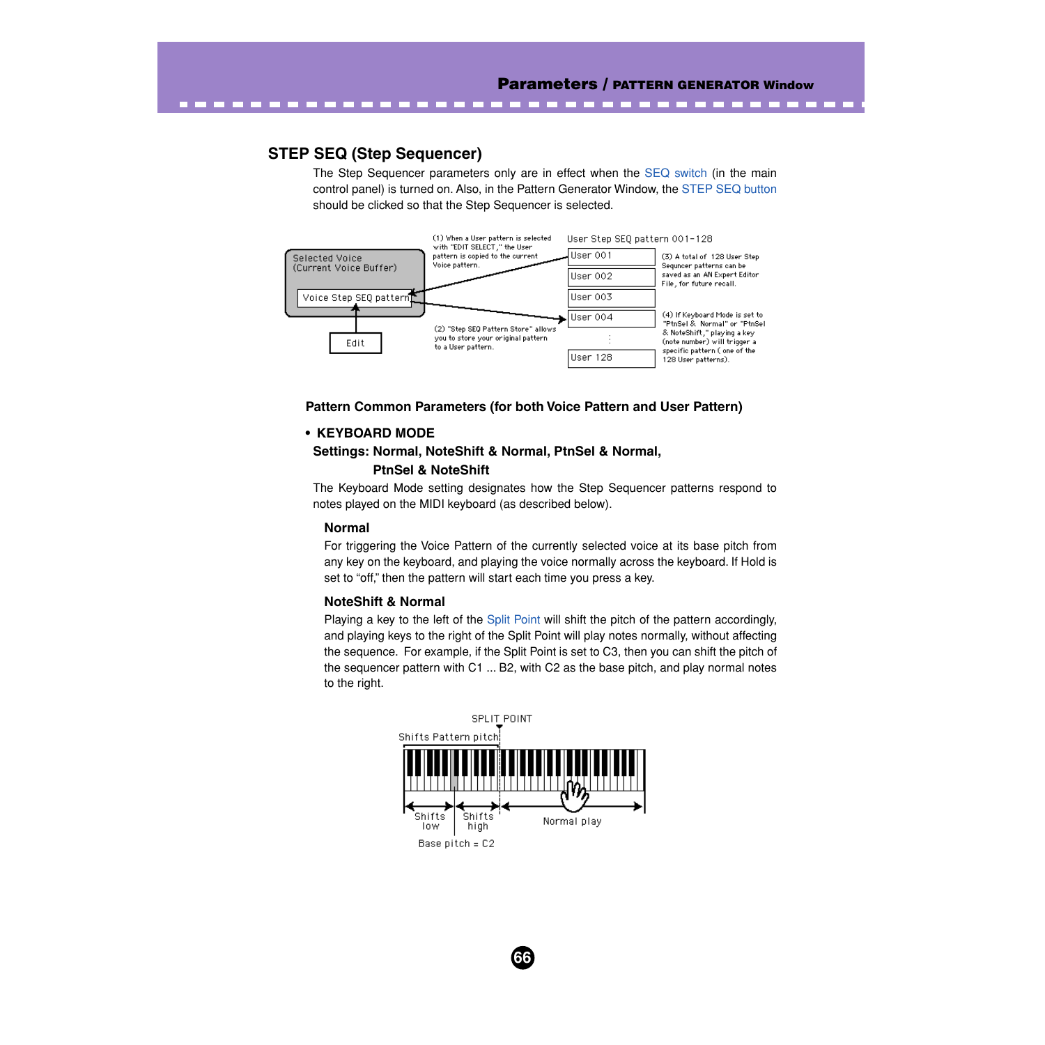## STEP SEQ (Step Sequencer)

The Step Sequencer parameters only are in effect when the SEQ switch (in the main control panel) is turned on. Also, in the Pattern Generator Window, the STEP SEQ button should be clicked so that the Step Sequencer is selected.

Selected Voice (Current Voice Buffer)

Voice Step SEQ pattern

Edit

(1) When a User pattern is selected with "EDIT SELECT," the User pattern is copied to the current Voice pattern.

(2) "Step SEQ Pattern Store" allows you to store your original pattern to a User pattern.

User Step SEQ pattern 001-128

User 001
User 002
User 003
User 004
⋮
User 128

(3) A total of 128 User Step Sequncer patterns can be saved as an AN Expert Editor File, for future recall.

(4) If Keyboard Mode is set to "PtnSel & Normal" or "PtnSel & NoteShift," playing a key (note number) will trigger a specific pattern ( one of the 128 User patterns).

### Pattern Common Parameters (for both Voice Pattern and User Pattern)

- **KEYBOARD MODE**

**Settings: Normal, NoteShift & Normal, PtnSel & Normal, PtnSel & NoteShift**

The Keyboard Mode setting designates how the Step Sequencer patterns respond to notes played on the MIDI keyboard (as described below).

#### Normal

For triggering the Voice Pattern of the currently selected voice at its base pitch from any key on the keyboard, and playing the voice normally across the keyboard. If Hold is set to "off," then the pattern will start each time you press a key.

#### NoteShift & Normal

Playing a key to the left of the Split Point will shift the pitch of the pattern accordingly, and playing keys to the right of the Split Point will play notes normally, without affecting the sequence. For example, if the Split Point is set to C3, then you can shift the pitch of the sequencer pattern with C1 ... B2, with C2 as the base pitch, and play normal notes to the right.

SPLIT POINT

Shifts Pattern pitch

Shifts low | Shifts high | Normal play

Base pitch = C2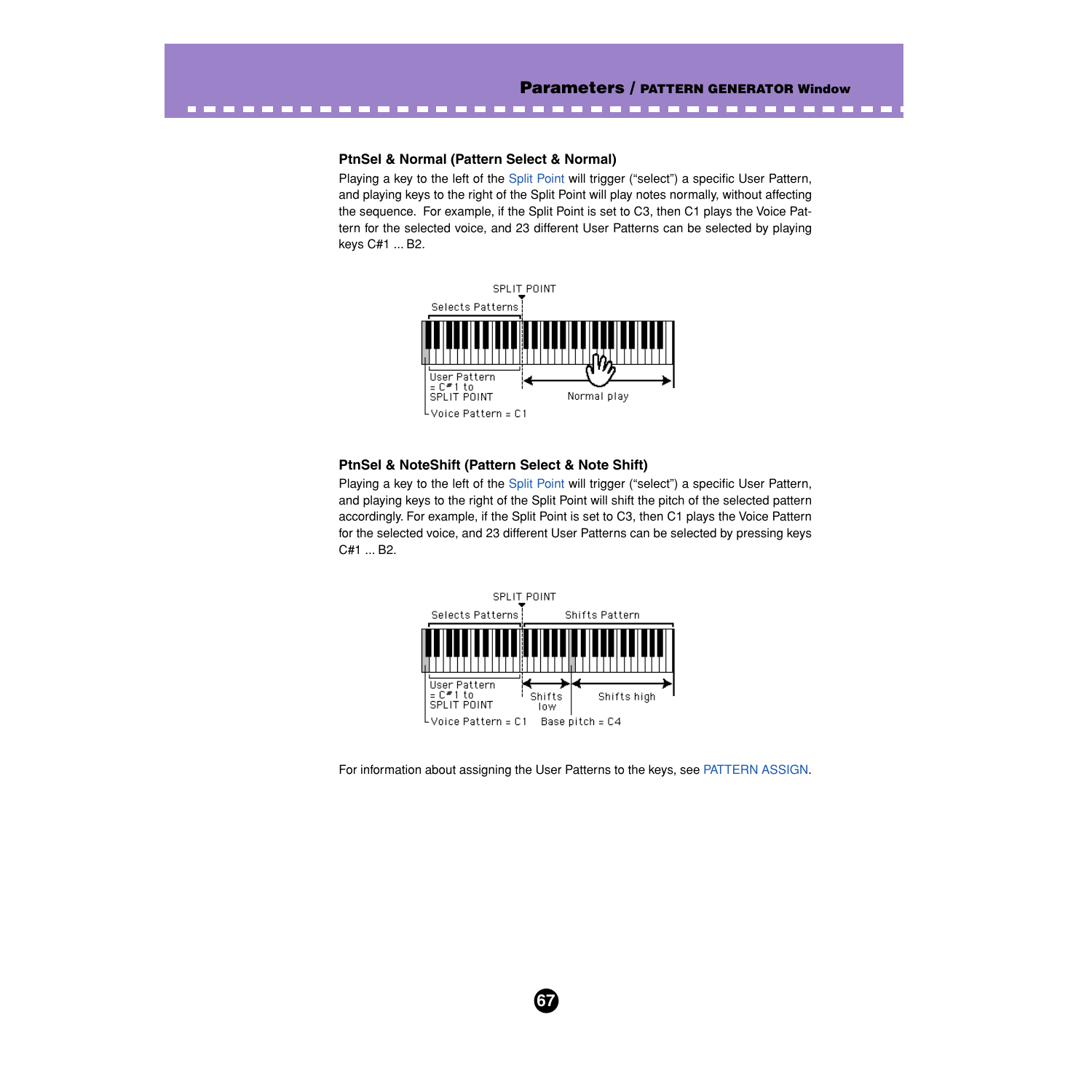### PtnSel & Normal (Pattern Select & Normal)

Playing a key to the left of the Split Point will trigger (“select”) a specific User Pattern, and playing keys to the right of the Split Point will play notes normally, without affecting the sequence. For example, if the Split Point is set to C3, then C1 plays the Voice Pattern for the selected voice, and 23 different User Patterns can be selected by playing keys C#1 ... B2.

### PtnSel & NoteShift (Pattern Select & Note Shift)

Playing a key to the left of the Split Point will trigger (“select”) a specific User Pattern, and playing keys to the right of the Split Point will shift the pitch of the selected pattern accordingly. For example, if the Split Point is set to C3, then C1 plays the Voice Pattern for the selected voice, and 23 different User Patterns can be selected by pressing keys C#1 ... B2.

For information about assigning the User Patterns to the keys, see PATTERN ASSIGN.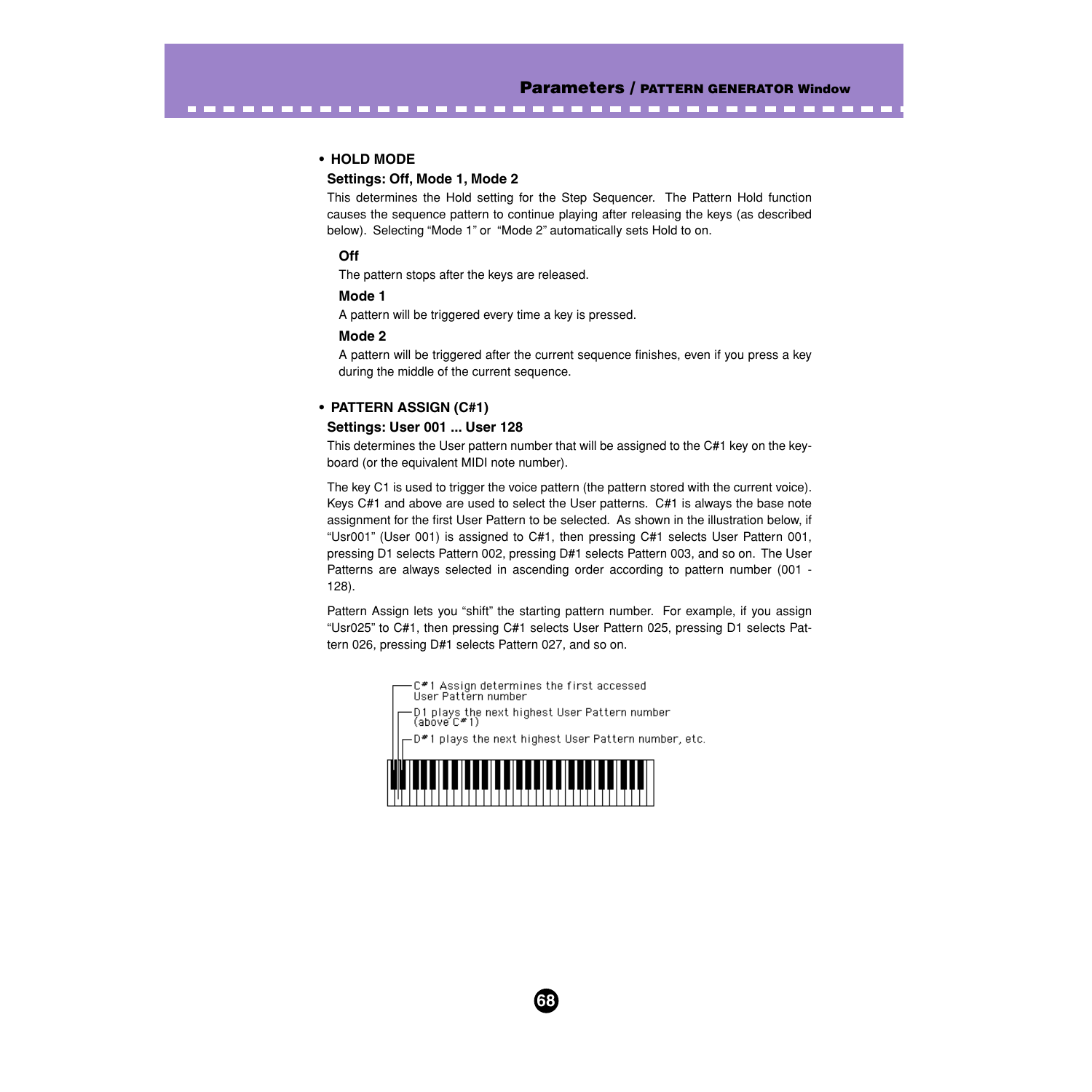- **HOLD MODE**

**Settings: Off, Mode 1, Mode 2**

This determines the Hold setting for the Step Sequencer. The Pattern Hold function causes the sequence pattern to continue playing after releasing the keys (as described below). Selecting "Mode 1" or "Mode 2" automatically sets Hold to on.

**Off**

The pattern stops after the keys are released.

**Mode 1**

A pattern will be triggered every time a key is pressed.

**Mode 2**

A pattern will be triggered after the current sequence finishes, even if you press a key during the middle of the current sequence.

- **PATTERN ASSIGN (C#1)**

**Settings: User 001 ... User 128**

This determines the User pattern number that will be assigned to the C#1 key on the keyboard (or the equivalent MIDI note number).

The key C1 is used to trigger the voice pattern (the pattern stored with the current voice). Keys C#1 and above are used to select the User patterns. C#1 is always the base note assignment for the first User Pattern to be selected. As shown in the illustration below, if "Usr001" (User 001) is assigned to C#1, then pressing C#1 selects User Pattern 001, pressing D1 selects Pattern 002, pressing D#1 selects Pattern 003, and so on. The User Patterns are always selected in ascending order according to pattern number (001 - 128).

Pattern Assign lets you "shift" the starting pattern number. For example, if you assign "Usr025" to C#1, then pressing C#1 selects User Pattern 025, pressing D1 selects Pattern 026, pressing D#1 selects Pattern 027, and so on.

C#1 Assign determines the first accessed User Pattern number

D1 plays the next highest User Pattern number (above C#1)

D#1 plays the next highest User Pattern number, etc.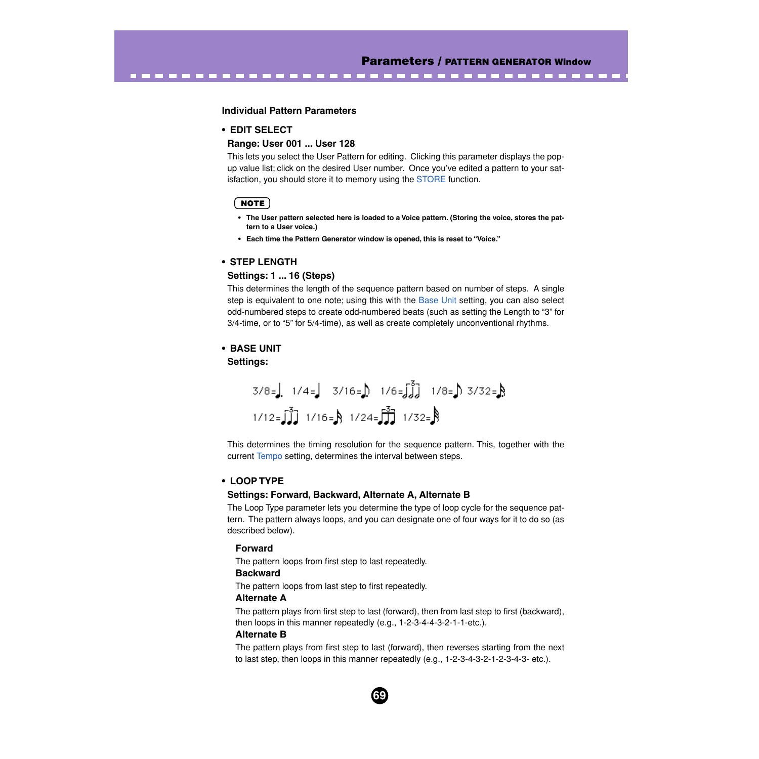## Individual Pattern Parameters

### • EDIT SELECT

**Range: User 001 ... User 128**

This lets you select the User Pattern for editing. Clicking this parameter displays the pop-up value list; click on the desired User number. Once you've edited a pattern to your satisfaction, you should store it to memory using the STORE function.

**NOTE**

- **The User pattern selected here is loaded to a Voice pattern. (Storing the voice, stores the pattern to a User voice.)**
- **Each time the Pattern Generator window is opened, this is reset to "Voice."**

### • STEP LENGTH

**Settings: 1 ... 16 (Steps)**

This determines the length of the sequence pattern based on number of steps. A single step is equivalent to one note; using this with the Base Unit setting, you can also select odd-numbered steps to create odd-numbered beats (such as setting the Length to "3" for 3/4-time, or to "5" for 5/4-time), as well as create completely unconventional rhythms.

### • BASE UNIT

**Settings:**

3/8= 1/4= 3/16= 1/6= 1/8= 3/32=
1/12= 1/16= 1/24= 1/32=

This determines the timing resolution for the sequence pattern. This, together with the current Tempo setting, determines the interval between steps.

### • LOOP TYPE

**Settings: Forward, Backward, Alternate A, Alternate B**

The Loop Type parameter lets you determine the type of loop cycle for the sequence pattern. The pattern always loops, and you can designate one of four ways for it to do so (as described below).

**Forward**

The pattern loops from first step to last repeatedly.

**Backward**

The pattern loops from last step to first repeatedly.

**Alternate A**

The pattern plays from first step to last (forward), then from last step to first (backward), then loops in this manner repeatedly (e.g., 1-2-3-4-4-3-2-1-1-etc.).

**Alternate B**

The pattern plays from first step to last (forward), then reverses starting from the next to last step, then loops in this manner repeatedly (e.g., 1-2-3-4-3-2-1-2-3-4-3- etc.).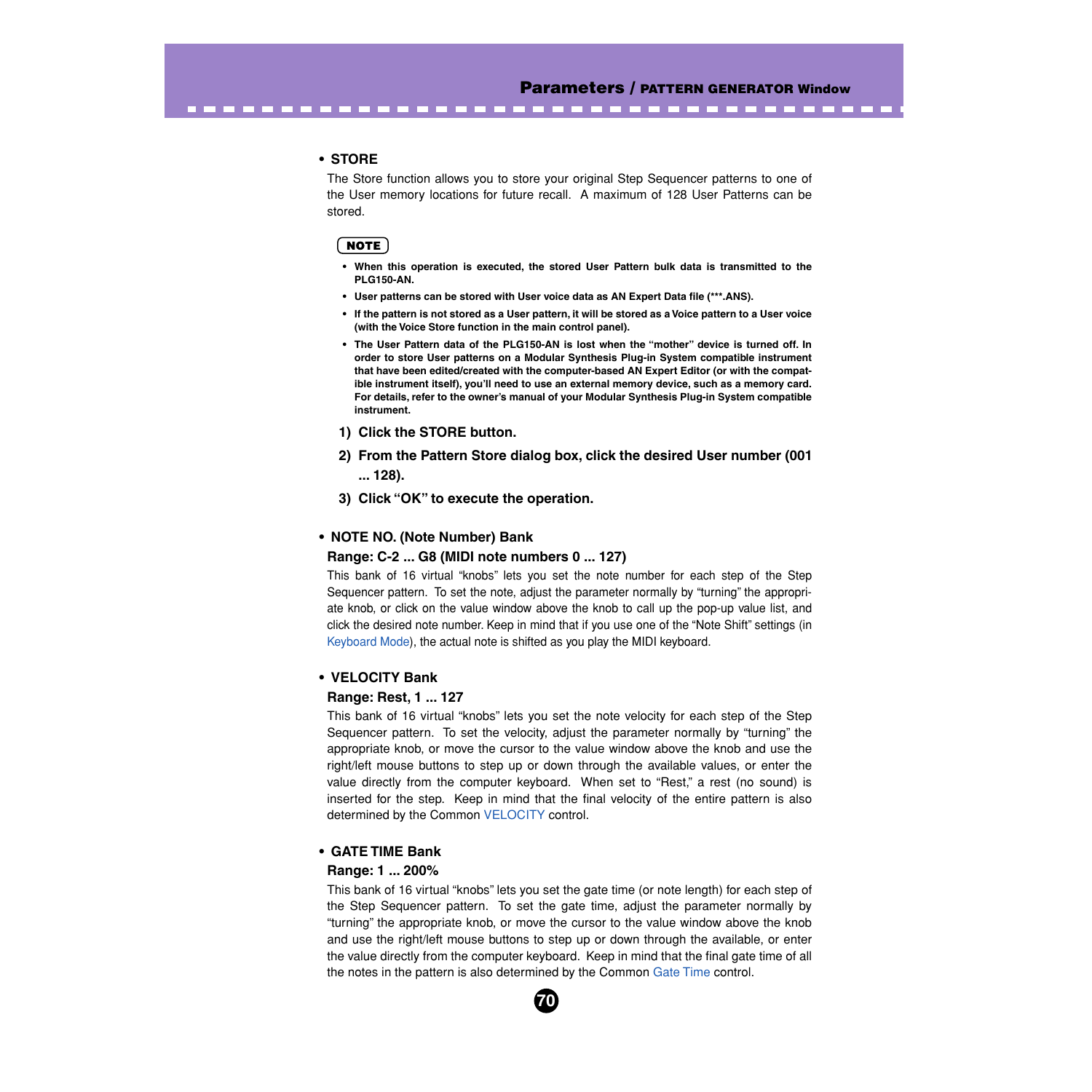- **STORE**

The Store function allows you to store your original Step Sequencer patterns to one of the User memory locations for future recall. A maximum of 128 User Patterns can be stored.

**NOTE**

- **When this operation is executed, the stored User Pattern bulk data is transmitted to the PLG150-AN.**
- **User patterns can be stored with User voice data as AN Expert Data file (***.ANS).**
- **If the pattern is not stored as a User pattern, it will be stored as a Voice pattern to a User voice (with the Voice Store function in the main control panel).**
- **The User Pattern data of the PLG150-AN is lost when the "mother" device is turned off. In order to store User patterns on a Modular Synthesis Plug-in System compatible instrument that have been edited/created with the computer-based AN Expert Editor (or with the compatible instrument itself), you'll need to use an external memory device, such as a memory card. For details, refer to the owner's manual of your Modular Synthesis Plug-in System compatible instrument.**

1) **Click the STORE button.**
2) **From the Pattern Store dialog box, click the desired User number (001 ... 128).**
3) **Click "OK" to execute the operation.**

- **NOTE NO. (Note Number) Bank**

**Range: C-2 ... G8 (MIDI note numbers 0 ... 127)**

This bank of 16 virtual "knobs" lets you set the note number for each step of the Step Sequencer pattern. To set the note, adjust the parameter normally by "turning" the appropriate knob, or click on the value window above the knob to call up the pop-up value list, and click the desired note number. Keep in mind that if you use one of the "Note Shift" settings (in Keyboard Mode), the actual note is shifted as you play the MIDI keyboard.

- **VELOCITY Bank**

**Range: Rest, 1 ... 127**

This bank of 16 virtual "knobs" lets you set the note velocity for each step of the Step Sequencer pattern. To set the velocity, adjust the parameter normally by "turning" the appropriate knob, or move the cursor to the value window above the knob and use the right/left mouse buttons to step up or down through the available values, or enter the value directly from the computer keyboard. When set to "Rest," a rest (no sound) is inserted for the step. Keep in mind that the final velocity of the entire pattern is also determined by the Common VELOCITY control.

- **GATE TIME Bank**

**Range: 1 ... 200%**

This bank of 16 virtual "knobs" lets you set the gate time (or note length) for each step of the Step Sequencer pattern. To set the gate time, adjust the parameter normally by "turning" the appropriate knob, or move the cursor to the value window above the knob and use the right/left mouse buttons to step up or down through the available, or enter the value directly from the computer keyboard. Keep in mind that the final gate time of all the notes in the pattern is also determined by the Common Gate Time control.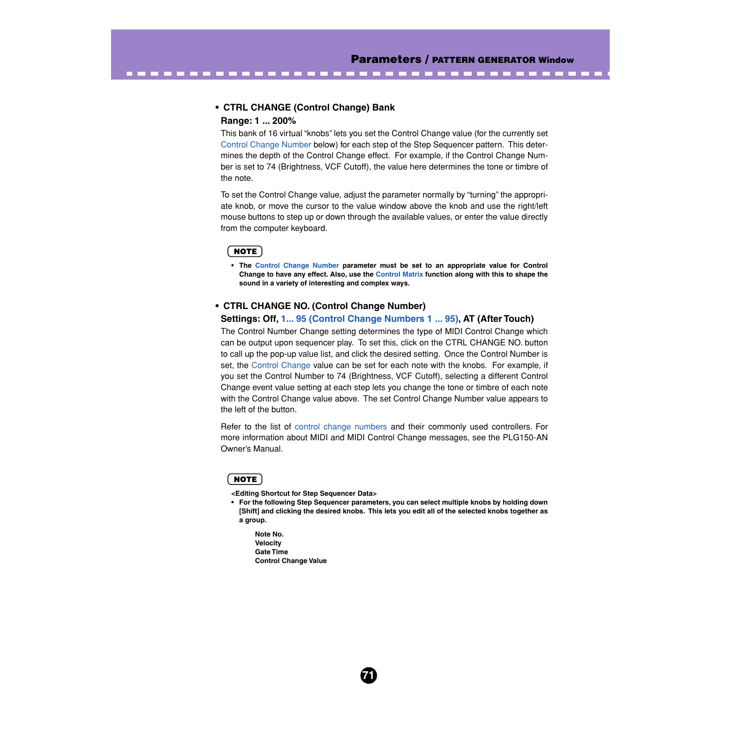- **CTRL CHANGE (Control Change) Bank**

  **Range: 1 ... 200%**

  This bank of 16 virtual "knobs" lets you set the Control Change value (for the currently set Control Change Number below) for each step of the Step Sequencer pattern. This determines the depth of the Control Change effect. For example, if the Control Change Number is set to 74 (Brightness, VCF Cutoff), the value here determines the tone or timbre of the note.

  To set the Control Change value, adjust the parameter normally by "turning" the appropriate knob, or move the cursor to the value window above the knob and use the right/left mouse buttons to step up or down through the available values, or enter the value directly from the computer keyboard.

**NOTE**

- **The Control Change Number parameter must be set to an appropriate value for Control Change to have any effect. Also, use the Control Matrix function along with this to shape the sound in a variety of interesting and complex ways.**

- **CTRL CHANGE NO. (Control Change Number)**

  **Settings: Off, 1... 95 (Control Change Numbers 1 ... 95), AT (After Touch)**

  The Control Number Change setting determines the type of MIDI Control Change which can be output upon sequencer play. To set this, click on the CTRL CHANGE NO. button to call up the pop-up value list, and click the desired setting. Once the Control Number is set, the Control Change value can be set for each note with the knobs. For example, if you set the Control Number to 74 (Brightness, VCF Cutoff), selecting a different Control Change event value setting at each step lets you change the tone or timbre of each note with the Control Change value above. The set Control Change Number value appears to the left of the button.

  Refer to the list of control change numbers and their commonly used controllers. For more information about MIDI and MIDI Control Change messages, see the PLG150-AN Owner's Manual.

**NOTE**

**<Editing Shortcut for Step Sequencer Data>**

- **For the following Step Sequencer parameters, you can select multiple knobs by holding down [Shift] and clicking the desired knobs. This lets you edit all of the selected knobs together as a group.**

  **Note No.**
  **Velocity**
  **Gate Time**
  **Control Change Value**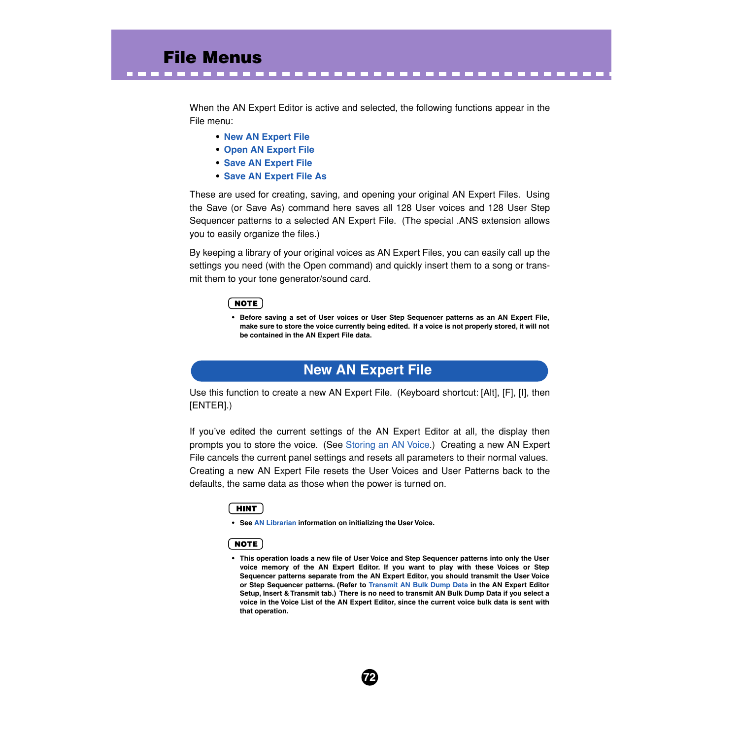# File Menus

When the AN Expert Editor is active and selected, the following functions appear in the File menu:

- **New AN Expert File**
- **Open AN Expert File**
- **Save AN Expert File**
- **Save AN Expert File As**

These are used for creating, saving, and opening your original AN Expert Files. Using the Save (or Save As) command here saves all 128 User voices and 128 User Step Sequencer patterns to a selected AN Expert File. (The special .ANS extension allows you to easily organize the files.)

By keeping a library of your original voices as AN Expert Files, you can easily call up the settings you need (with the Open command) and quickly insert them to a song or transmit them to your tone generator/sound card.

**NOTE**

- **Before saving a set of User voices or User Step Sequencer patterns as an AN Expert File, make sure to store the voice currently being edited. If a voice is not properly stored, it will not be contained in the AN Expert File data.**

## New AN Expert File

Use this function to create a new AN Expert File. (Keyboard shortcut: [Alt], [F], [I], then [ENTER].)

If you've edited the current settings of the AN Expert Editor at all, the display then prompts you to store the voice. (See Storing an AN Voice.) Creating a new AN Expert File cancels the current panel settings and resets all parameters to their normal values. Creating a new AN Expert File resets the User Voices and User Patterns back to the defaults, the same data as those when the power is turned on.

**HINT**

- **See AN Librarian information on initializing the User Voice.**

**NOTE**

- **This operation loads a new file of User Voice and Step Sequencer patterns into only the User voice memory of the AN Expert Editor. If you want to play with these Voices or Step Sequencer patterns separate from the AN Expert Editor, you should transmit the User Voice or Step Sequencer patterns. (Refer to Transmit AN Bulk Dump Data in the AN Expert Editor Setup, Insert & Transmit tab.) There is no need to transmit AN Bulk Dump Data if you select a voice in the Voice List of the AN Expert Editor, since the current voice bulk data is sent with that operation.**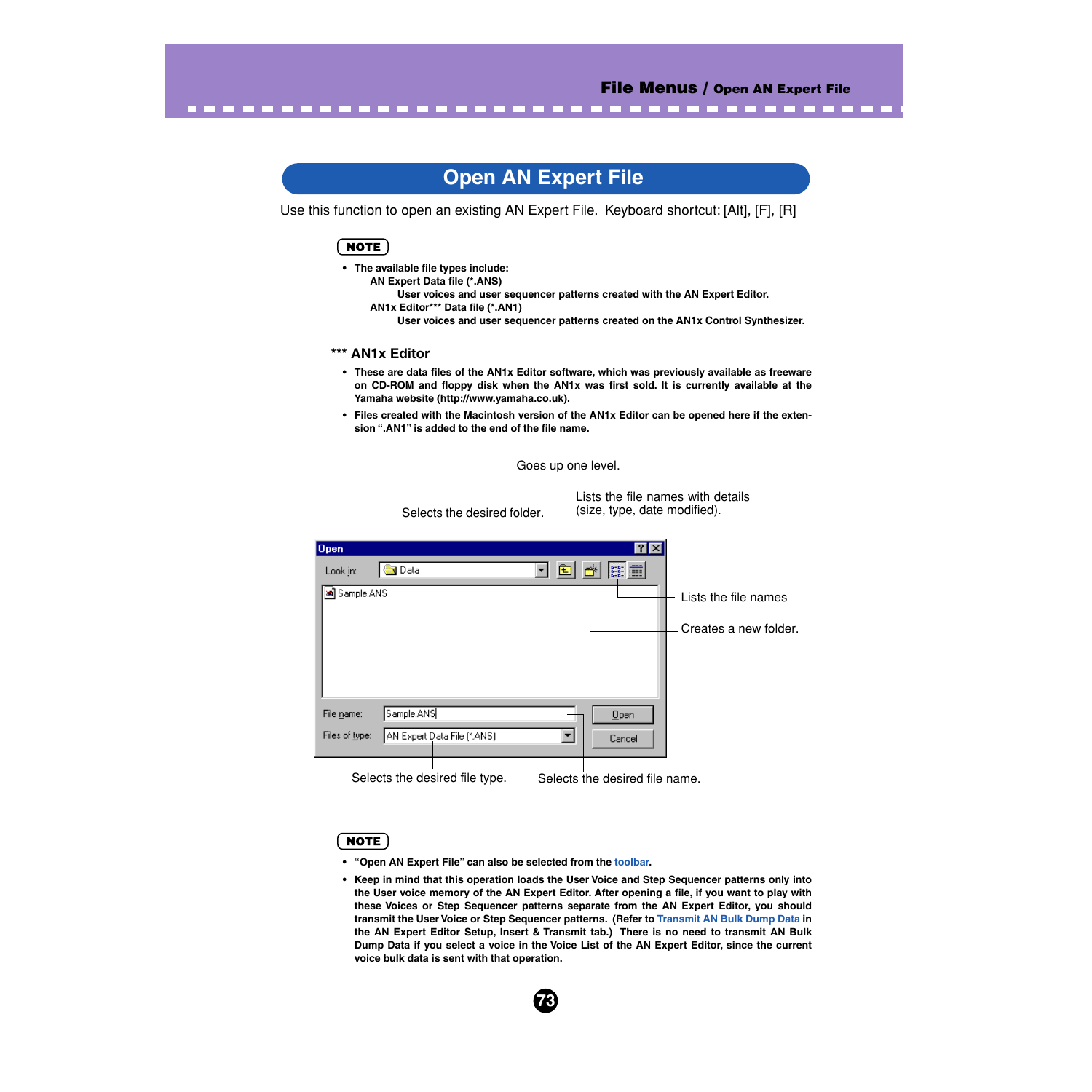# Open AN Expert File

Use this function to open an existing AN Expert File. Keyboard shortcut: [Alt], [F], [R]

**NOTE**

- **The available file types include:**
  **AN Expert Data file (*.ANS)**
  **User voices and user sequencer patterns created with the AN Expert Editor.**
  **AN1x Editor*** Data file (*.AN1)**
  **User voices and user sequencer patterns created on the AN1x Control Synthesizer.**

### *** AN1x Editor

- **These are data files of the AN1x Editor software, which was previously available as freeware on CD-ROM and floppy disk when the AN1x was first sold. It is currently available at the Yamaha website (http://www.yamaha.co.uk).**
- **Files created with the Macintosh version of the AN1x Editor can be opened here if the extension ".AN1" is added to the end of the file name.**

Goes up one level.

Selects the desired folder.

Lists the file names with details (size, type, date modified).

Lists the file names

Creates a new folder.

Selects the desired file type.

Selects the desired file name.

**NOTE**

- **"Open AN Expert File" can also be selected from the toolbar.**
- **Keep in mind that this operation loads the User Voice and Step Sequencer patterns only into the User voice memory of the AN Expert Editor. After opening a file, if you want to play with these Voices or Step Sequencer patterns separate from the AN Expert Editor, you should transmit the User Voice or Step Sequencer patterns. (Refer to Transmit AN Bulk Dump Data in the AN Expert Editor Setup, Insert & Transmit tab.) There is no need to transmit AN Bulk Dump Data if you select a voice in the Voice List of the AN Expert Editor, since the current voice bulk data is sent with that operation.**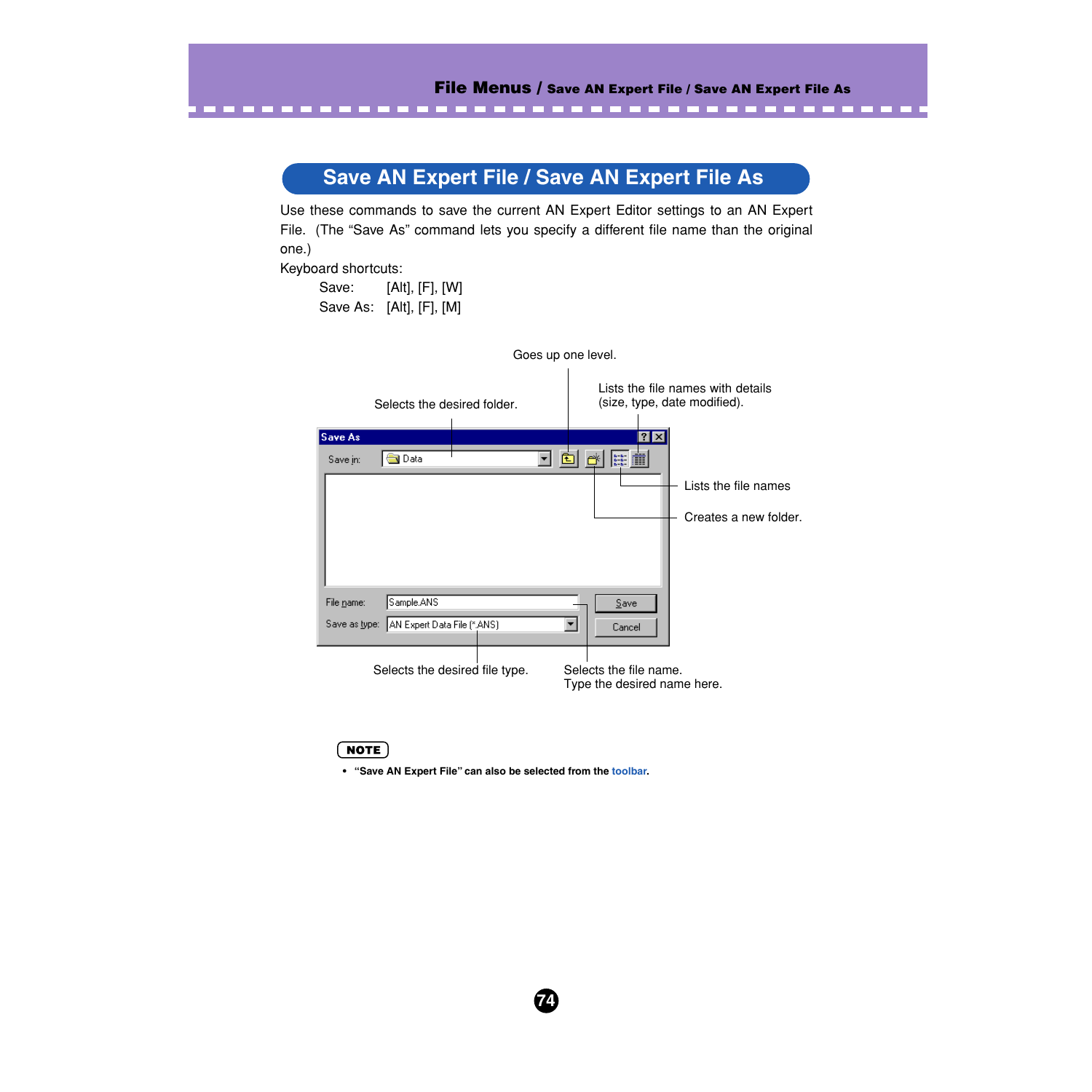## Save AN Expert File / Save AN Expert File As

Use these commands to save the current AN Expert Editor settings to an AN Expert File. (The “Save As” command lets you specify a different file name than the original one.)

Keyboard shortcuts:

Save: [Alt], [F], [W]

Save As: [Alt], [F], [M]

Goes up one level.

Selects the desired folder.

Lists the file names with details (size, type, date modified).

Lists the file names

Creates a new folder.

Selects the desired file type.

Selects the file name. Type the desired name here.

**NOTE**

- **“Save AN Expert File” can also be selected from the toolbar.**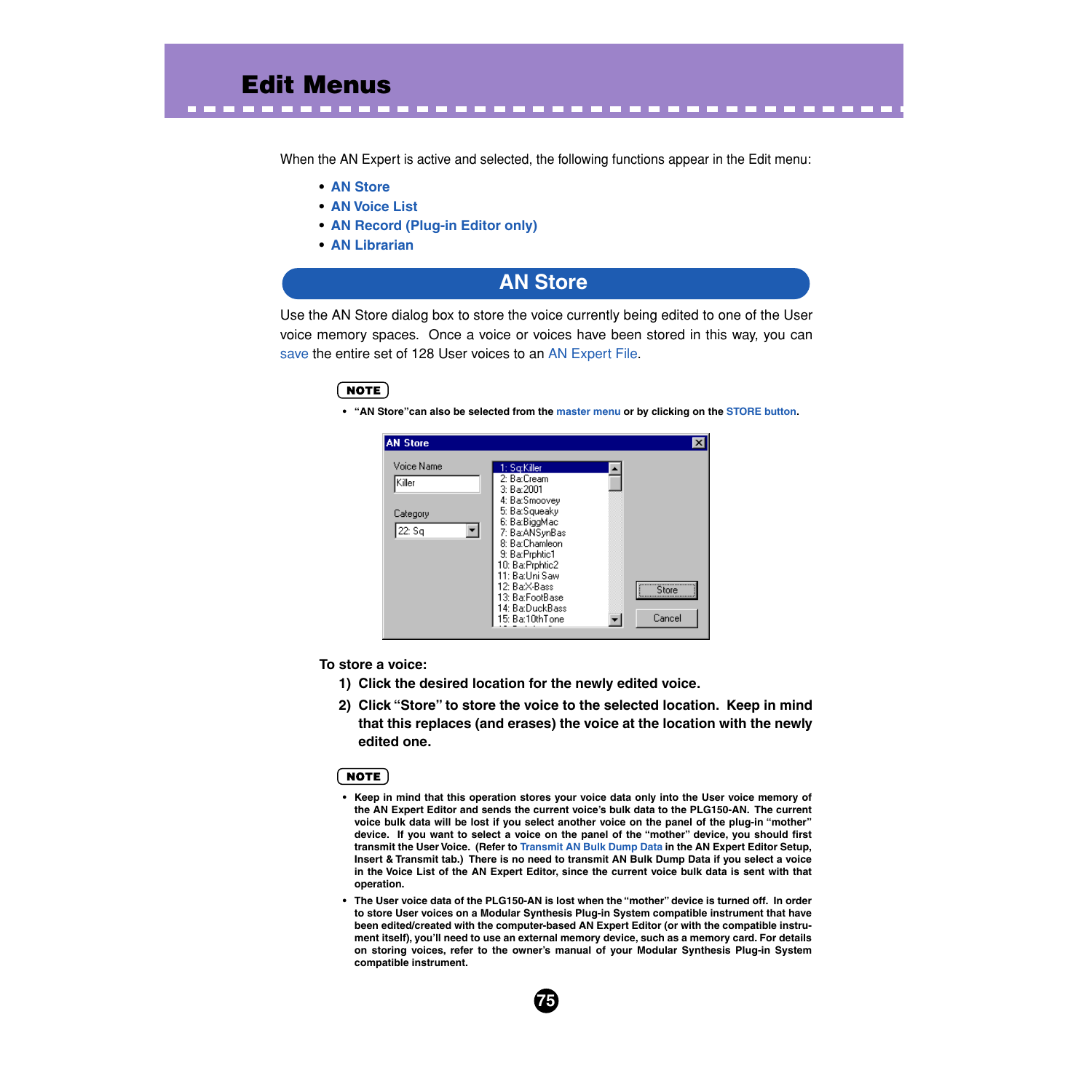# Edit Menus

When the AN Expert is active and selected, the following functions appear in the Edit menu:

- **AN Store**
- **AN Voice List**
- **AN Record (Plug-in Editor only)**
- **AN Librarian**

## AN Store

Use the AN Store dialog box to store the voice currently being edited to one of the User voice memory spaces. Once a voice or voices have been stored in this way, you can save the entire set of 128 User voices to an AN Expert File.

**NOTE**

- **"AN Store"can also be selected from the master menu or by clicking on the STORE button.**

**To store a voice:**

1) **Click the desired location for the newly edited voice.**
2) **Click "Store" to store the voice to the selected location. Keep in mind that this replaces (and erases) the voice at the location with the newly edited one.**

**NOTE**

- **Keep in mind that this operation stores your voice data only into the User voice memory of the AN Expert Editor and sends the current voice's bulk data to the PLG150-AN. The current voice bulk data will be lost if you select another voice on the panel of the plug-in "mother" device. If you want to select a voice on the panel of the "mother" device, you should first transmit the User Voice. (Refer to Transmit AN Bulk Dump Data in the AN Expert Editor Setup, Insert & Transmit tab.) There is no need to transmit AN Bulk Dump Data if you select a voice in the Voice List of the AN Expert Editor, since the current voice bulk data is sent with that operation.**
- **The User voice data of the PLG150-AN is lost when the "mother" device is turned off. In order to store User voices on a Modular Synthesis Plug-in System compatible instrument that have been edited/created with the computer-based AN Expert Editor (or with the compatible instrument itself), you'll need to use an external memory device, such as a memory card. For details on storing voices, refer to the owner's manual of your Modular Synthesis Plug-in System compatible instrument.**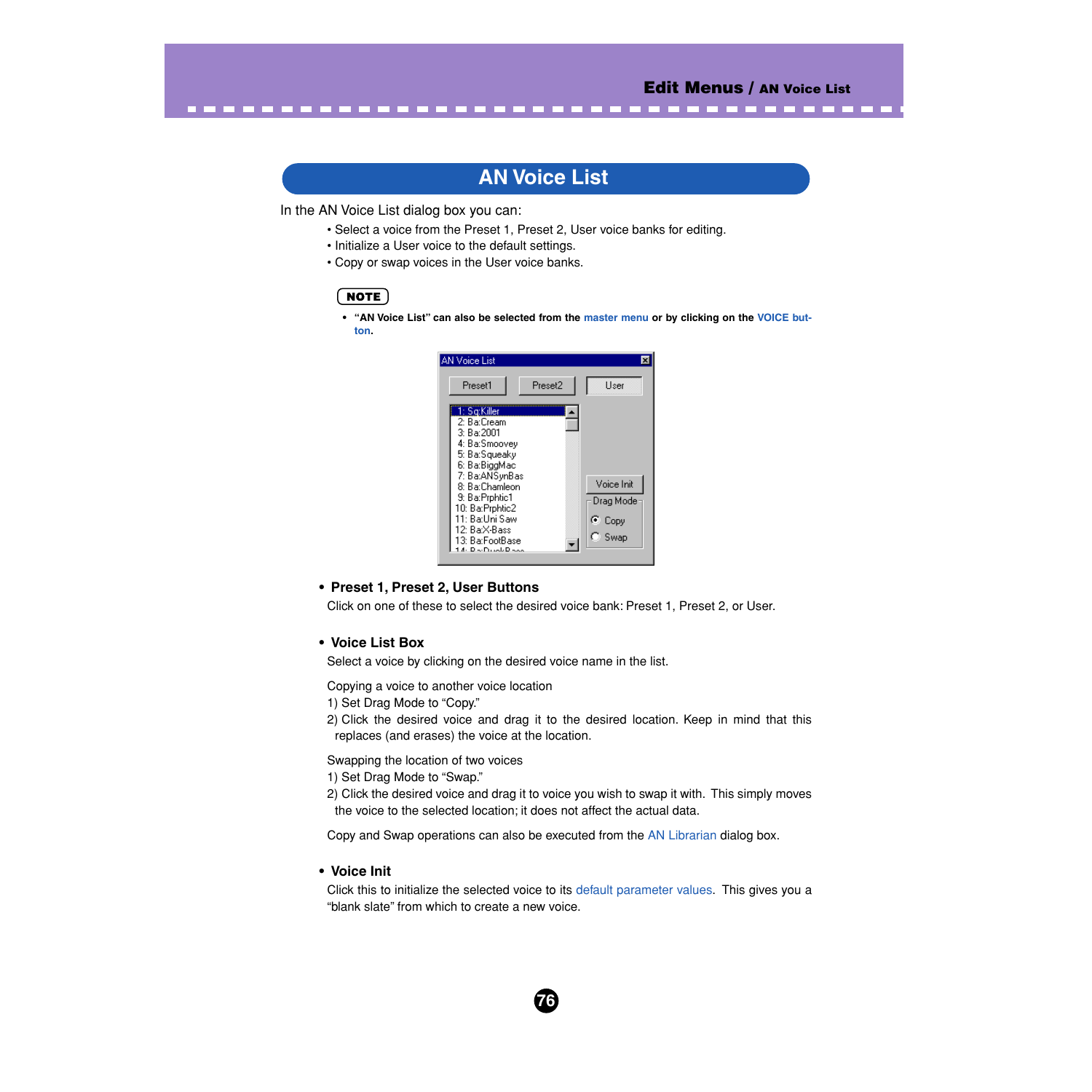# AN Voice List

In the AN Voice List dialog box you can:

- Select a voice from the Preset 1, Preset 2, User voice banks for editing.
- Initialize a User voice to the default settings.
- Copy or swap voices in the User voice banks.

**NOTE**

- **"AN Voice List" can also be selected from the master menu or by clicking on the VOICE button.**

### • Preset 1, Preset 2, User Buttons

Click on one of these to select the desired voice bank: Preset 1, Preset 2, or User.

### • Voice List Box

Select a voice by clicking on the desired voice name in the list.

Copying a voice to another voice location
1) Set Drag Mode to "Copy."
2) Click the desired voice and drag it to the desired location. Keep in mind that this replaces (and erases) the voice at the location.

Swapping the location of two voices
1) Set Drag Mode to "Swap."
2) Click the desired voice and drag it to voice you wish to swap it with. This simply moves the voice to the selected location; it does not affect the actual data.

Copy and Swap operations can also be executed from the AN Librarian dialog box.

### • Voice Init

Click this to initialize the selected voice to its default parameter values. This gives you a "blank slate" from which to create a new voice.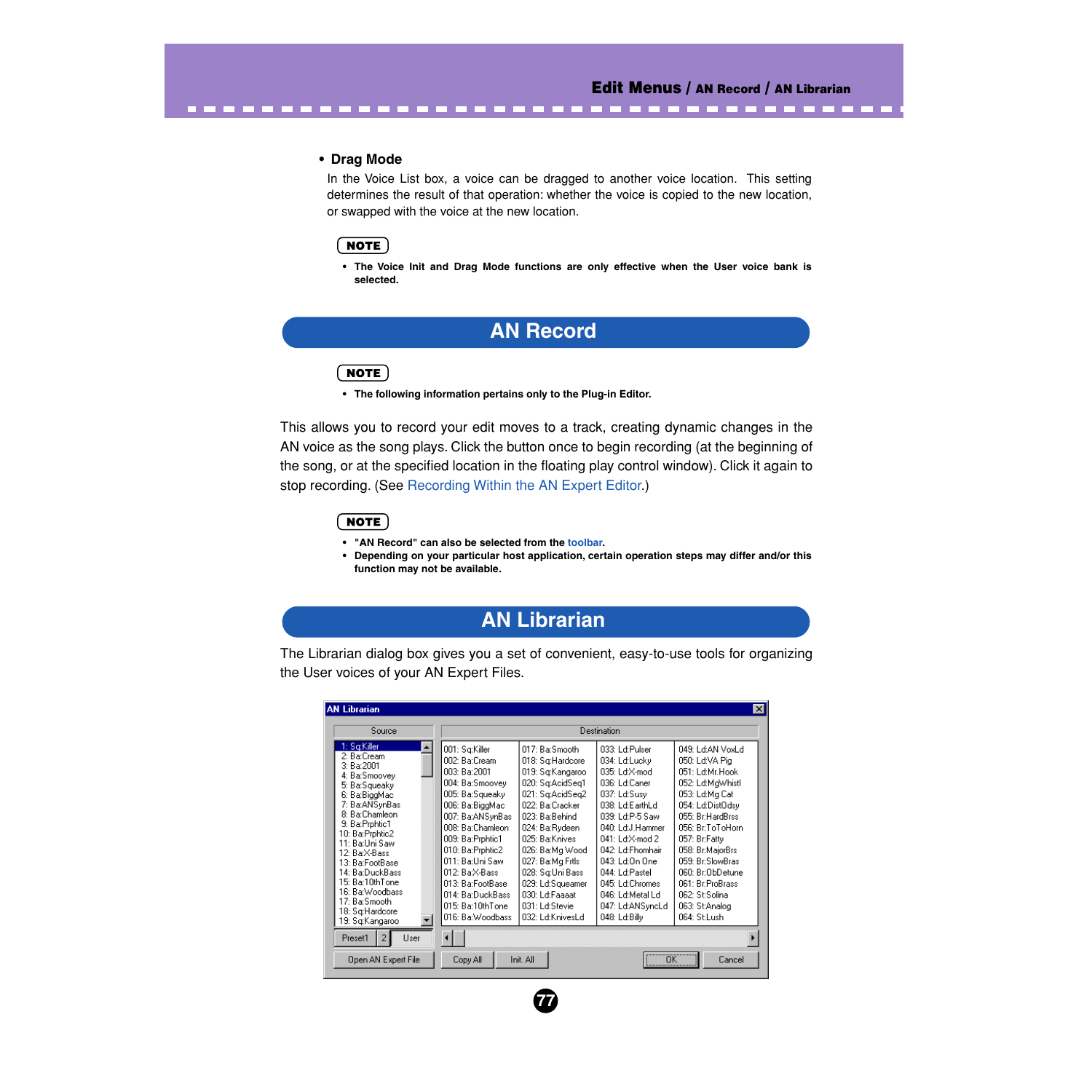- **Drag Mode**

In the Voice List box, a voice can be dragged to another voice location. This setting determines the result of that operation: whether the voice is copied to the new location, or swapped with the voice at the new location.

**NOTE**

- **The Voice Init and Drag Mode functions are only effective when the User voice bank is selected.**

## AN Record

**NOTE**

- **The following information pertains only to the Plug-in Editor.**

This allows you to record your edit moves to a track, creating dynamic changes in the AN voice as the song plays. Click the button once to begin recording (at the beginning of the song, or at the specified location in the floating play control window). Click it again to stop recording. (See Recording Within the AN Expert Editor.)

**NOTE**

- **"AN Record" can also be selected from the toolbar.**
- **Depending on your particular host application, certain operation steps may differ and/or this function may not be available.**

## AN Librarian

The Librarian dialog box gives you a set of convenient, easy-to-use tools for organizing the User voices of your AN Expert Files.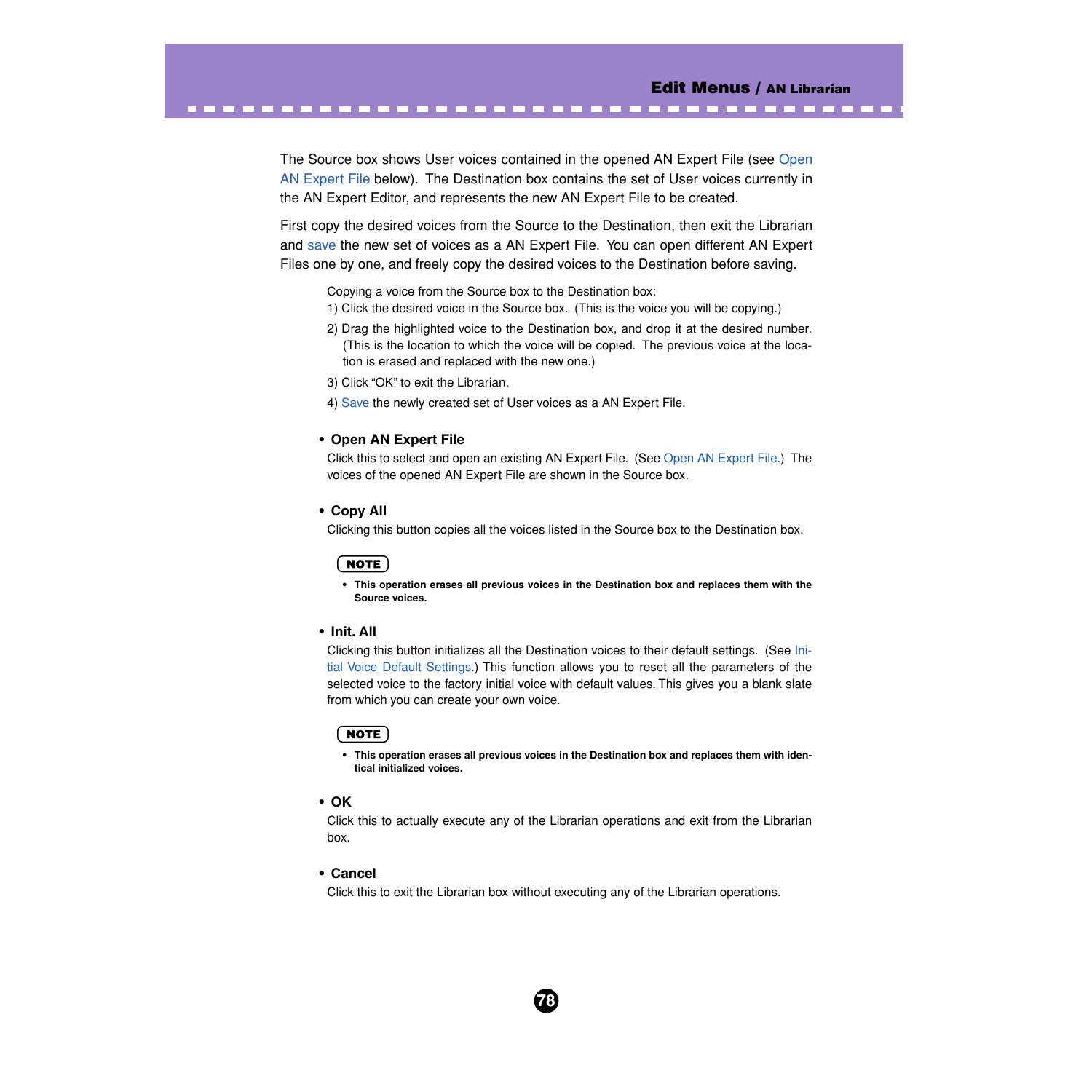The Source box shows User voices contained in the opened AN Expert File (see Open AN Expert File below). The Destination box contains the set of User voices currently in the AN Expert Editor, and represents the new AN Expert File to be created.

First copy the desired voices from the Source to the Destination, then exit the Librarian and save the new set of voices as a AN Expert File. You can open different AN Expert Files one by one, and freely copy the desired voices to the Destination before saving.

Copying a voice from the Source box to the Destination box:

1) Click the desired voice in the Source box. (This is the voice you will be copying.)
2) Drag the highlighted voice to the Destination box, and drop it at the desired number. (This is the location to which the voice will be copied. The previous voice at the location is erased and replaced with the new one.)
3) Click "OK" to exit the Librarian.
4) Save the newly created set of User voices as a AN Expert File.

- **Open AN Expert File**

Click this to select and open an existing AN Expert File. (See Open AN Expert File.) The voices of the opened AN Expert File are shown in the Source box.

- **Copy All**

Clicking this button copies all the voices listed in the Source box to the Destination box.

**NOTE**

- **This operation erases all previous voices in the Destination box and replaces them with the Source voices.**

- **Init. All**

Clicking this button initializes all the Destination voices to their default settings. (See Initial Voice Default Settings.) This function allows you to reset all the parameters of the selected voice to the factory initial voice with default values. This gives you a blank slate from which you can create your own voice.

**NOTE**

- **This operation erases all previous voices in the Destination box and replaces them with identical initialized voices.**

- **OK**

Click this to actually execute any of the Librarian operations and exit from the Librarian box.

- **Cancel**

Click this to exit the Librarian box without executing any of the Librarian operations.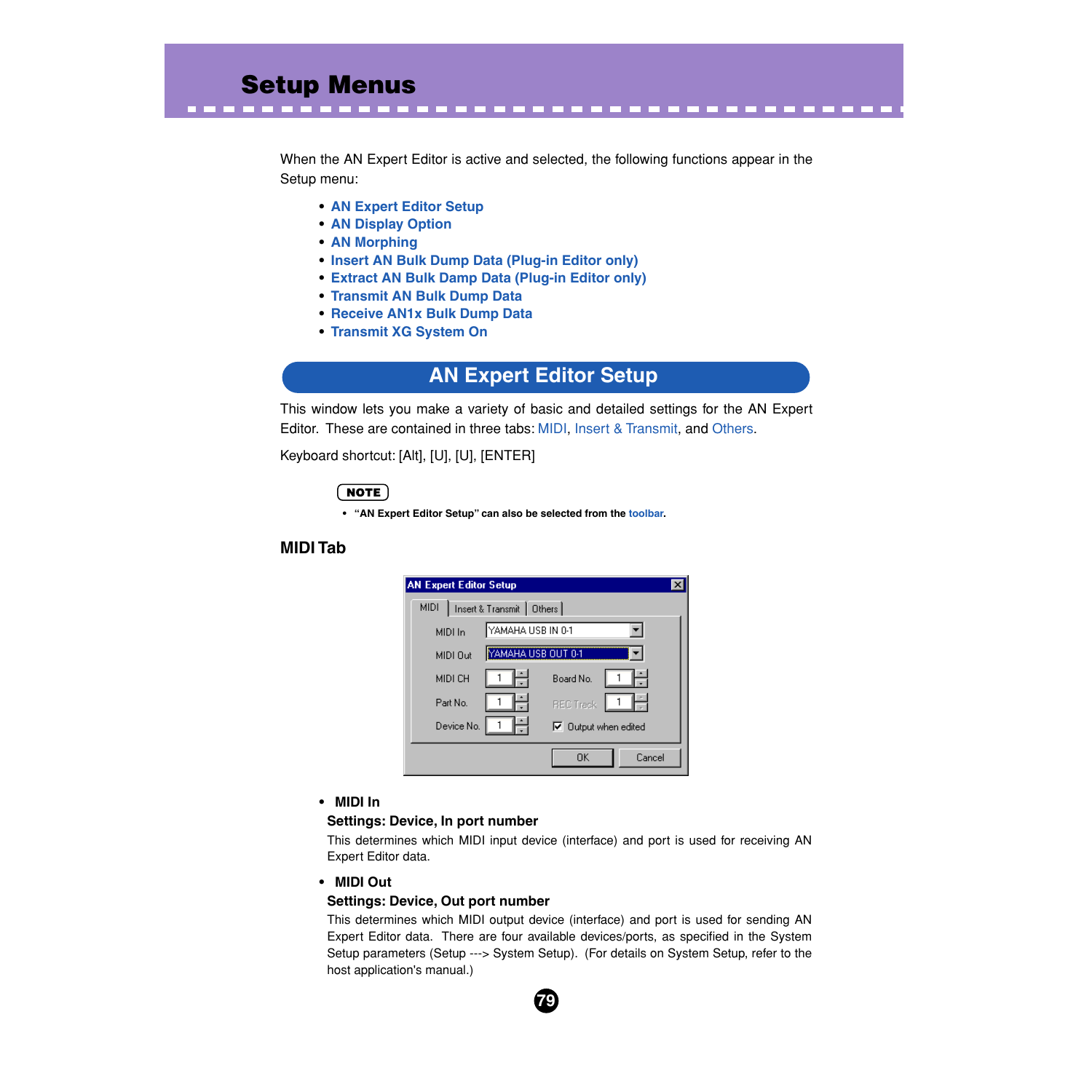# Setup Menus

When the AN Expert Editor is active and selected, the following functions appear in the Setup menu:

- AN Expert Editor Setup
- AN Display Option
- AN Morphing
- Insert AN Bulk Dump Data (Plug-in Editor only)
- Extract AN Bulk Damp Data (Plug-in Editor only)
- Transmit AN Bulk Dump Data
- Receive AN1x Bulk Dump Data
- Transmit XG System On

## AN Expert Editor Setup

This window lets you make a variety of basic and detailed settings for the AN Expert Editor. These are contained in three tabs: MIDI, Insert & Transmit, and Others.

Keyboard shortcut: [Alt], [U], [U], [ENTER]

**NOTE**

- **"AN Expert Editor Setup" can also be selected from the toolbar.**

### MIDI Tab

- **MIDI In**

  **Settings: Device, In port number**

  This determines which MIDI input device (interface) and port is used for receiving AN Expert Editor data.

- **MIDI Out**

  **Settings: Device, Out port number**

  This determines which MIDI output device (interface) and port is used for sending AN Expert Editor data. There are four available devices/ports, as specified in the System Setup parameters (Setup ---> System Setup). (For details on System Setup, refer to the host application's manual.)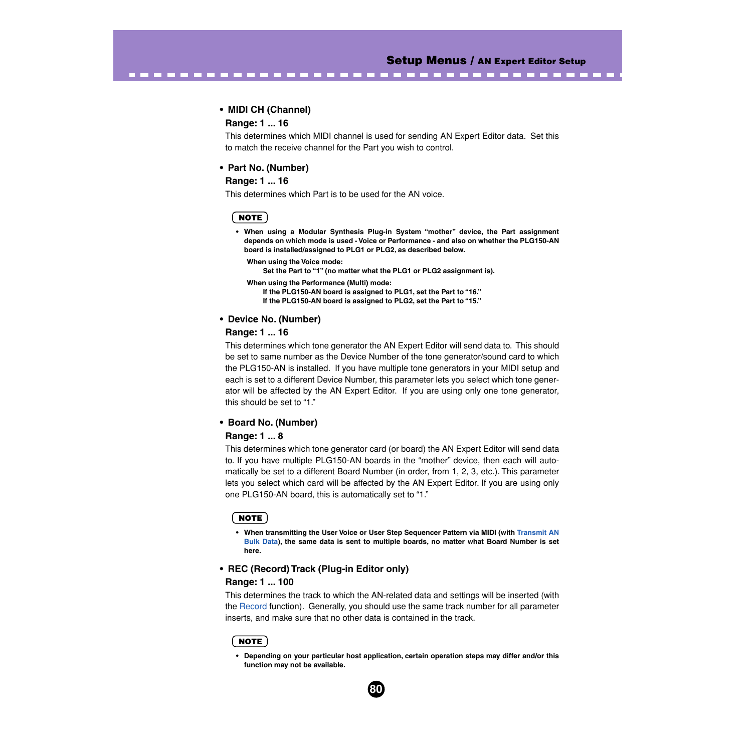- **MIDI CH (Channel)**

  **Range: 1 ... 16**

  This determines which MIDI channel is used for sending AN Expert Editor data. Set this to match the receive channel for the Part you wish to control.

- **Part No. (Number)**

  **Range: 1 ... 16**

  This determines which Part is to be used for the AN voice.

**NOTE**

- **When using a Modular Synthesis Plug-in System "mother" device, the Part assignment depends on which mode is used - Voice or Performance - and also on whether the PLG150-AN board is installed/assigned to PLG1 or PLG2, as described below.**

  **When using the Voice mode:**

  **Set the Part to "1" (no matter what the PLG1 or PLG2 assignment is).**

  **When using the Performance (Multi) mode:**

  **If the PLG150-AN board is assigned to PLG1, set the Part to "16."**
  **If the PLG150-AN board is assigned to PLG2, set the Part to "15."**

- **Device No. (Number)**

  **Range: 1 ... 16**

  This determines which tone generator the AN Expert Editor will send data to. This should be set to same number as the Device Number of the tone generator/sound card to which the PLG150-AN is installed. If you have multiple tone generators in your MIDI setup and each is set to a different Device Number, this parameter lets you select which tone generator will be affected by the AN Expert Editor. If you are using only one tone generator, this should be set to "1."

- **Board No. (Number)**

  **Range: 1 ... 8**

  This determines which tone generator card (or board) the AN Expert Editor will send data to. If you have multiple PLG150-AN boards in the "mother" device, then each will automatically be set to a different Board Number (in order, from 1, 2, 3, etc.). This parameter lets you select which card will be affected by the AN Expert Editor. If you are using only one PLG150-AN board, this is automatically set to "1."

**NOTE**

- **When transmitting the User Voice or User Step Sequencer Pattern via MIDI (with Transmit AN Bulk Data), the same data is sent to multiple boards, no matter what Board Number is set here.**

- **REC (Record) Track (Plug-in Editor only)**

  **Range: 1 ... 100**

  This determines the track to which the AN-related data and settings will be inserted (with the Record function). Generally, you should use the same track number for all parameter inserts, and make sure that no other data is contained in the track.

**NOTE**

- **Depending on your particular host application, certain operation steps may differ and/or this function may not be available.**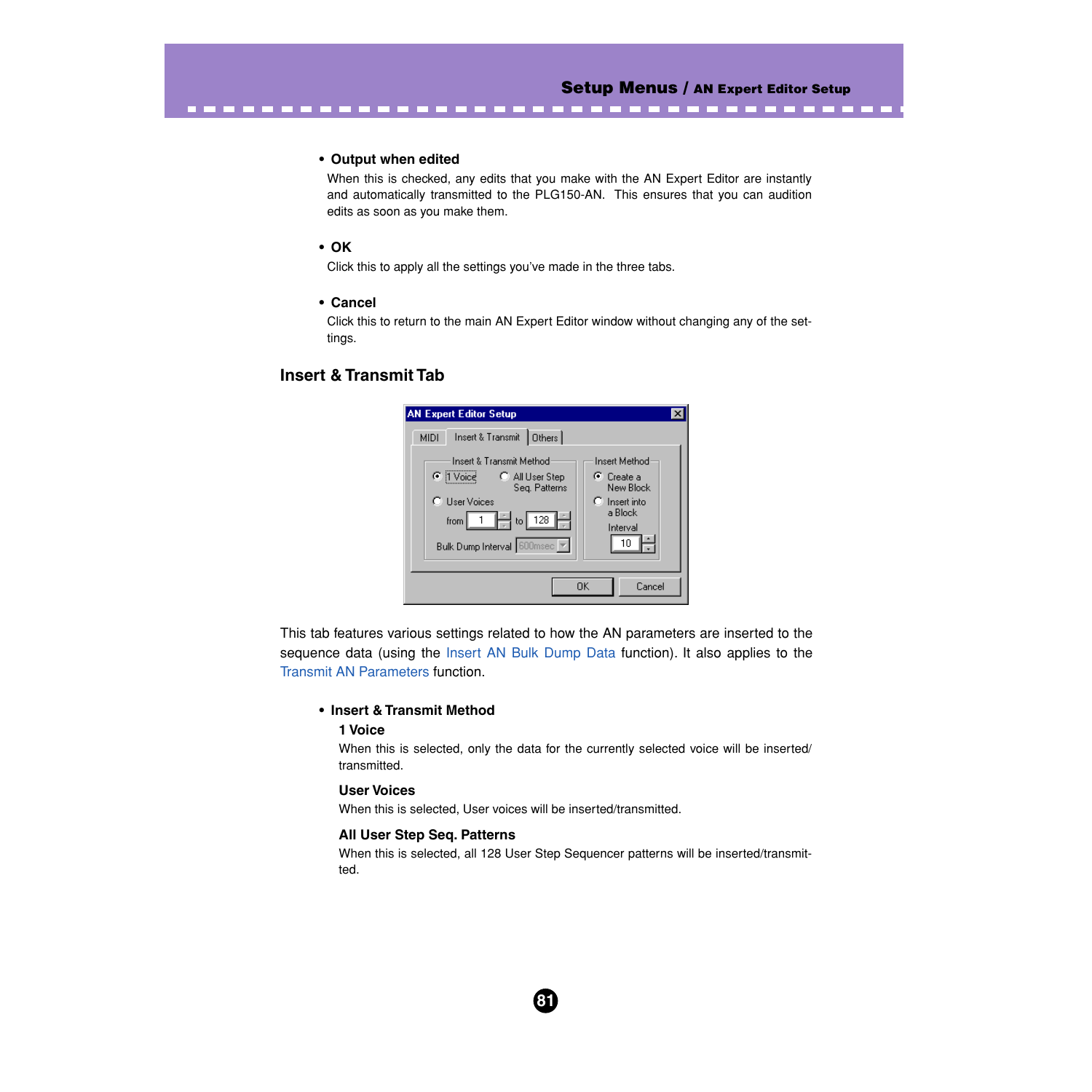- **Output when edited**

  When this is checked, any edits that you make with the AN Expert Editor are instantly and automatically transmitted to the PLG150-AN. This ensures that you can audition edits as soon as you make them.

- **OK**

  Click this to apply all the settings you've made in the three tabs.

- **Cancel**

  Click this to return to the main AN Expert Editor window without changing any of the settings.

## Insert & Transmit Tab

This tab features various settings related to how the AN parameters are inserted to the sequence data (using the Insert AN Bulk Dump Data function). It also applies to the Transmit AN Parameters function.

- **Insert & Transmit Method**

  **1 Voice**

  When this is selected, only the data for the currently selected voice will be inserted/transmitted.

  **User Voices**

  When this is selected, User voices will be inserted/transmitted.

  **All User Step Seq. Patterns**

  When this is selected, all 128 User Step Sequencer patterns will be inserted/transmitted.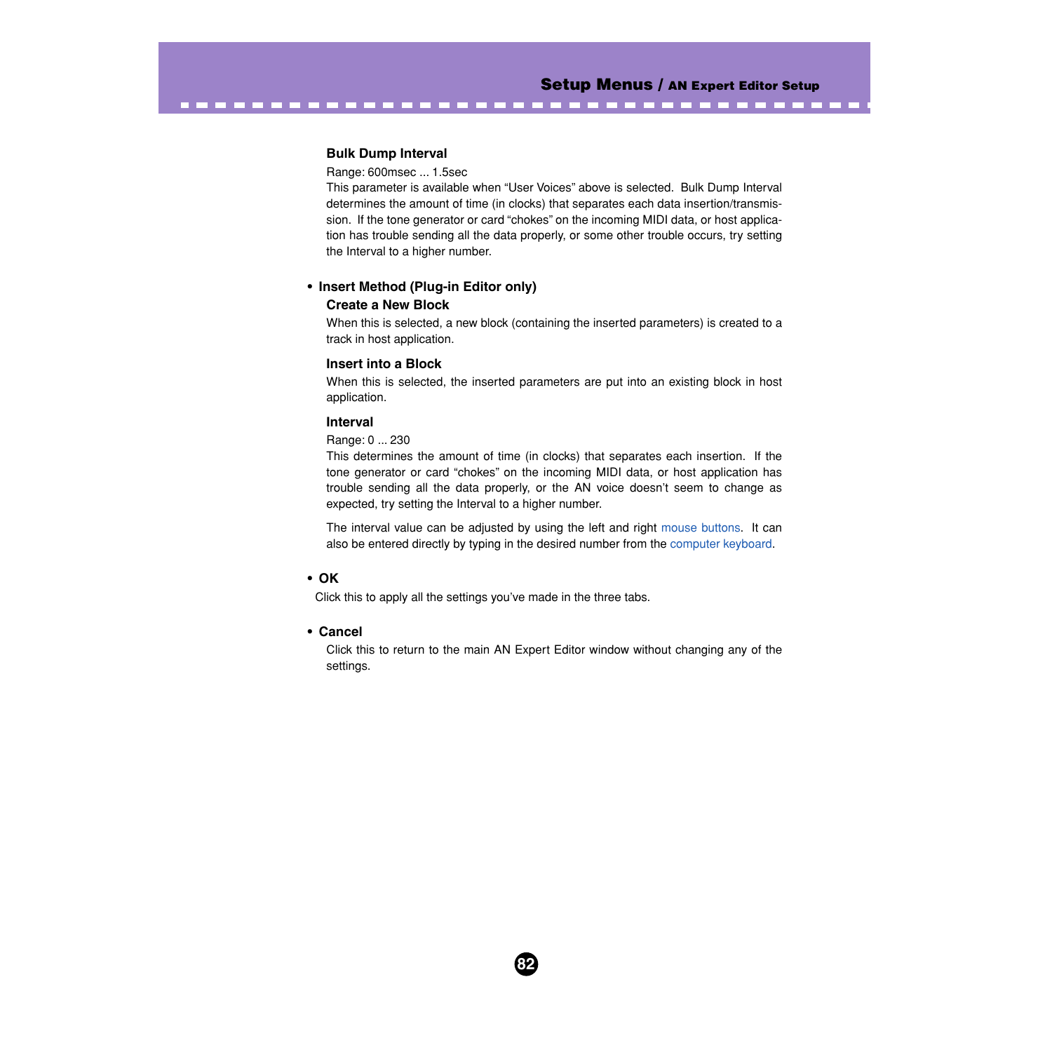#### Bulk Dump Interval

Range: 600msec ... 1.5sec

This parameter is available when “User Voices” above is selected. Bulk Dump Interval determines the amount of time (in clocks) that separates each data insertion/transmission. If the tone generator or card “chokes” on the incoming MIDI data, or host application has trouble sending all the data properly, or some other trouble occurs, try setting the Interval to a higher number.

- **Insert Method (Plug-in Editor only)**

#### Create a New Block

When this is selected, a new block (containing the inserted parameters) is created to a track in host application.

#### Insert into a Block

When this is selected, the inserted parameters are put into an existing block in host application.

#### Interval

Range: 0 ... 230

This determines the amount of time (in clocks) that separates each insertion. If the tone generator or card “chokes” on the incoming MIDI data, or host application has trouble sending all the data properly, or the AN voice doesn’t seem to change as expected, try setting the Interval to a higher number.

The interval value can be adjusted by using the left and right mouse buttons. It can also be entered directly by typing in the desired number from the computer keyboard.

- **OK**

Click this to apply all the settings you’ve made in the three tabs.

- **Cancel**

Click this to return to the main AN Expert Editor window without changing any of the settings.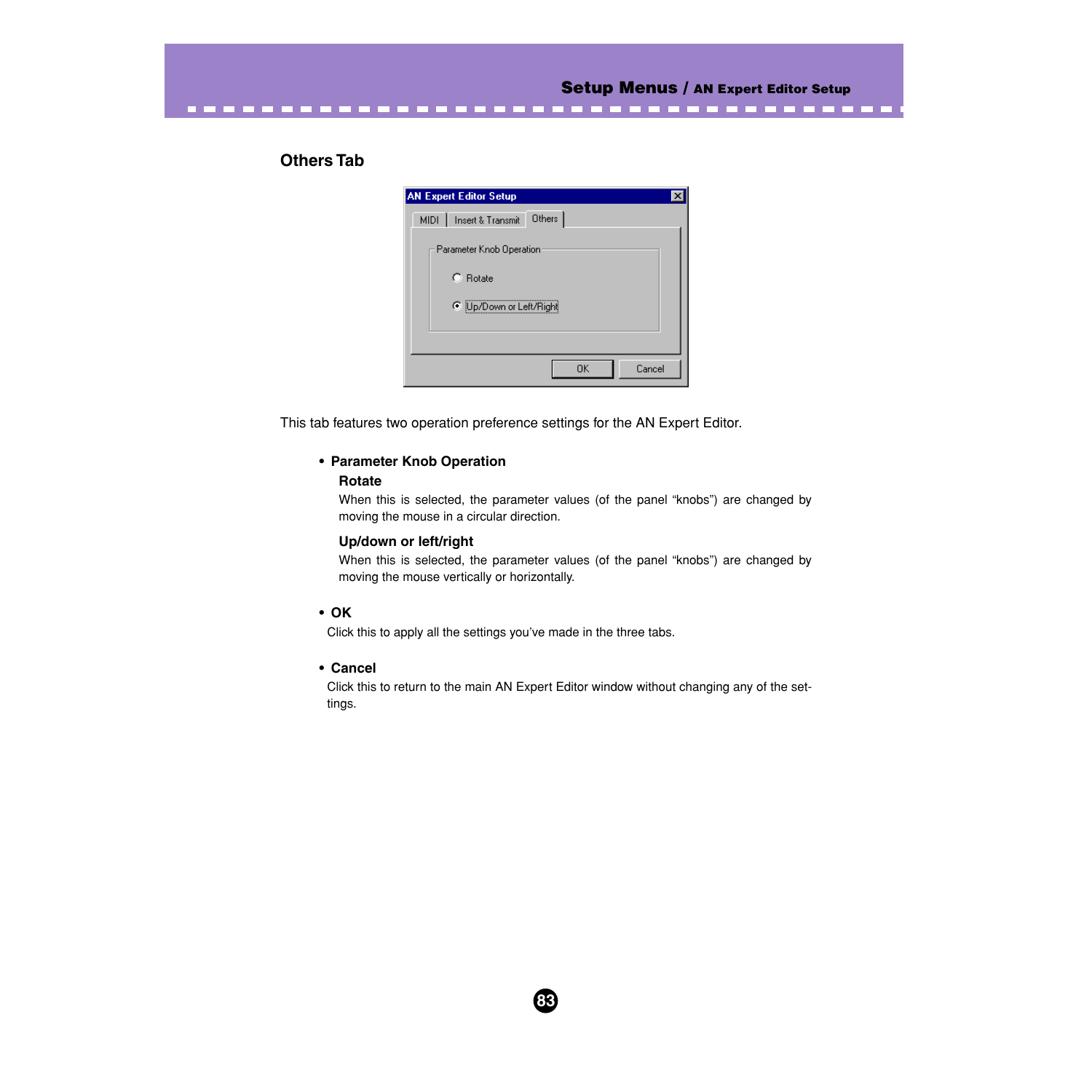## Others Tab

This tab features two operation preference settings for the AN Expert Editor.

- **Parameter Knob Operation**

  **Rotate**

  When this is selected, the parameter values (of the panel "knobs") are changed by moving the mouse in a circular direction.

  **Up/down or left/right**

  When this is selected, the parameter values (of the panel "knobs") are changed by moving the mouse vertically or horizontally.

- **OK**

  Click this to apply all the settings you've made in the three tabs.

- **Cancel**

  Click this to return to the main AN Expert Editor window without changing any of the settings.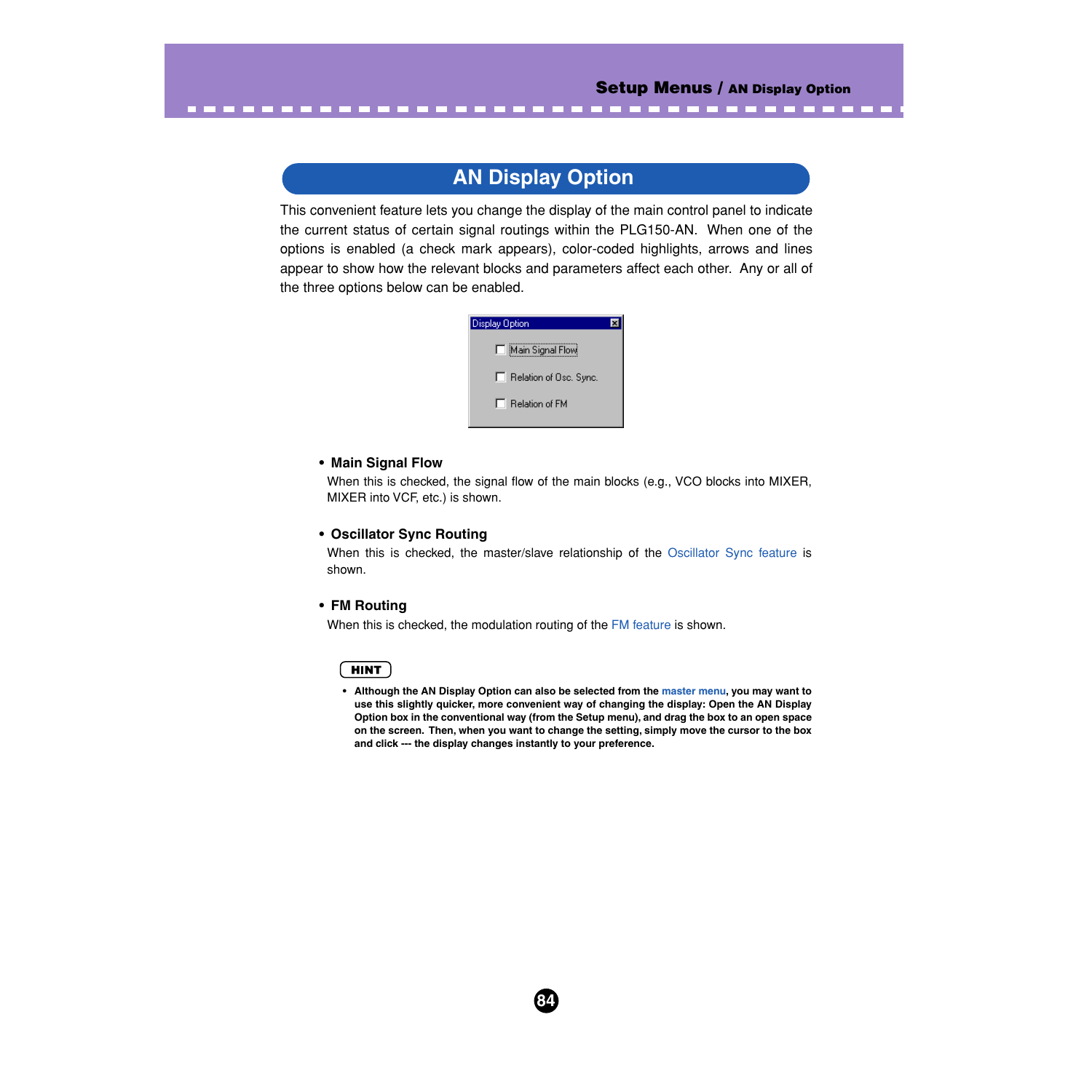# AN Display Option

This convenient feature lets you change the display of the main control panel to indicate the current status of certain signal routings within the PLG150-AN. When one of the options is enabled (a check mark appears), color-coded highlights, arrows and lines appear to show how the relevant blocks and parameters affect each other. Any or all of the three options below can be enabled.

- **Main Signal Flow**

  When this is checked, the signal flow of the main blocks (e.g., VCO blocks into MIXER, MIXER into VCF, etc.) is shown.

- **Oscillator Sync Routing**

  When this is checked, the master/slave relationship of the Oscillator Sync feature is shown.

- **FM Routing**

  When this is checked, the modulation routing of the FM feature is shown.

**HINT**

- **Although the AN Display Option can also be selected from the master menu, you may want to use this slightly quicker, more convenient way of changing the display: Open the AN Display Option box in the conventional way (from the Setup menu), and drag the box to an open space on the screen. Then, when you want to change the setting, simply move the cursor to the box and click --- the display changes instantly to your preference.**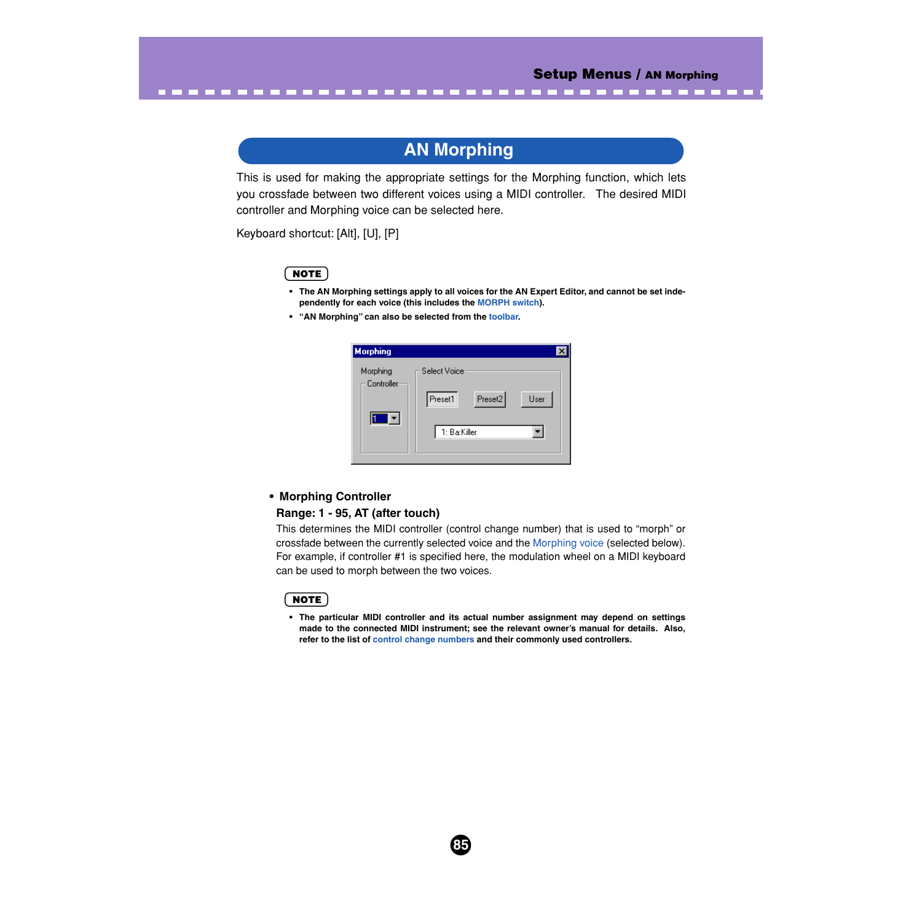# AN Morphing

This is used for making the appropriate settings for the Morphing function, which lets you crossfade between two different voices using a MIDI controller. The desired MIDI controller and Morphing voice can be selected here.

Keyboard shortcut: [Alt], [U], [P]

**NOTE**

- **The AN Morphing settings apply to all voices for the AN Expert Editor, and cannot be set independently for each voice (this includes the MORPH switch).**
- **"AN Morphing" can also be selected from the toolbar.**

- **Morphing Controller**

  **Range: 1 - 95, AT (after touch)**

  This determines the MIDI controller (control change number) that is used to "morph" or crossfade between the currently selected voice and the Morphing voice (selected below). For example, if controller #1 is specified here, the modulation wheel on a MIDI keyboard can be used to morph between the two voices.

**NOTE**

- **The particular MIDI controller and its actual number assignment may depend on settings made to the connected MIDI instrument; see the relevant owner's manual for details. Also, refer to the list of control change numbers and their commonly used controllers.**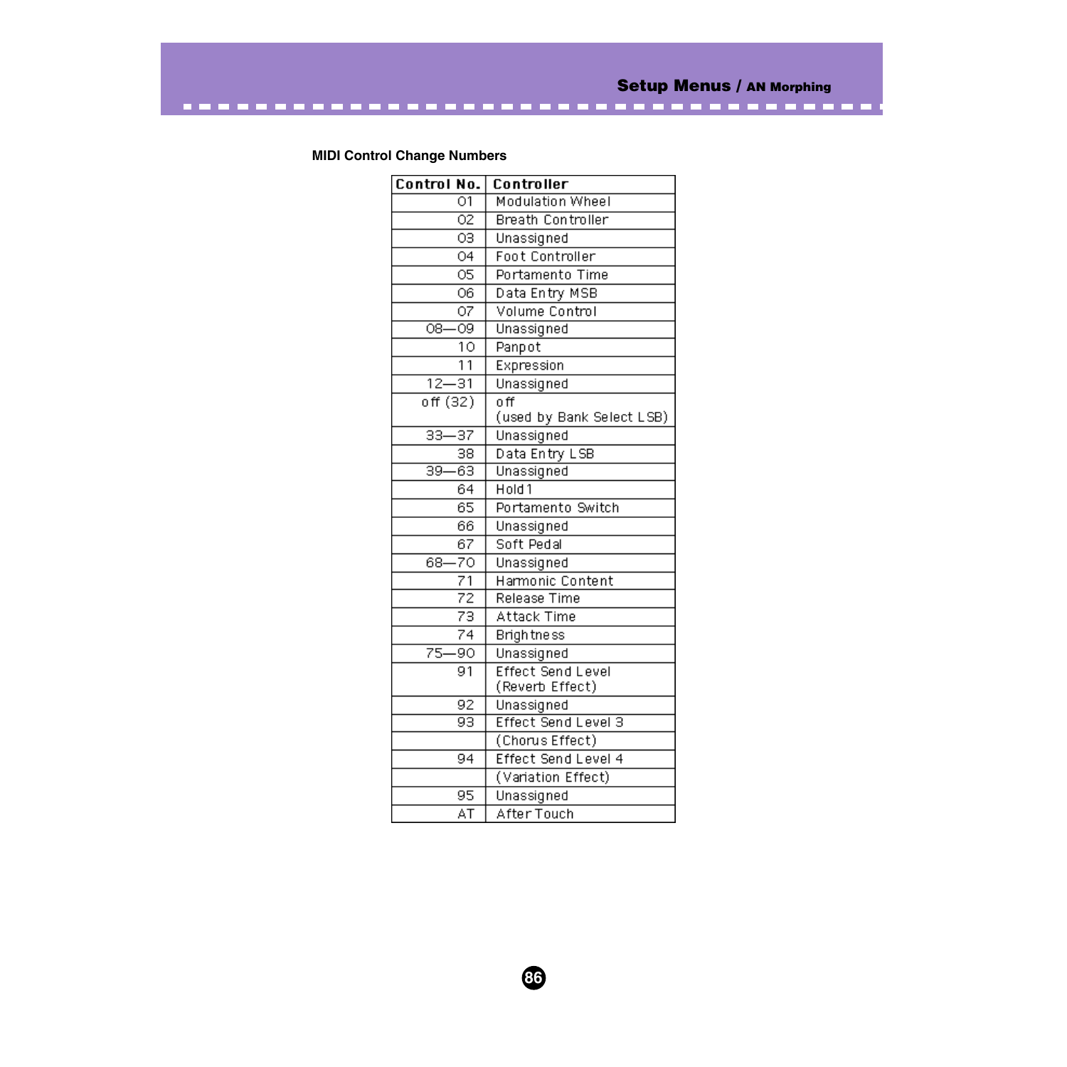**MIDI Control Change Numbers**

| Control No. | Controller |
|---|---|
| 01 | Modulation Wheel |
| 02 | Breath Controller |
| 03 | Unassigned |
| 04 | Foot Controller |
| 05 | Portamento Time |
| 06 | Data Entry MSB |
| 07 | Volume Control |
| 08—09 | Unassigned |
| 10 | Panpot |
| 11 | Expression |
| 12—31 | Unassigned |
| off (32) | off (used by Bank Select LSB) |
| 33—37 | Unassigned |
| 38 | Data Entry LSB |
| 39—63 | Unassigned |
| 64 | Hold1 |
| 65 | Portamento Switch |
| 66 | Unassigned |
| 67 | Soft Pedal |
| 68—70 | Unassigned |
| 71 | Harmonic Content |
| 72 | Release Time |
| 73 | Attack Time |
| 74 | Brightness |
| 75—90 | Unassigned |
| 91 | Effect Send Level (Reverb Effect) |
| 92 | Unassigned |
| 93 | Effect Send Level 3 |
| | (Chorus Effect) |
| 94 | Effect Send Level 4 |
| | (Variation Effect) |
| 95 | Unassigned |
| AT | After Touch |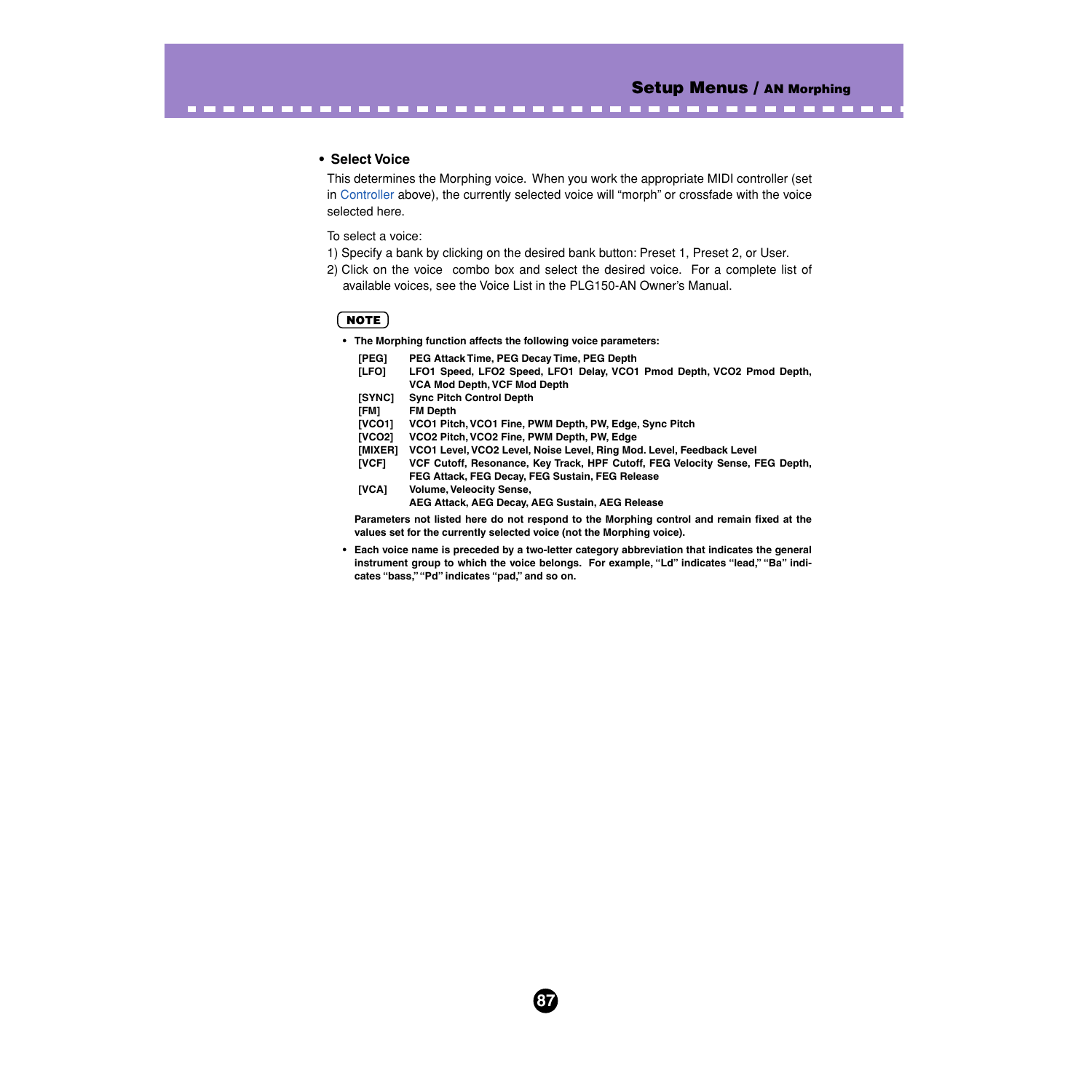- **Select Voice**

This determines the Morphing voice. When you work the appropriate MIDI controller (set in Controller above), the currently selected voice will “morph” or crossfade with the voice selected here.

To select a voice:

1) Specify a bank by clicking on the desired bank button: Preset 1, Preset 2, or User.
2) Click on the voice combo box and select the desired voice. For a complete list of available voices, see the Voice List in the PLG150-AN Owner’s Manual.

**NOTE**

- **The Morphing function affects the following voice parameters:**

| | |
|---|---|
| **[PEG]** | **PEG Attack Time, PEG Decay Time, PEG Depth** |
| **[LFO]** | **LFO1 Speed, LFO2 Speed, LFO1 Delay, VCO1 Pmod Depth, VCO2 Pmod Depth, VCA Mod Depth, VCF Mod Depth** |
| **[SYNC]** | **Sync Pitch Control Depth** |
| **[FM]** | **FM Depth** |
| **[VCO1]** | **VCO1 Pitch, VCO1 Fine, PWM Depth, PW, Edge, Sync Pitch** |
| **[VCO2]** | **VCO2 Pitch, VCO2 Fine, PWM Depth, PW, Edge** |
| **[MIXER]** | **VCO1 Level, VCO2 Level, Noise Level, Ring Mod. Level, Feedback Level** |
| **[VCF]** | **VCF Cutoff, Resonance, Key Track, HPF Cutoff, FEG Velocity Sense, FEG Depth, FEG Attack, FEG Decay, FEG Sustain, FEG Release** |
| **[VCA]** | **Volume, Veleocity Sense, AEG Attack, AEG Decay, AEG Sustain, AEG Release** |

**Parameters not listed here do not respond to the Morphing control and remain fixed at the values set for the currently selected voice (not the Morphing voice).**

- **Each voice name is preceded by a two-letter category abbreviation that indicates the general instrument group to which the voice belongs. For example, “Ld” indicates “lead,” “Ba” indicates “bass,” “Pd” indicates “pad,” and so on.**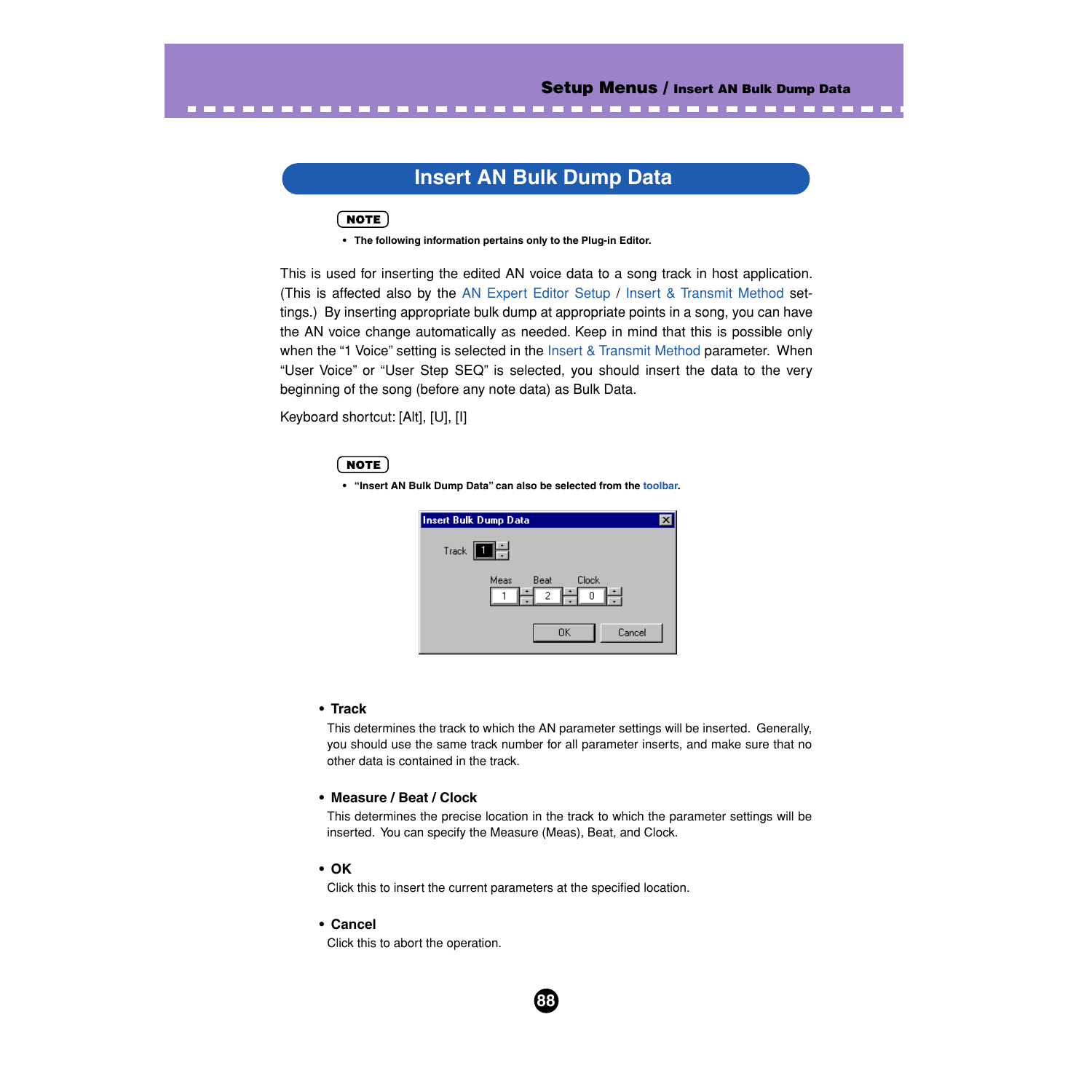# Insert AN Bulk Dump Data

**NOTE**

- **The following information pertains only to the Plug-in Editor.**

This is used for inserting the edited AN voice data to a song track in host application. (This is affected also by the AN Expert Editor Setup / Insert & Transmit Method settings.) By inserting appropriate bulk dump at appropriate points in a song, you can have the AN voice change automatically as needed. Keep in mind that this is possible only when the “1 Voice” setting is selected in the Insert & Transmit Method parameter. When “User Voice” or “User Step SEQ” is selected, you should insert the data to the very beginning of the song (before any note data) as Bulk Data.

Keyboard shortcut: [Alt], [U], [I]

**NOTE**

- **“Insert AN Bulk Dump Data” can also be selected from the toolbar.**

- **Track**

  This determines the track to which the AN parameter settings will be inserted. Generally, you should use the same track number for all parameter inserts, and make sure that no other data is contained in the track.

- **Measure / Beat / Clock**

  This determines the precise location in the track to which the parameter settings will be inserted. You can specify the Measure (Meas), Beat, and Clock.

- **OK**

  Click this to insert the current parameters at the specified location.

- **Cancel**

  Click this to abort the operation.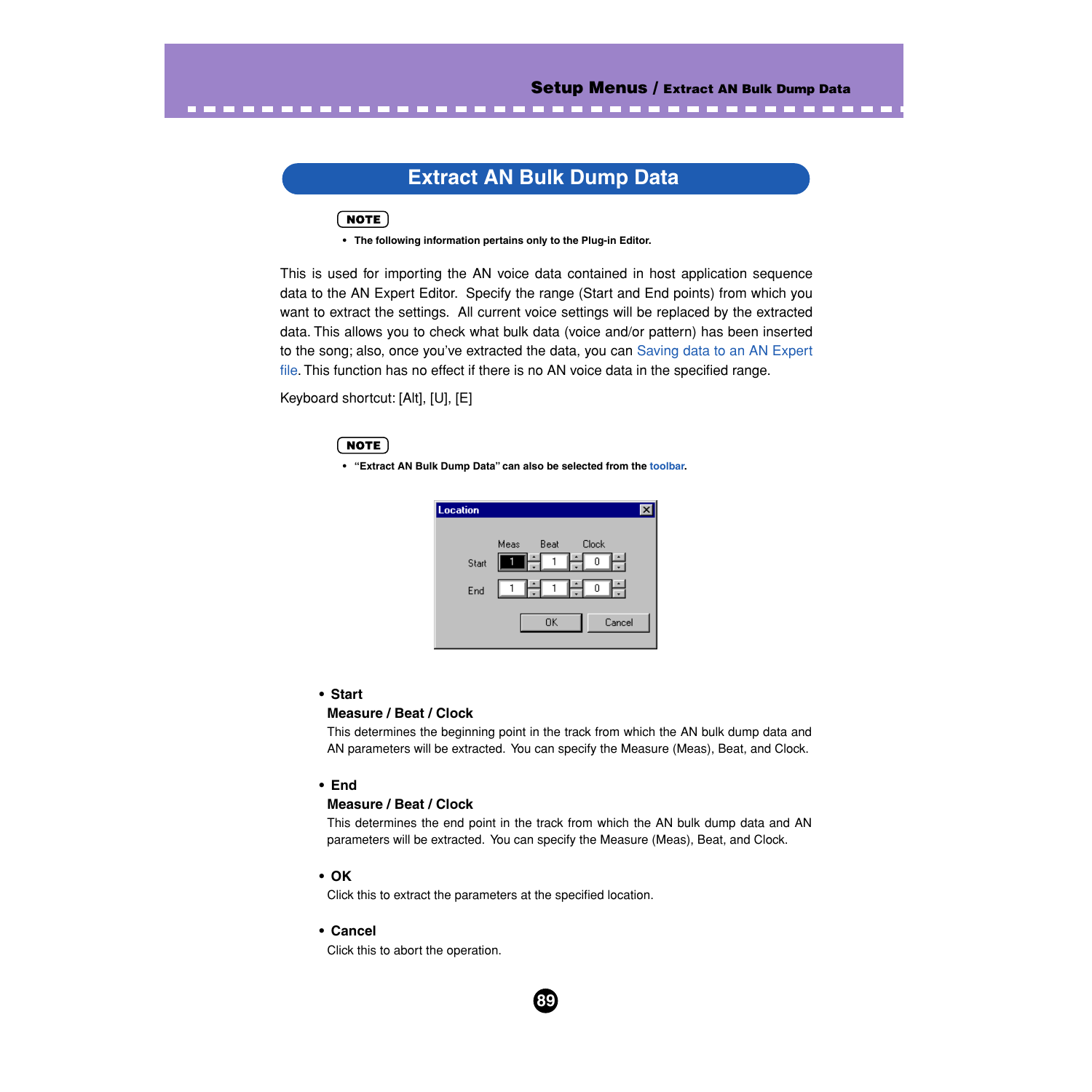# Extract AN Bulk Dump Data

**NOTE**

- **The following information pertains only to the Plug-in Editor.**

This is used for importing the AN voice data contained in host application sequence data to the AN Expert Editor. Specify the range (Start and End points) from which you want to extract the settings. All current voice settings will be replaced by the extracted data. This allows you to check what bulk data (voice and/or pattern) has been inserted to the song; also, once you've extracted the data, you can Saving data to an AN Expert file. This function has no effect if there is no AN voice data in the specified range.

Keyboard shortcut: [Alt], [U], [E]

**NOTE**

- **"Extract AN Bulk Dump Data" can also be selected from the toolbar.**

- **Start**

  **Measure / Beat / Clock**

  This determines the beginning point in the track from which the AN bulk dump data and AN parameters will be extracted. You can specify the Measure (Meas), Beat, and Clock.

- **End**

  **Measure / Beat / Clock**

  This determines the end point in the track from which the AN bulk dump data and AN parameters will be extracted. You can specify the Measure (Meas), Beat, and Clock.

- **OK**

  Click this to extract the parameters at the specified location.

- **Cancel**

  Click this to abort the operation.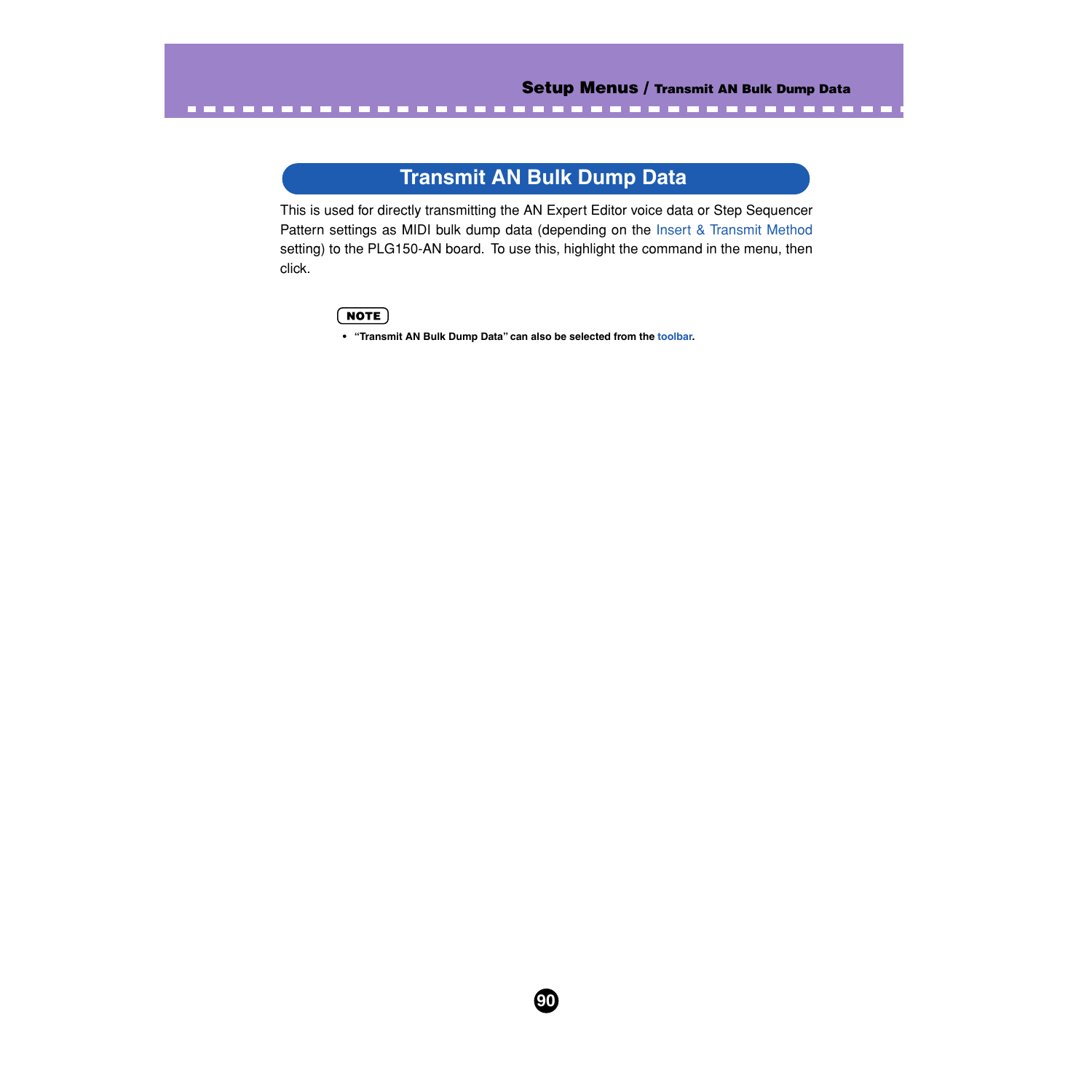# Transmit AN Bulk Dump Data

This is used for directly transmitting the AN Expert Editor voice data or Step Sequencer Pattern settings as MIDI bulk dump data (depending on the Insert & Transmit Method setting) to the PLG150-AN board. To use this, highlight the command in the menu, then click.

**NOTE**

- **"Transmit AN Bulk Dump Data" can also be selected from the toolbar.**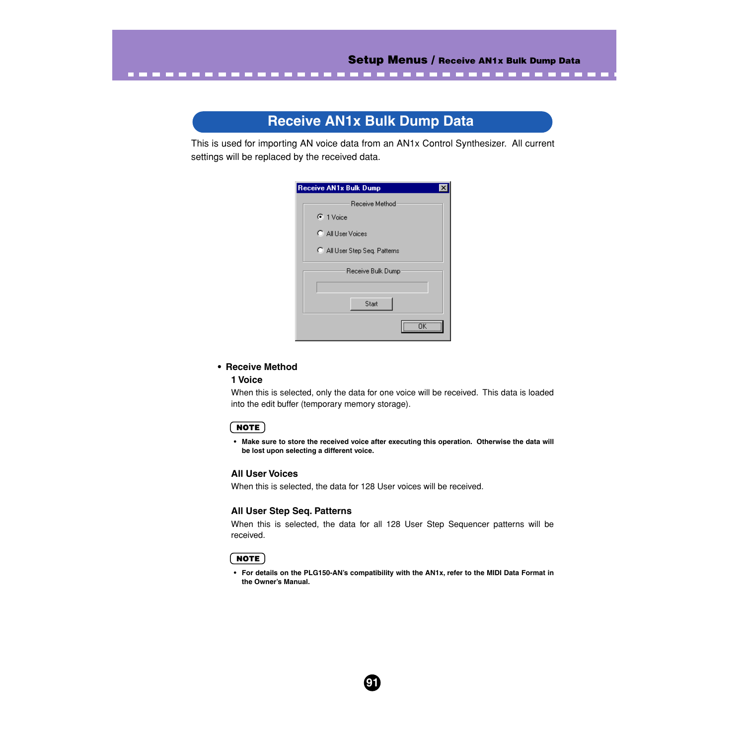# Receive AN1x Bulk Dump Data

This is used for importing AN voice data from an AN1x Control Synthesizer. All current settings will be replaced by the received data.

- **Receive Method**

  **1 Voice**

  When this is selected, only the data for one voice will be received. This data is loaded into the edit buffer (temporary memory storage).

**NOTE**

- **Make sure to store the received voice after executing this operation. Otherwise the data will be lost upon selecting a different voice.**

**All User Voices**

When this is selected, the data for 128 User voices will be received.

**All User Step Seq. Patterns**

When this is selected, the data for all 128 User Step Sequencer patterns will be received.

**NOTE**

- **For details on the PLG150-AN's compatibility with the AN1x, refer to the MIDI Data Format in the Owner's Manual.**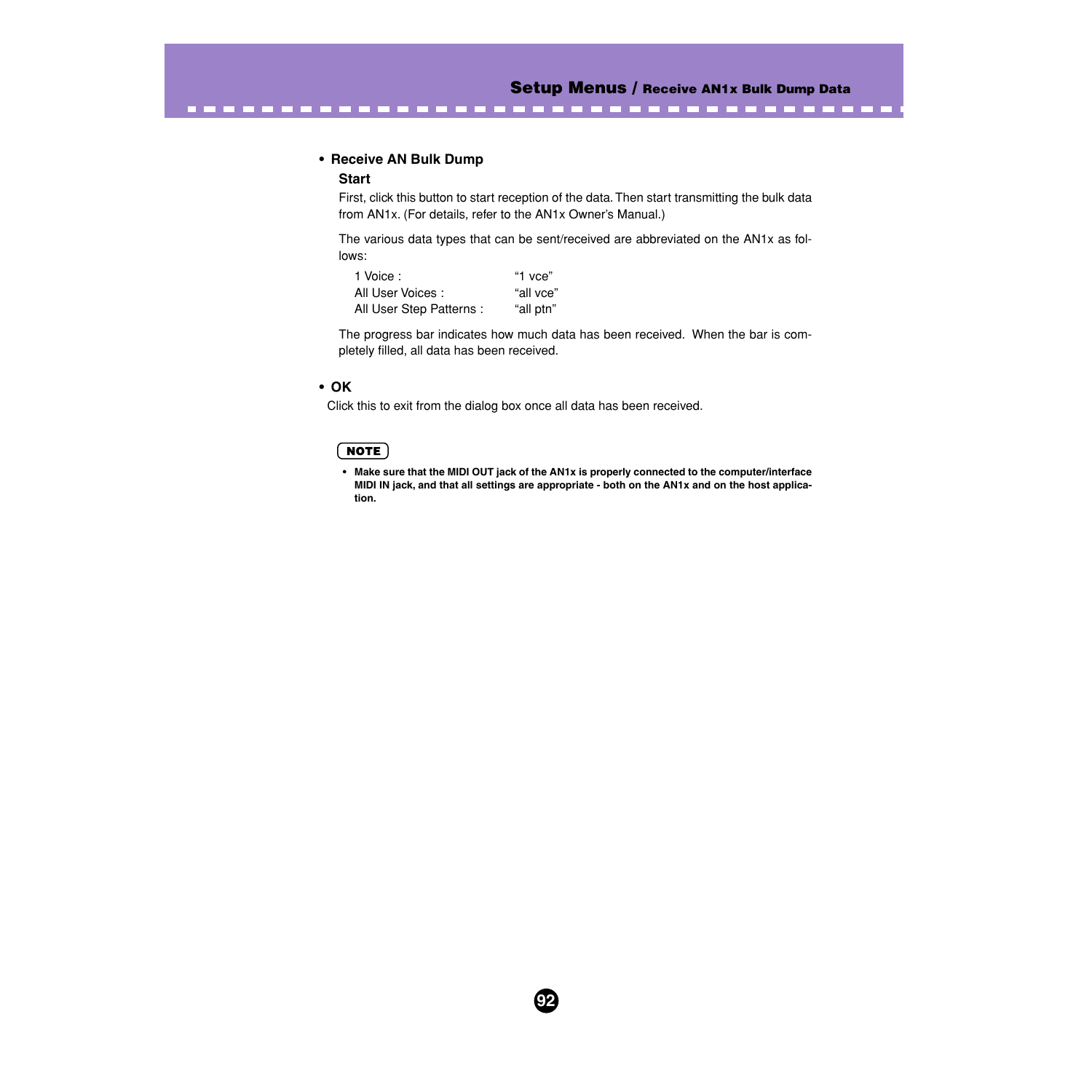- **Receive AN Bulk Dump**

  **Start**

  First, click this button to start reception of the data. Then start transmitting the bulk data from AN1x. (For details, refer to the AN1x Owner's Manual.)

  The various data types that can be sent/received are abbreviated on the AN1x as follows:

  | | |
  |---|---|
  | 1 Voice : | "1 vce" |
  | All User Voices : | "all vce" |
  | All User Step Patterns : | "all ptn" |

  The progress bar indicates how much data has been received. When the bar is completely filled, all data has been received.

- **OK**

  Click this to exit from the dialog box once all data has been received.

**NOTE**

- **Make sure that the MIDI OUT jack of the AN1x is properly connected to the computer/interface MIDI IN jack, and that all settings are appropriate - both on the AN1x and on the host application.**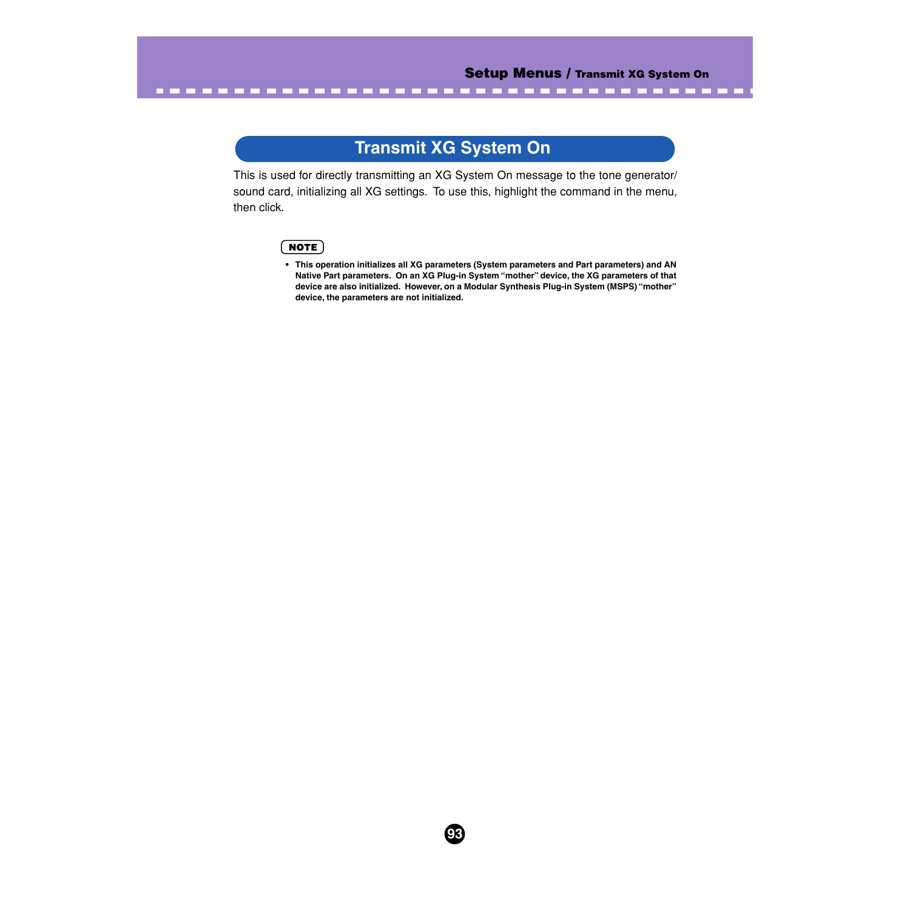## Transmit XG System On

This is used for directly transmitting an XG System On message to the tone generator/sound card, initializing all XG settings. To use this, highlight the command in the menu, then click.

**NOTE**

- **This operation initializes all XG parameters (System parameters and Part parameters) and AN Native Part parameters. On an XG Plug-in System "mother" device, the XG parameters of that device are also initialized. However, on a Modular Synthesis Plug-in System (MSPS) "mother" device, the parameters are not initialized.**